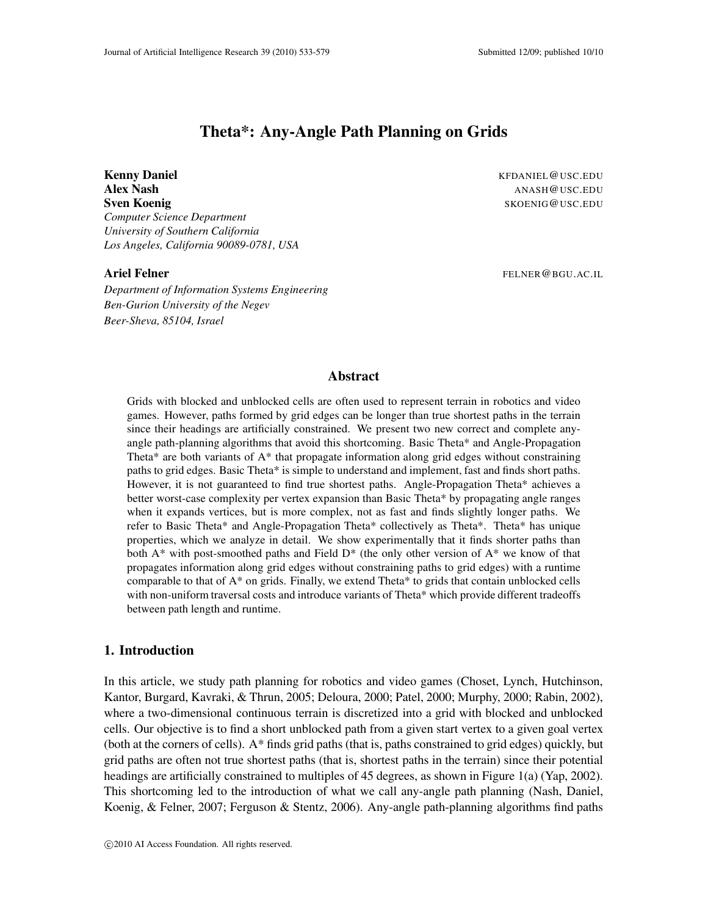# Theta*: Any-Angle Path Planning on Grids

**Kenny Daniel** KFDANIEL@USC.EDU
**Alex Nash** ANASH@USC.EDU
**Sven Koenig** SKOENIG@USC.EDU
*Computer Science Department*
*University of Southern California*
*Los Angeles, California 90089-0781, USA*

**Ariel Felner** FELNER@BGU.AC.IL
*Department of Information Systems Engineering*
*Ben-Gurion University of the Negev*
*Beer-Sheva, 85104, Israel*

## Abstract

Grids with blocked and unblocked cells are often used to represent terrain in robotics and video games. However, paths formed by grid edges can be longer than true shortest paths in the terrain since their headings are artificially constrained. We present two new correct and complete any-angle path-planning algorithms that avoid this shortcoming. Basic Theta* and Angle-Propagation Theta* are both variants of A* that propagate information along grid edges without constraining paths to grid edges. Basic Theta* is simple to understand and implement, fast and finds short paths. However, it is not guaranteed to find true shortest paths. Angle-Propagation Theta* achieves a better worst-case complexity per vertex expansion than Basic Theta* by propagating angle ranges when it expands vertices, but is more complex, not as fast and finds slightly longer paths. We refer to Basic Theta* and Angle-Propagation Theta* collectively as Theta*. Theta* has unique properties, which we analyze in detail. We show experimentally that it finds shorter paths than both A* with post-smoothed paths and Field D* (the only other version of A* we know of that propagates information along grid edges without constraining paths to grid edges) with a runtime comparable to that of A* on grids. Finally, we extend Theta* to grids that contain unblocked cells with non-uniform traversal costs and introduce variants of Theta* which provide different tradeoffs between path length and runtime.

## 1. Introduction

In this article, we study path planning for robotics and video games (Choset, Lynch, Hutchinson, Kantor, Burgard, Kavraki, & Thrun, 2005; Deloura, 2000; Patel, 2000; Murphy, 2000; Rabin, 2002), where a two-dimensional continuous terrain is discretized into a grid with blocked and unblocked cells. Our objective is to find a short unblocked path from a given start vertex to a given goal vertex (both at the corners of cells). A* finds grid paths (that is, paths constrained to grid edges) quickly, but grid paths are often not true shortest paths (that is, shortest paths in the terrain) since their potential headings are artificially constrained to multiples of 45 degrees, as shown in Figure 1(a) (Yap, 2002). This shortcoming led to the introduction of what we call any-angle path planning (Nash, Daniel, Koenig, & Felner, 2007; Ferguson & Stentz, 2006). Any-angle path-planning algorithms find paths

©2010 AI Access Foundation. All rights reserved.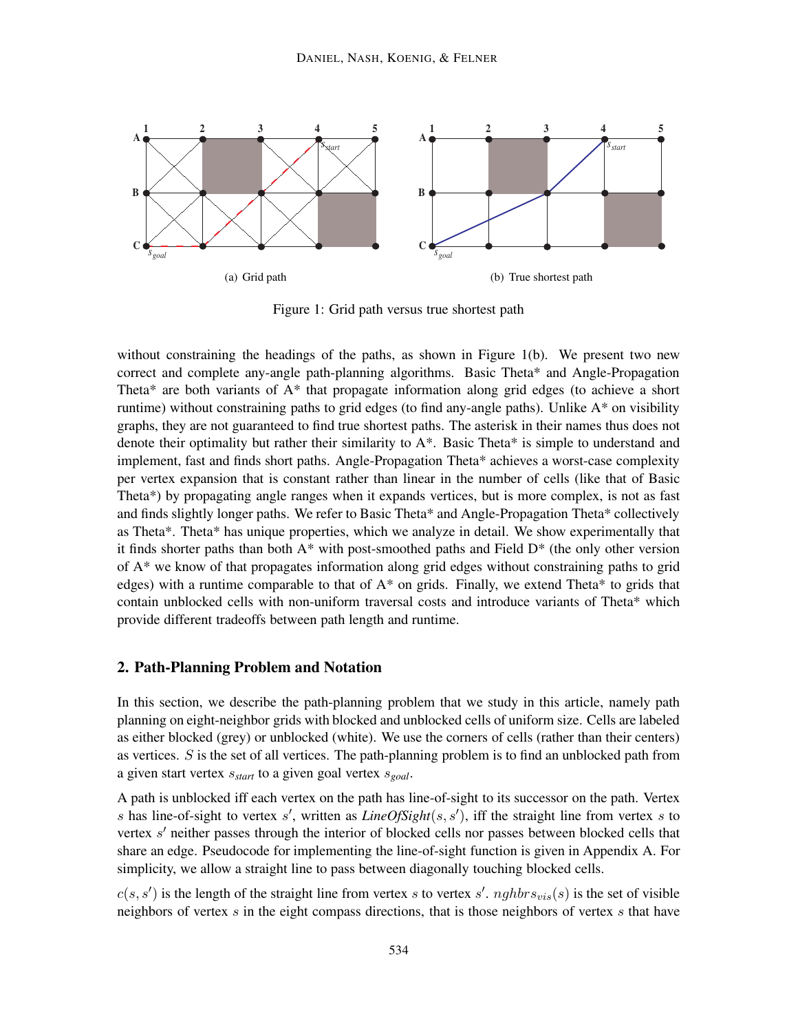(a) Grid path

(b) True shortest path

Figure 1: Grid path versus true shortest path

without constraining the headings of the paths, as shown in Figure 1(b). We present two new correct and complete any-angle path-planning algorithms. Basic Theta* and Angle-Propagation Theta* are both variants of A* that propagate information along grid edges (to achieve a short runtime) without constraining paths to grid edges (to find any-angle paths). Unlike A* on visibility graphs, they are not guaranteed to find true shortest paths. The asterisk in their names thus does not denote their optimality but rather their similarity to A*. Basic Theta* is simple to understand and implement, fast and finds short paths. Angle-Propagation Theta* achieves a worst-case complexity per vertex expansion that is constant rather than linear in the number of cells (like that of Basic Theta*) by propagating angle ranges when it expands vertices, but is more complex, is not as fast and finds slightly longer paths. We refer to Basic Theta* and Angle-Propagation Theta* collectively as Theta*. Theta* has unique properties, which we analyze in detail. We show experimentally that it finds shorter paths than both A* with post-smoothed paths and Field D* (the only other version of A* we know of that propagates information along grid edges without constraining paths to grid edges) with a runtime comparable to that of A* on grids. Finally, we extend Theta* to grids that contain unblocked cells with non-uniform traversal costs and introduce variants of Theta* which provide different tradeoffs between path length and runtime.

## 2. Path-Planning Problem and Notation

In this section, we describe the path-planning problem that we study in this article, namely path planning on eight-neighbor grids with blocked and unblocked cells of uniform size. Cells are labeled as either blocked (grey) or unblocked (white). We use the corners of cells (rather than their centers) as vertices. $S$ is the set of all vertices. The path-planning problem is to find an unblocked path from a given start vertex $s_{start}$ to a given goal vertex $s_{goal}$.

A path is unblocked iff each vertex on the path has line-of-sight to its successor on the path. Vertex $s$ has line-of-sight to vertex $s'$, written as *LineOfSight*$(s, s')$, iff the straight line from vertex $s$ to vertex $s'$ neither passes through the interior of blocked cells nor passes between blocked cells that share an edge. Pseudocode for implementing the line-of-sight function is given in Appendix A. For simplicity, we allow a straight line to pass between diagonally touching blocked cells.

$c(s, s')$ is the length of the straight line from vertex $s$ to vertex $s'$. $nghbrs_{vis}(s)$ is the set of visible neighbors of vertex $s$ in the eight compass directions, that is those neighbors of vertex $s$ that have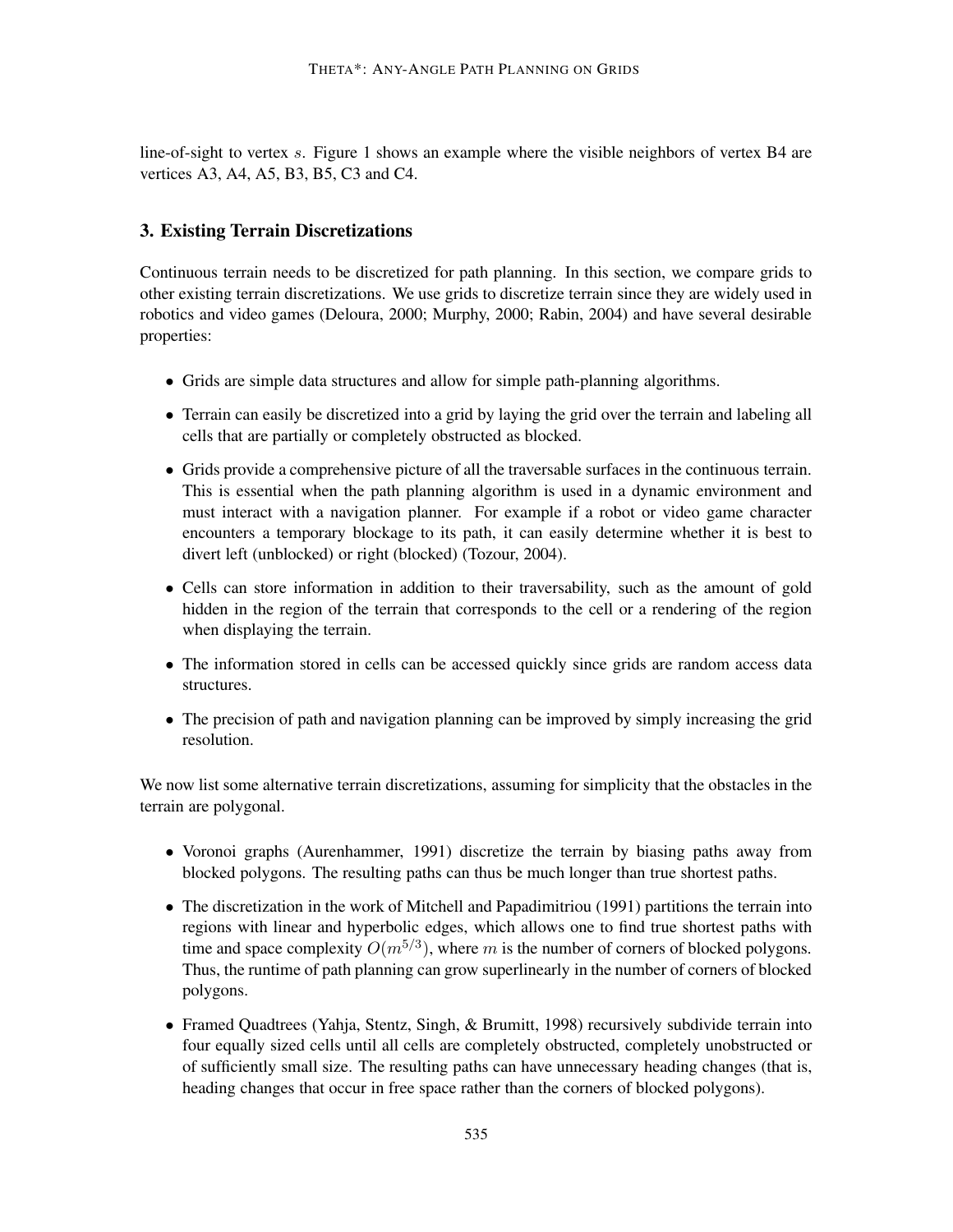line-of-sight to vertex $s$. Figure 1 shows an example where the visible neighbors of vertex B4 are vertices A3, A4, A5, B3, B5, C3 and C4.

## 3. Existing Terrain Discretizations

Continuous terrain needs to be discretized for path planning. In this section, we compare grids to other existing terrain discretizations. We use grids to discretize terrain since they are widely used in robotics and video games (Deloura, 2000; Murphy, 2000; Rabin, 2004) and have several desirable properties:

- Grids are simple data structures and allow for simple path-planning algorithms.
- Terrain can easily be discretized into a grid by laying the grid over the terrain and labeling all cells that are partially or completely obstructed as blocked.
- Grids provide a comprehensive picture of all the traversable surfaces in the continuous terrain. This is essential when the path planning algorithm is used in a dynamic environment and must interact with a navigation planner. For example if a robot or video game character encounters a temporary blockage to its path, it can easily determine whether it is best to divert left (unblocked) or right (blocked) (Tozour, 2004).
- Cells can store information in addition to their traversability, such as the amount of gold hidden in the region of the terrain that corresponds to the cell or a rendering of the region when displaying the terrain.
- The information stored in cells can be accessed quickly since grids are random access data structures.
- The precision of path and navigation planning can be improved by simply increasing the grid resolution.

We now list some alternative terrain discretizations, assuming for simplicity that the obstacles in the terrain are polygonal.

- Voronoi graphs (Aurenhammer, 1991) discretize the terrain by biasing paths away from blocked polygons. The resulting paths can thus be much longer than true shortest paths.
- The discretization in the work of Mitchell and Papadimitriou (1991) partitions the terrain into regions with linear and hyperbolic edges, which allows one to find true shortest paths with time and space complexity $O(m^{5/3})$, where $m$ is the number of corners of blocked polygons. Thus, the runtime of path planning can grow superlinearly in the number of corners of blocked polygons.
- Framed Quadtrees (Yahja, Stentz, Singh, & Brumitt, 1998) recursively subdivide terrain into four equally sized cells until all cells are completely obstructed, completely unobstructed or of sufficiently small size. The resulting paths can have unnecessary heading changes (that is, heading changes that occur in free space rather than the corners of blocked polygons).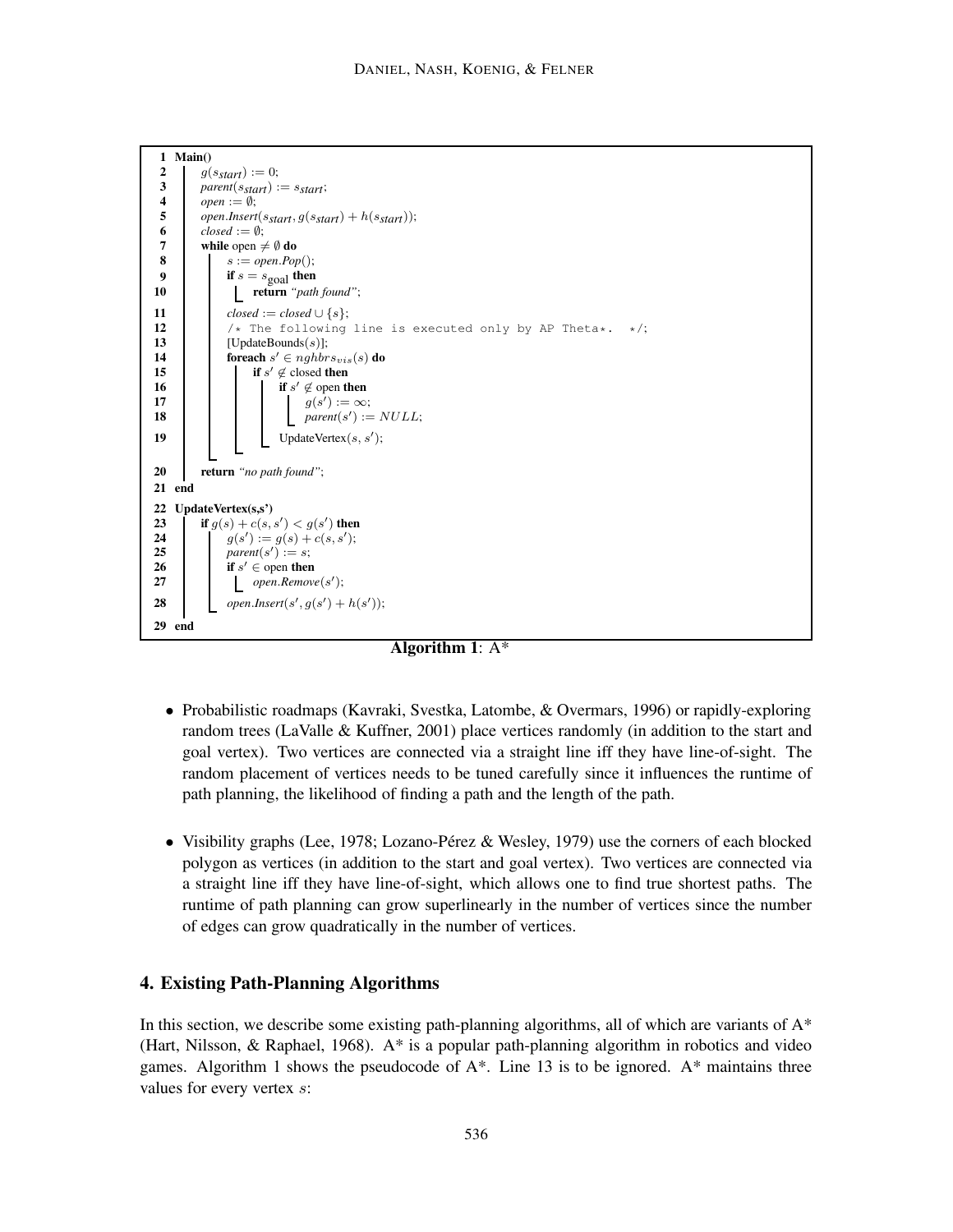```
1  Main()
2      g(s_start) := 0;
3      parent(s_start) := s_start;
4      open := ∅;
5      open.Insert(s_start, g(s_start) + h(s_start));
6      closed := ∅;
7      while open ≠ ∅ do
8          s := open.Pop();
9          if s = s_goal then
10             return "path found";
11         closed := closed ∪ {s};
12         /* The following line is executed only by AP Theta*.  */;
13         [UpdateBounds(s)];
14         foreach s' ∈ nghbrs_vis(s) do
15             if s' ∉ closed then
16                 if s' ∉ open then
17                     g(s') := ∞;
18                     parent(s') := NULL;
19                 UpdateVertex(s, s');
20     return "no path found";
21 end
22 UpdateVertex(s,s')
23     if g(s) + c(s, s') < g(s') then
24         g(s') := g(s) + c(s, s');
25         parent(s') := s;
26         if s' ∈ open then
27             open.Remove(s');
28         open.Insert(s', g(s') + h(s'));
29 end
```

**Algorithm 1**: A*

- Probabilistic roadmaps (Kavraki, Svestka, Latombe, & Overmars, 1996) or rapidly-exploring random trees (LaValle & Kuffner, 2001) place vertices randomly (in addition to the start and goal vertex). Two vertices are connected via a straight line iff they have line-of-sight. The random placement of vertices needs to be tuned carefully since it influences the runtime of path planning, the likelihood of finding a path and the length of the path.

- Visibility graphs (Lee, 1978; Lozano-Pérez & Wesley, 1979) use the corners of each blocked polygon as vertices (in addition to the start and goal vertex). Two vertices are connected via a straight line iff they have line-of-sight, which allows one to find true shortest paths. The runtime of path planning can grow superlinearly in the number of vertices since the number of edges can grow quadratically in the number of vertices.

## 4. Existing Path-Planning Algorithms

In this section, we describe some existing path-planning algorithms, all of which are variants of A* (Hart, Nilsson, & Raphael, 1968). A* is a popular path-planning algorithm in robotics and video games. Algorithm 1 shows the pseudocode of A*. Line 13 is to be ignored. A* maintains three values for every vertex $s$: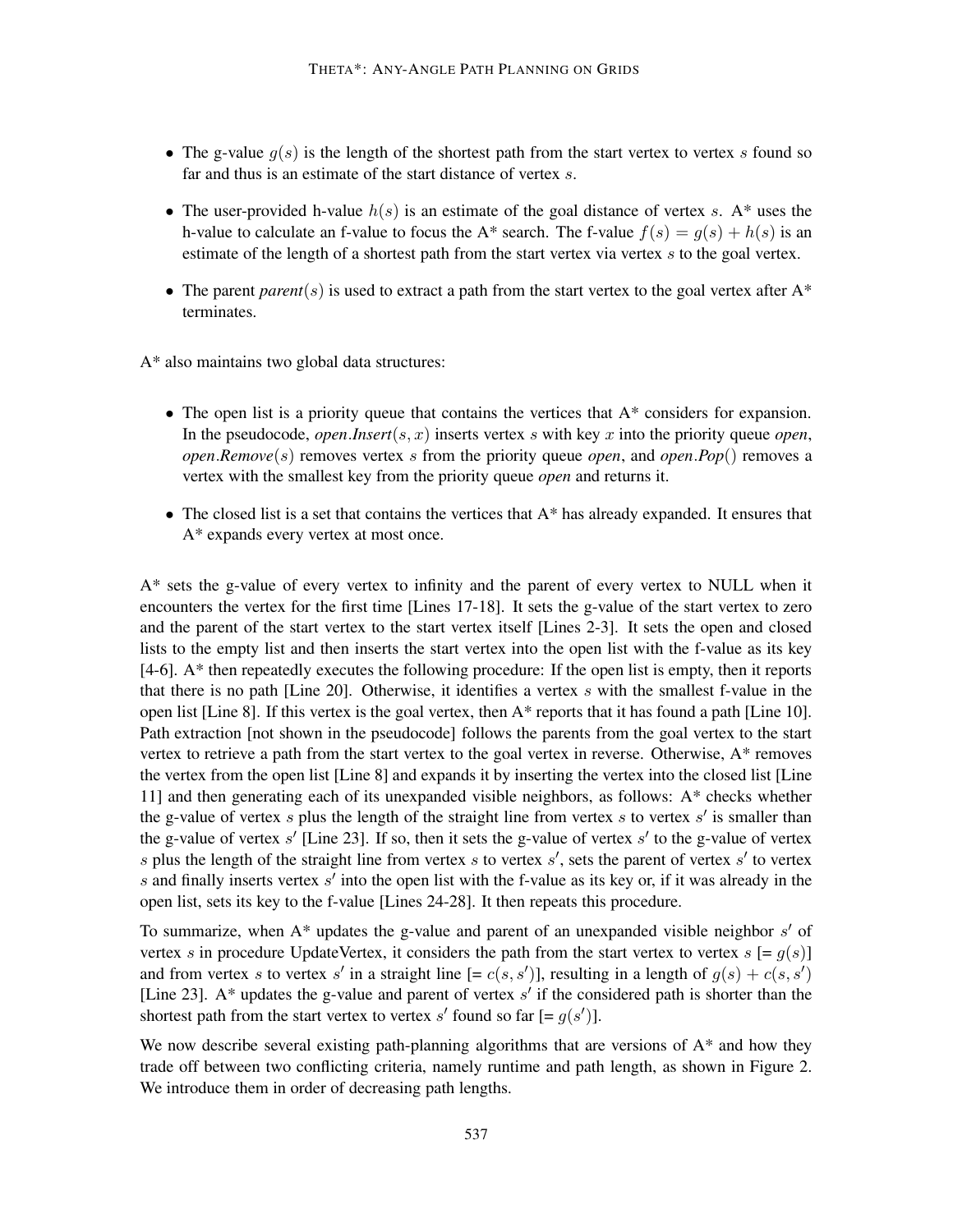- The g-value $g(s)$ is the length of the shortest path from the start vertex to vertex $s$ found so far and thus is an estimate of the start distance of vertex $s$.
- The user-provided h-value $h(s)$ is an estimate of the goal distance of vertex $s$. A* uses the h-value to calculate an f-value to focus the A* search. The f-value $f(s) = g(s) + h(s)$ is an estimate of the length of a shortest path from the start vertex via vertex $s$ to the goal vertex.
- The parent *parent*$(s)$ is used to extract a path from the start vertex to the goal vertex after A* terminates.

A* also maintains two global data structures:

- The open list is a priority queue that contains the vertices that A* considers for expansion. In the pseudocode, *open*.*Insert*$(s, x)$ inserts vertex $s$ with key $x$ into the priority queue *open*, *open*.*Remove*$(s)$ removes vertex $s$ from the priority queue *open*, and *open*.*Pop*$()$ removes a vertex with the smallest key from the priority queue *open* and returns it.
- The closed list is a set that contains the vertices that A* has already expanded. It ensures that A* expands every vertex at most once.

A* sets the g-value of every vertex to infinity and the parent of every vertex to NULL when it encounters the vertex for the first time [Lines 17-18]. It sets the g-value of the start vertex to zero and the parent of the start vertex to the start vertex itself [Lines 2-3]. It sets the open and closed lists to the empty list and then inserts the start vertex into the open list with the f-value as its key [4-6]. A* then repeatedly executes the following procedure: If the open list is empty, then it reports that there is no path [Line 20]. Otherwise, it identifies a vertex $s$ with the smallest f-value in the open list [Line 8]. If this vertex is the goal vertex, then A* reports that it has found a path [Line 10]. Path extraction [not shown in the pseudocode] follows the parents from the goal vertex to the start vertex to retrieve a path from the start vertex to the goal vertex in reverse. Otherwise, A* removes the vertex from the open list [Line 8] and expands it by inserting the vertex into the closed list [Line 11] and then generating each of its unexpanded visible neighbors, as follows: A* checks whether the g-value of vertex $s$ plus the length of the straight line from vertex $s$ to vertex $s'$ is smaller than the g-value of vertex $s'$ [Line 23]. If so, then it sets the g-value of vertex $s'$ to the g-value of vertex $s$ plus the length of the straight line from vertex $s$ to vertex $s'$, sets the parent of vertex $s'$ to vertex $s$ and finally inserts vertex $s'$ into the open list with the f-value as its key or, if it was already in the open list, sets its key to the f-value [Lines 24-28]. It then repeats this procedure.

To summarize, when A* updates the g-value and parent of an unexpanded visible neighbor $s'$ of vertex $s$ in procedure UpdateVertex, it considers the path from the start vertex to vertex $s$ [= $g(s)$] and from vertex $s$ to vertex $s'$ in a straight line [= $c(s, s')$], resulting in a length of $g(s) + c(s, s')$ [Line 23]. A* updates the g-value and parent of vertex $s'$ if the considered path is shorter than the shortest path from the start vertex to vertex $s'$ found so far [= $g(s')$].

We now describe several existing path-planning algorithms that are versions of A* and how they trade off between two conflicting criteria, namely runtime and path length, as shown in Figure 2. We introduce them in order of decreasing path lengths.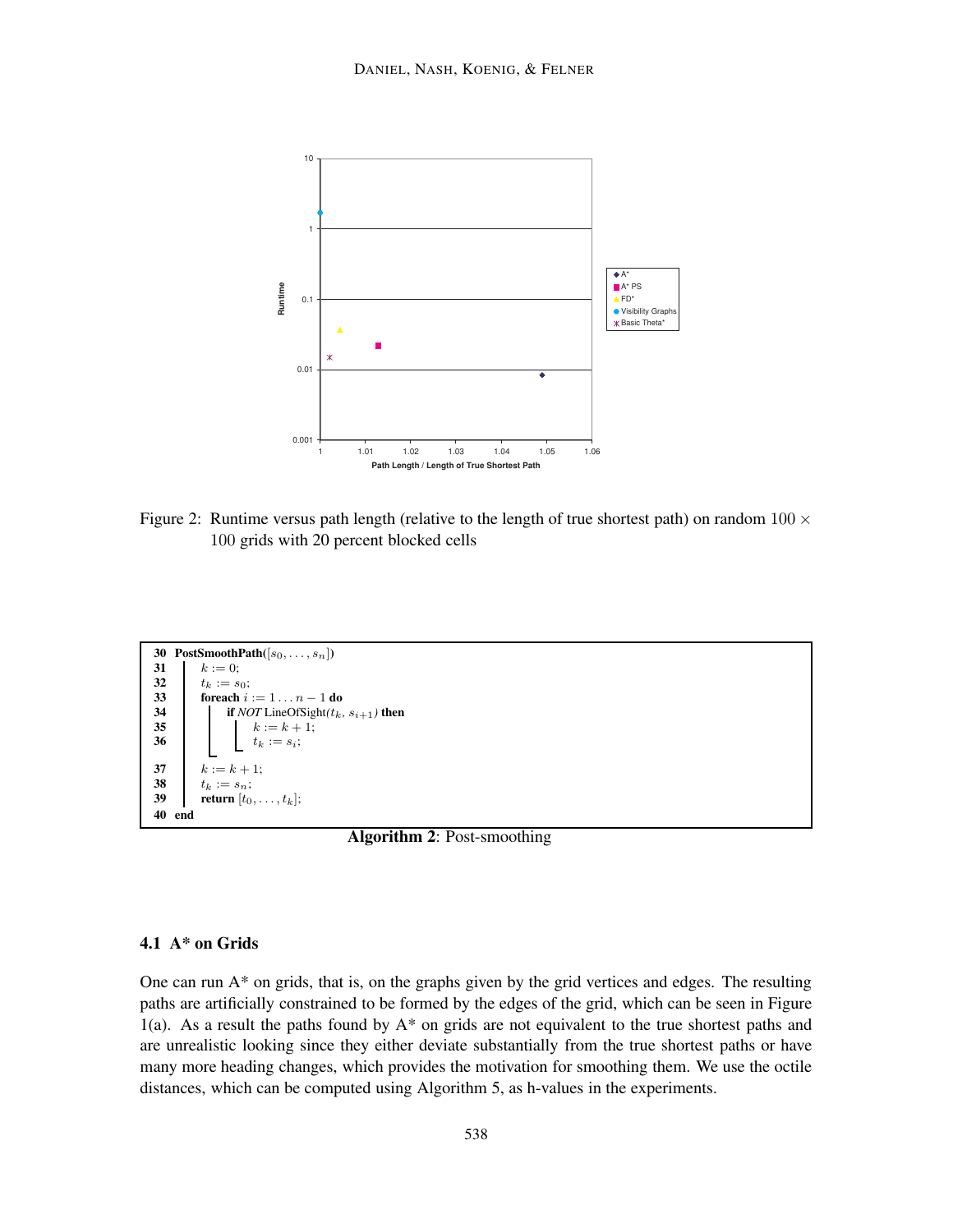Figure 2: Runtime versus path length (relative to the length of true shortest path) on random $100 \times 100$ grids with 20 percent blocked cells

```
30 PostSmoothPath([s_0, ..., s_n])
31     k := 0;
32     t_k := s_0;
33     foreach i := 1 ... n − 1 do
34         if NOT LineOfSight(t_k, s_{i+1}) then
35             k := k + 1;
36             t_k := s_i;
37     k := k + 1;
38     t_k := s_n;
39     return [t_0, ..., t_k];
40 end
```

**Algorithm 2**: Post-smoothing

### 4.1 A* on Grids

One can run A* on grids, that is, on the graphs given by the grid vertices and edges. The resulting paths are artificially constrained to be formed by the edges of the grid, which can be seen in Figure 1(a). As a result the paths found by A* on grids are not equivalent to the true shortest paths and are unrealistic looking since they either deviate substantially from the true shortest paths or have many more heading changes, which provides the motivation for smoothing them. We use the octile distances, which can be computed using Algorithm 5, as h-values in the experiments.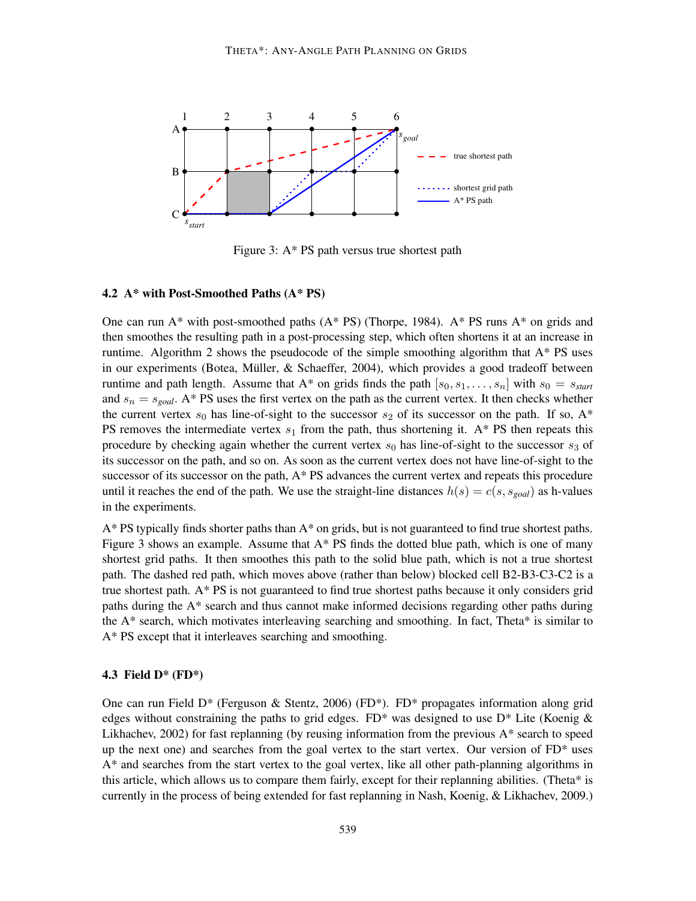Figure 3: A* PS path versus true shortest path

### 4.2 A* with Post-Smoothed Paths (A* PS)

One can run A* with post-smoothed paths (A* PS) (Thorpe, 1984). A* PS runs A* on grids and then smoothes the resulting path in a post-processing step, which often shortens it at an increase in runtime. Algorithm 2 shows the pseudocode of the simple smoothing algorithm that A* PS uses in our experiments (Botea, Müller, & Schaeffer, 2004), which provides a good tradeoff between runtime and path length. Assume that A* on grids finds the path $[s_0, s_1, \ldots, s_n]$ with $s_0 = s_{start}$ and $s_n = s_{goal}$. A* PS uses the first vertex on the path as the current vertex. It then checks whether the current vertex $s_0$ has line-of-sight to the successor $s_2$ of its successor on the path. If so, A* PS removes the intermediate vertex $s_1$ from the path, thus shortening it. A* PS then repeats this procedure by checking again whether the current vertex $s_0$ has line-of-sight to the successor $s_3$ of its successor on the path, and so on. As soon as the current vertex does not have line-of-sight to the successor of its successor on the path, A* PS advances the current vertex and repeats this procedure until it reaches the end of the path. We use the straight-line distances $h(s) = c(s, s_{goal})$ as h-values in the experiments.

A* PS typically finds shorter paths than A* on grids, but is not guaranteed to find true shortest paths. Figure 3 shows an example. Assume that A* PS finds the dotted blue path, which is one of many shortest grid paths. It then smoothes this path to the solid blue path, which is not a true shortest path. The dashed red path, which moves above (rather than below) blocked cell B2-B3-C3-C2 is a true shortest path. A* PS is not guaranteed to find true shortest paths because it only considers grid paths during the A* search and thus cannot make informed decisions regarding other paths during the A* search, which motivates interleaving searching and smoothing. In fact, Theta* is similar to A* PS except that it interleaves searching and smoothing.

### 4.3 Field D* (FD*)

One can run Field D* (Ferguson & Stentz, 2006) (FD*). FD* propagates information along grid edges without constraining the paths to grid edges. FD* was designed to use D* Lite (Koenig & Likhachev, 2002) for fast replanning (by reusing information from the previous A* search to speed up the next one) and searches from the goal vertex to the start vertex. Our version of FD* uses A* and searches from the start vertex to the goal vertex, like all other path-planning algorithms in this article, which allows us to compare them fairly, except for their replanning abilities. (Theta* is currently in the process of being extended for fast replanning in Nash, Koenig, & Likhachev, 2009.)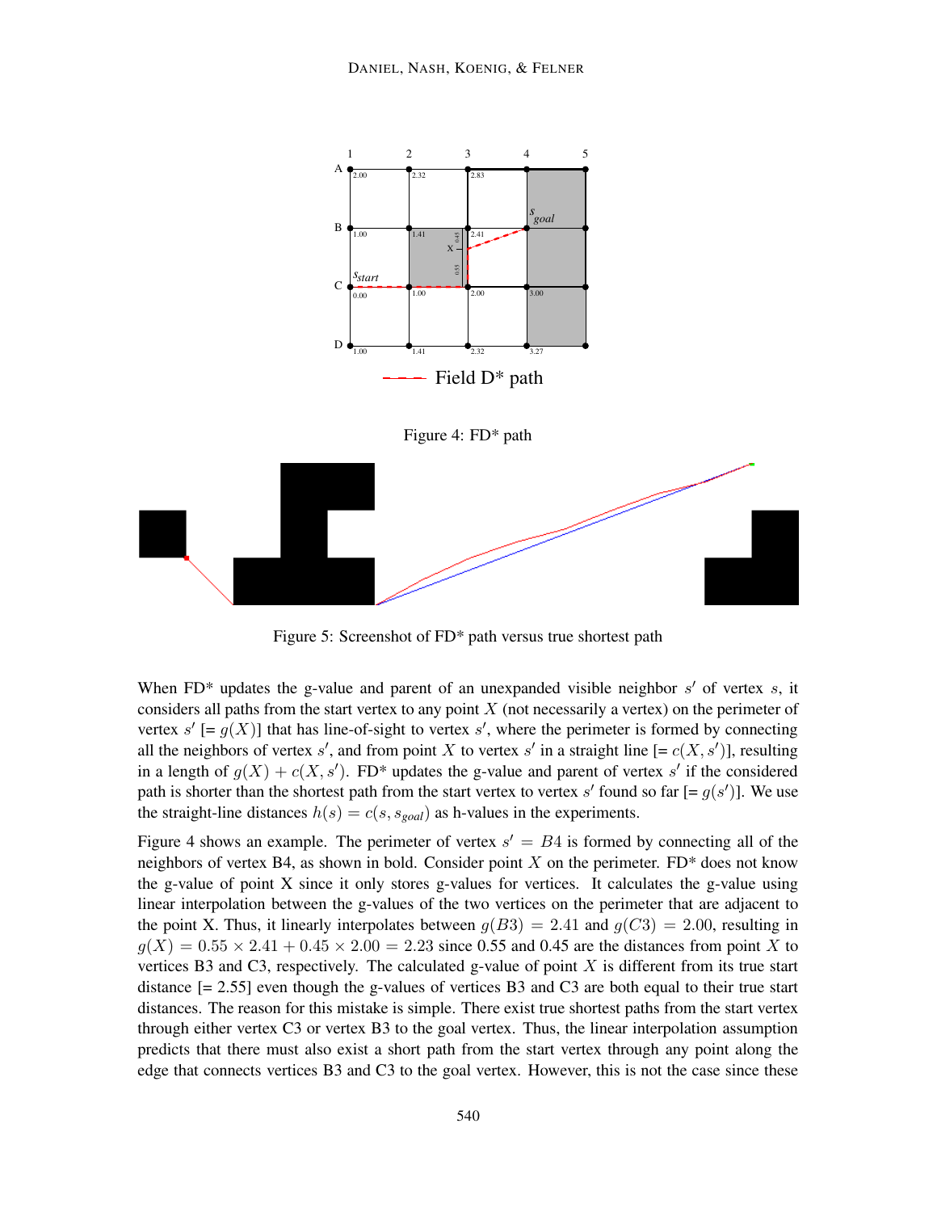Figure 4: FD* path

Figure 5: Screenshot of FD* path versus true shortest path

When FD* updates the g-value and parent of an unexpanded visible neighbor $s'$ of vertex $s$, it considers all paths from the start vertex to any point $X$ (not necessarily a vertex) on the perimeter of vertex $s'$ [= $g(X)$] that has line-of-sight to vertex $s'$, where the perimeter is formed by connecting all the neighbors of vertex $s'$, and from point $X$ to vertex $s'$ in a straight line [= $c(X, s')$], resulting in a length of $g(X) + c(X, s')$. FD* updates the g-value and parent of vertex $s'$ if the considered path is shorter than the shortest path from the start vertex to vertex $s'$ found so far [= $g(s')$]. We use the straight-line distances $h(s) = c(s, s_{goal})$ as h-values in the experiments.

Figure 4 shows an example. The perimeter of vertex $s' = B4$ is formed by connecting all of the neighbors of vertex B4, as shown in bold. Consider point $X$ on the perimeter. FD* does not know the g-value of point X since it only stores g-values for vertices. It calculates the g-value using linear interpolation between the g-values of the two vertices on the perimeter that are adjacent to the point X. Thus, it linearly interpolates between $g(B3) = 2.41$ and $g(C3) = 2.00$, resulting in $g(X) = 0.55 \times 2.41 + 0.45 \times 2.00 = 2.23$ since 0.55 and 0.45 are the distances from point $X$ to vertices B3 and C3, respectively. The calculated g-value of point $X$ is different from its true start distance [= 2.55] even though the g-values of vertices B3 and C3 are both equal to their true start distances. The reason for this mistake is simple. There exist true shortest paths from the start vertex through either vertex C3 or vertex B3 to the goal vertex. Thus, the linear interpolation assumption predicts that there must also exist a short path from the start vertex through any point along the edge that connects vertices B3 and C3 to the goal vertex. However, this is not the case since these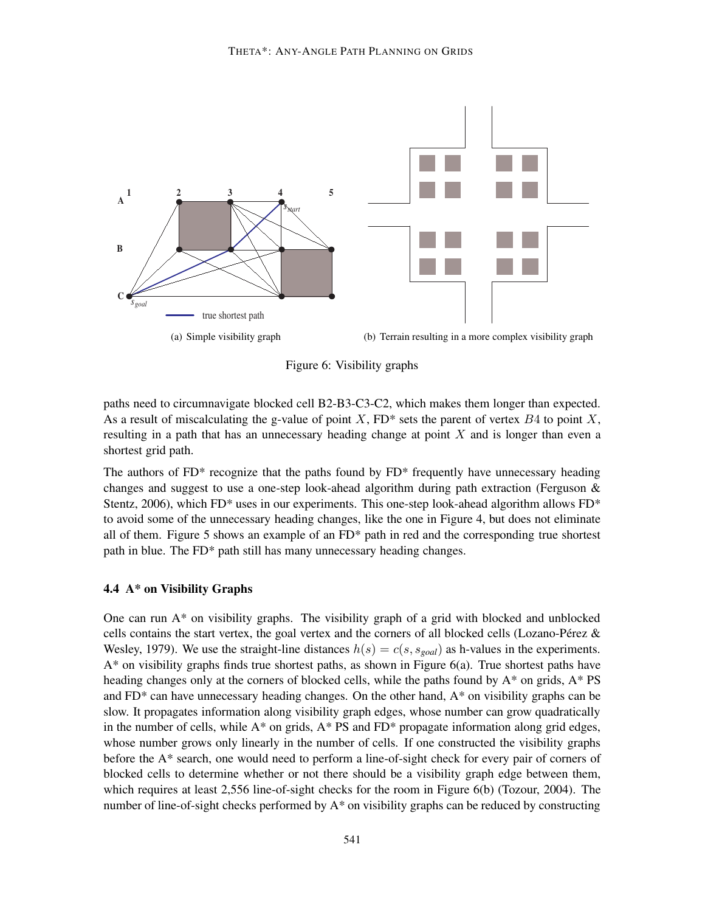(a) Simple visibility graph

(b) Terrain resulting in a more complex visibility graph

Figure 6: Visibility graphs

paths need to circumnavigate blocked cell B2-B3-C3-C2, which makes them longer than expected. As a result of miscalculating the g-value of point $X$, FD* sets the parent of vertex $B4$ to point $X$, resulting in a path that has an unnecessary heading change at point $X$ and is longer than even a shortest grid path.

The authors of FD* recognize that the paths found by FD* frequently have unnecessary heading changes and suggest to use a one-step look-ahead algorithm during path extraction (Ferguson & Stentz, 2006), which FD* uses in our experiments. This one-step look-ahead algorithm allows FD* to avoid some of the unnecessary heading changes, like the one in Figure 4, but does not eliminate all of them. Figure 5 shows an example of an FD* path in red and the corresponding true shortest path in blue. The FD* path still has many unnecessary heading changes.

### 4.4 A* on Visibility Graphs

One can run A* on visibility graphs. The visibility graph of a grid with blocked and unblocked cells contains the start vertex, the goal vertex and the corners of all blocked cells (Lozano-Pérez & Wesley, 1979). We use the straight-line distances $h(s) = c(s, s_{goal})$ as h-values in the experiments. A* on visibility graphs finds true shortest paths, as shown in Figure 6(a). True shortest paths have heading changes only at the corners of blocked cells, while the paths found by A* on grids, A* PS and FD* can have unnecessary heading changes. On the other hand, A* on visibility graphs can be slow. It propagates information along visibility graph edges, whose number can grow quadratically in the number of cells, while A* on grids, A* PS and FD* propagate information along grid edges, whose number grows only linearly in the number of cells. If one constructed the visibility graphs before the A* search, one would need to perform a line-of-sight check for every pair of corners of blocked cells to determine whether or not there should be a visibility graph edge between them, which requires at least 2,556 line-of-sight checks for the room in Figure 6(b) (Tozour, 2004). The number of line-of-sight checks performed by A* on visibility graphs can be reduced by constructing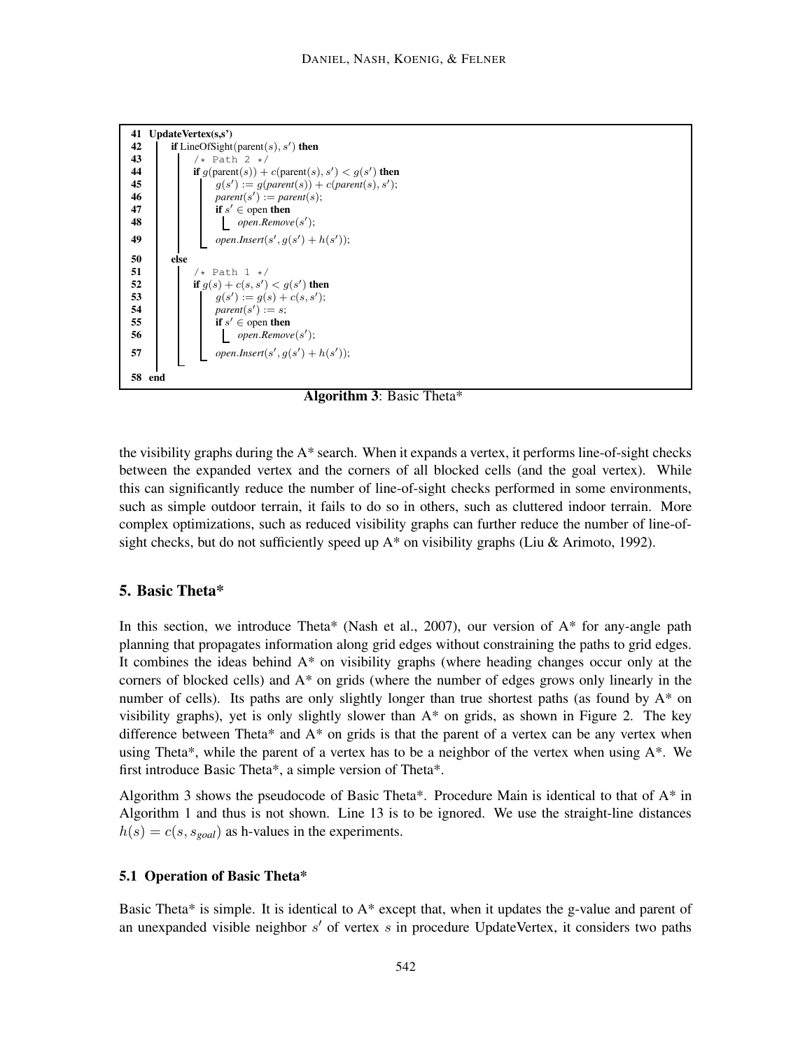```
41 UpdateVertex(s,s')
42     if LineOfSight(parent(s), s') then
43         /* Path 2 */
44         if g(parent(s)) + c(parent(s), s') < g(s') then
45             g(s') := g(parent(s)) + c(parent(s), s');
46             parent(s') := parent(s);
47             if s' ∈ open then
48                 open.Remove(s');
49             open.Insert(s', g(s') + h(s'));
50     else
51         /* Path 1 */
52         if g(s) + c(s, s') < g(s') then
53             g(s') := g(s) + c(s, s');
54             parent(s') := s;
55             if s' ∈ open then
56                 open.Remove(s');
57             open.Insert(s', g(s') + h(s'));
58 end
```

**Algorithm 3**: Basic Theta*

the visibility graphs during the A* search. When it expands a vertex, it performs line-of-sight checks between the expanded vertex and the corners of all blocked cells (and the goal vertex). While this can significantly reduce the number of line-of-sight checks performed in some environments, such as simple outdoor terrain, it fails to do so in others, such as cluttered indoor terrain. More complex optimizations, such as reduced visibility graphs can further reduce the number of line-of-sight checks, but do not sufficiently speed up A* on visibility graphs (Liu & Arimoto, 1992).

## 5. Basic Theta*

In this section, we introduce Theta* (Nash et al., 2007), our version of A* for any-angle path planning that propagates information along grid edges without constraining the paths to grid edges. It combines the ideas behind A* on visibility graphs (where heading changes occur only at the corners of blocked cells) and A* on grids (where the number of edges grows only linearly in the number of cells). Its paths are only slightly longer than true shortest paths (as found by A* on visibility graphs), yet is only slightly slower than A* on grids, as shown in Figure 2. The key difference between Theta* and A* on grids is that the parent of a vertex can be any vertex when using Theta*, while the parent of a vertex has to be a neighbor of the vertex when using A*. We first introduce Basic Theta*, a simple version of Theta*.

Algorithm 3 shows the pseudocode of Basic Theta*. Procedure Main is identical to that of A* in Algorithm 1 and thus is not shown. Line 13 is to be ignored. We use the straight-line distances $h(s) = c(s, s_{goal})$ as h-values in the experiments.

### 5.1 Operation of Basic Theta*

Basic Theta* is simple. It is identical to A* except that, when it updates the g-value and parent of an unexpanded visible neighbor $s'$ of vertex $s$ in procedure UpdateVertex, it considers two paths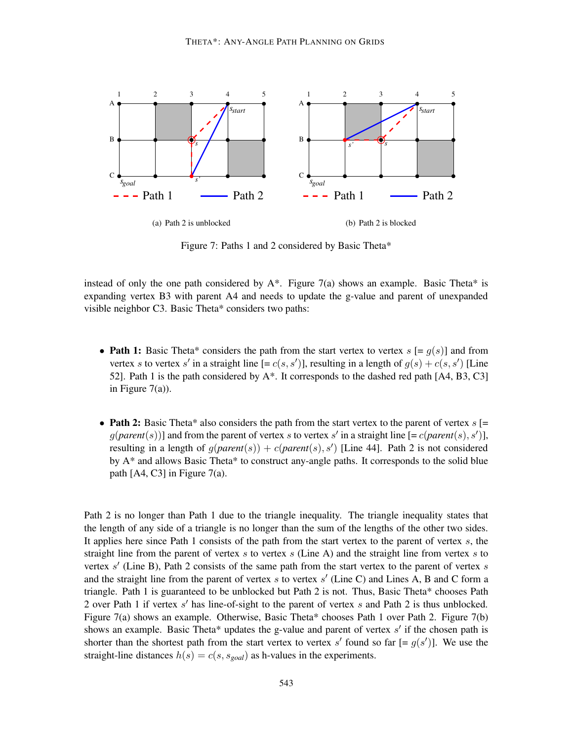(a) Path 2 is unblocked

(b) Path 2 is blocked

Figure 7: Paths 1 and 2 considered by Basic Theta*

instead of only the one path considered by A*. Figure 7(a) shows an example. Basic Theta* is expanding vertex B3 with parent A4 and needs to update the g-value and parent of unexpanded visible neighbor C3. Basic Theta* considers two paths:

- **Path 1:** Basic Theta* considers the path from the start vertex to vertex $s$ [= $g(s)$] and from vertex $s$ to vertex $s'$ in a straight line [= $c(s, s')$], resulting in a length of $g(s) + c(s, s')$ [Line 52]. Path 1 is the path considered by A*. It corresponds to the dashed red path [A4, B3, C3] in Figure 7(a)).

- **Path 2:** Basic Theta* also considers the path from the start vertex to the parent of vertex $s$ [= $g(parent(s))$] and from the parent of vertex $s$ to vertex $s'$ in a straight line [= $c(parent(s), s')$], resulting in a length of $g(parent(s)) + c(parent(s), s')$ [Line 44]. Path 2 is not considered by A* and allows Basic Theta* to construct any-angle paths. It corresponds to the solid blue path [A4, C3] in Figure 7(a).

Path 2 is no longer than Path 1 due to the triangle inequality. The triangle inequality states that the length of any side of a triangle is no longer than the sum of the lengths of the other two sides. It applies here since Path 1 consists of the path from the start vertex to the parent of vertex $s$, the straight line from the parent of vertex $s$ to vertex $s$ (Line A) and the straight line from vertex $s$ to vertex $s'$ (Line B), Path 2 consists of the same path from the start vertex to the parent of vertex $s$ and the straight line from the parent of vertex $s$ to vertex $s'$ (Line C) and Lines A, B and C form a triangle. Path 1 is guaranteed to be unblocked but Path 2 is not. Thus, Basic Theta* chooses Path 2 over Path 1 if vertex $s'$ has line-of-sight to the parent of vertex $s$ and Path 2 is thus unblocked. Figure 7(a) shows an example. Otherwise, Basic Theta* chooses Path 1 over Path 2. Figure 7(b) shows an example. Basic Theta* updates the g-value and parent of vertex $s'$ if the chosen path is shorter than the shortest path from the start vertex to vertex $s'$ found so far [= $g(s')$]. We use the straight-line distances $h(s) = c(s, s_{goal})$ as h-values in the experiments.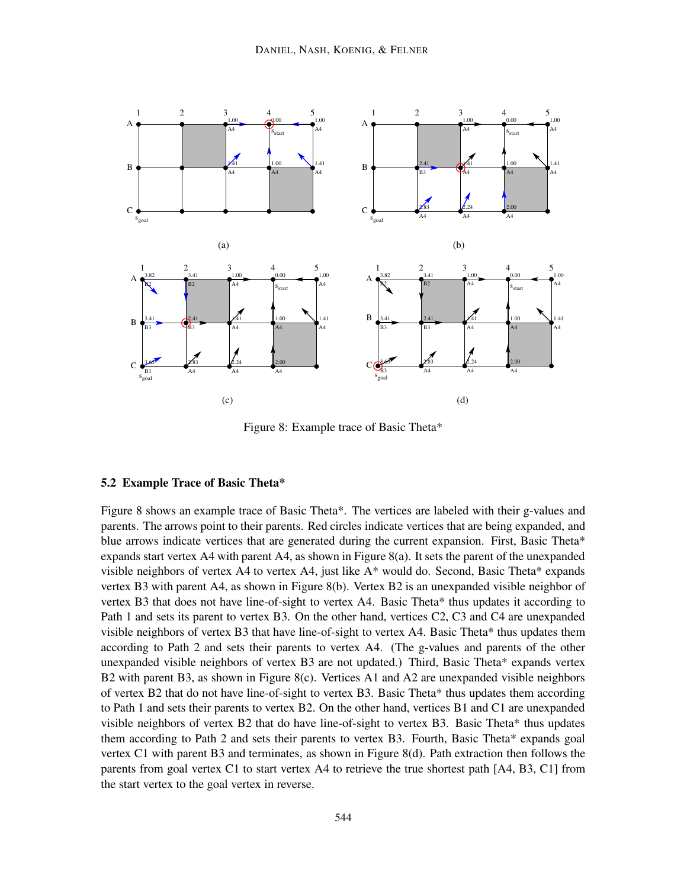Figure 8: Example trace of Basic Theta*

### 5.2 Example Trace of Basic Theta*

Figure 8 shows an example trace of Basic Theta*. The vertices are labeled with their g-values and parents. The arrows point to their parents. Red circles indicate vertices that are being expanded, and blue arrows indicate vertices that are generated during the current expansion. First, Basic Theta* expands start vertex A4 with parent A4, as shown in Figure 8(a). It sets the parent of the unexpanded visible neighbors of vertex A4 to vertex A4, just like A* would do. Second, Basic Theta* expands vertex B3 with parent A4, as shown in Figure 8(b). Vertex B2 is an unexpanded visible neighbor of vertex B3 that does not have line-of-sight to vertex A4. Basic Theta* thus updates it according to Path 1 and sets its parent to vertex B3. On the other hand, vertices C2, C3 and C4 are unexpanded visible neighbors of vertex B3 that have line-of-sight to vertex A4. Basic Theta* thus updates them according to Path 2 and sets their parents to vertex A4. (The g-values and parents of the other unexpanded visible neighbors of vertex B3 are not updated.) Third, Basic Theta* expands vertex B2 with parent B3, as shown in Figure 8(c). Vertices A1 and A2 are unexpanded visible neighbors of vertex B2 that do not have line-of-sight to vertex B3. Basic Theta* thus updates them according to Path 1 and sets their parents to vertex B2. On the other hand, vertices B1 and C1 are unexpanded visible neighbors of vertex B2 that do have line-of-sight to vertex B3. Basic Theta* thus updates them according to Path 2 and sets their parents to vertex B3. Fourth, Basic Theta* expands goal vertex C1 with parent B3 and terminates, as shown in Figure 8(d). Path extraction then follows the parents from goal vertex C1 to start vertex A4 to retrieve the true shortest path [A4, B3, C1] from the start vertex to the goal vertex in reverse.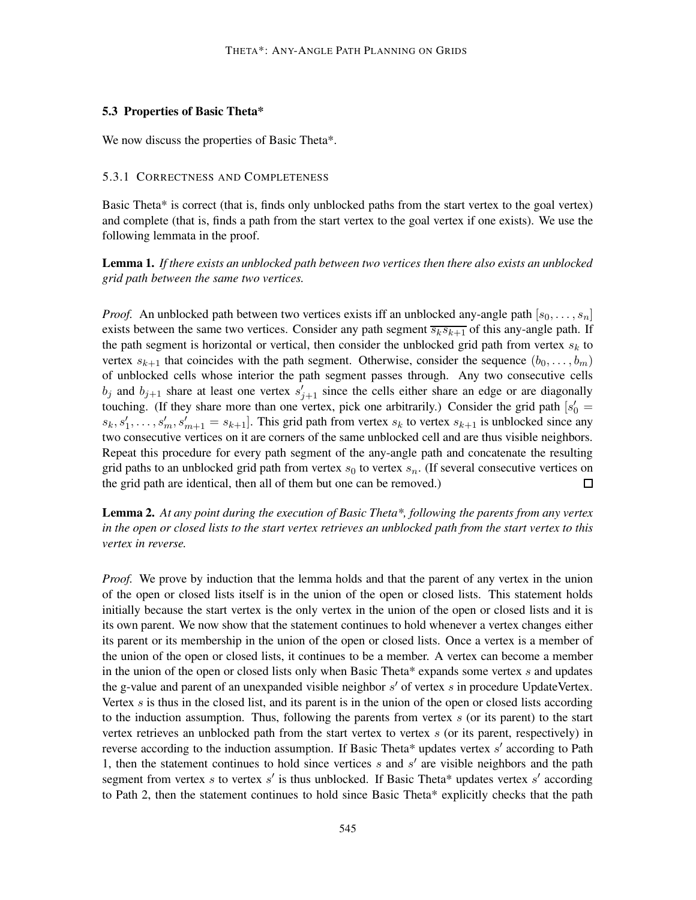### 5.3 Properties of Basic Theta*

We now discuss the properties of Basic Theta*.

#### 5.3.1 Correctness and Completeness

Basic Theta* is correct (that is, finds only unblocked paths from the start vertex to the goal vertex) and complete (that is, finds a path from the start vertex to the goal vertex if one exists). We use the following lemmata in the proof.

**Lemma 1.** *If there exists an unblocked path between two vertices then there also exists an unblocked grid path between the same two vertices.*

*Proof.* An unblocked path between two vertices exists iff an unblocked any-angle path $[s_0, \ldots, s_n]$ exists between the same two vertices. Consider any path segment $\overline{s_k s_{k+1}}$ of this any-angle path. If the path segment is horizontal or vertical, then consider the unblocked grid path from vertex $s_k$ to vertex $s_{k+1}$ that coincides with the path segment. Otherwise, consider the sequence $(b_0, \ldots, b_m)$ of unblocked cells whose interior the path segment passes through. Any two consecutive cells $b_j$ and $b_{j+1}$ share at least one vertex $s'_{j+1}$ since the cells either share an edge or are diagonally touching. (If they share more than one vertex, pick one arbitrarily.) Consider the grid path $[s'_0 = s_k, s'_1, \ldots, s'_m, s'_{m+1} = s_{k+1}]$. This grid path from vertex $s_k$ to vertex $s_{k+1}$ is unblocked since any two consecutive vertices on it are corners of the same unblocked cell and are thus visible neighbors. Repeat this procedure for every path segment of the any-angle path and concatenate the resulting grid paths to an unblocked grid path from vertex $s_0$ to vertex $s_n$. (If several consecutive vertices on the grid path are identical, then all of them but one can be removed.) □

**Lemma 2.** *At any point during the execution of Basic Theta*, following the parents from any vertex in the open or closed lists to the start vertex retrieves an unblocked path from the start vertex to this vertex in reverse.*

*Proof.* We prove by induction that the lemma holds and that the parent of any vertex in the union of the open or closed lists itself is in the union of the open or closed lists. This statement holds initially because the start vertex is the only vertex in the union of the open or closed lists and it is its own parent. We now show that the statement continues to hold whenever a vertex changes either its parent or its membership in the union of the open or closed lists. Once a vertex is a member of the union of the open or closed lists, it continues to be a member. A vertex can become a member in the union of the open or closed lists only when Basic Theta* expands some vertex $s$ and updates the g-value and parent of an unexpanded visible neighbor $s'$ of vertex $s$ in procedure UpdateVertex. Vertex $s$ is thus in the closed list, and its parent is in the union of the open or closed lists according to the induction assumption. Thus, following the parents from vertex $s$ (or its parent) to the start vertex retrieves an unblocked path from the start vertex to vertex $s$ (or its parent, respectively) in reverse according to the induction assumption. If Basic Theta* updates vertex $s'$ according to Path 1, then the statement continues to hold since vertices $s$ and $s'$ are visible neighbors and the path segment from vertex $s$ to vertex $s'$ is thus unblocked. If Basic Theta* updates vertex $s'$ according to Path 2, then the statement continues to hold since Basic Theta* explicitly checks that the path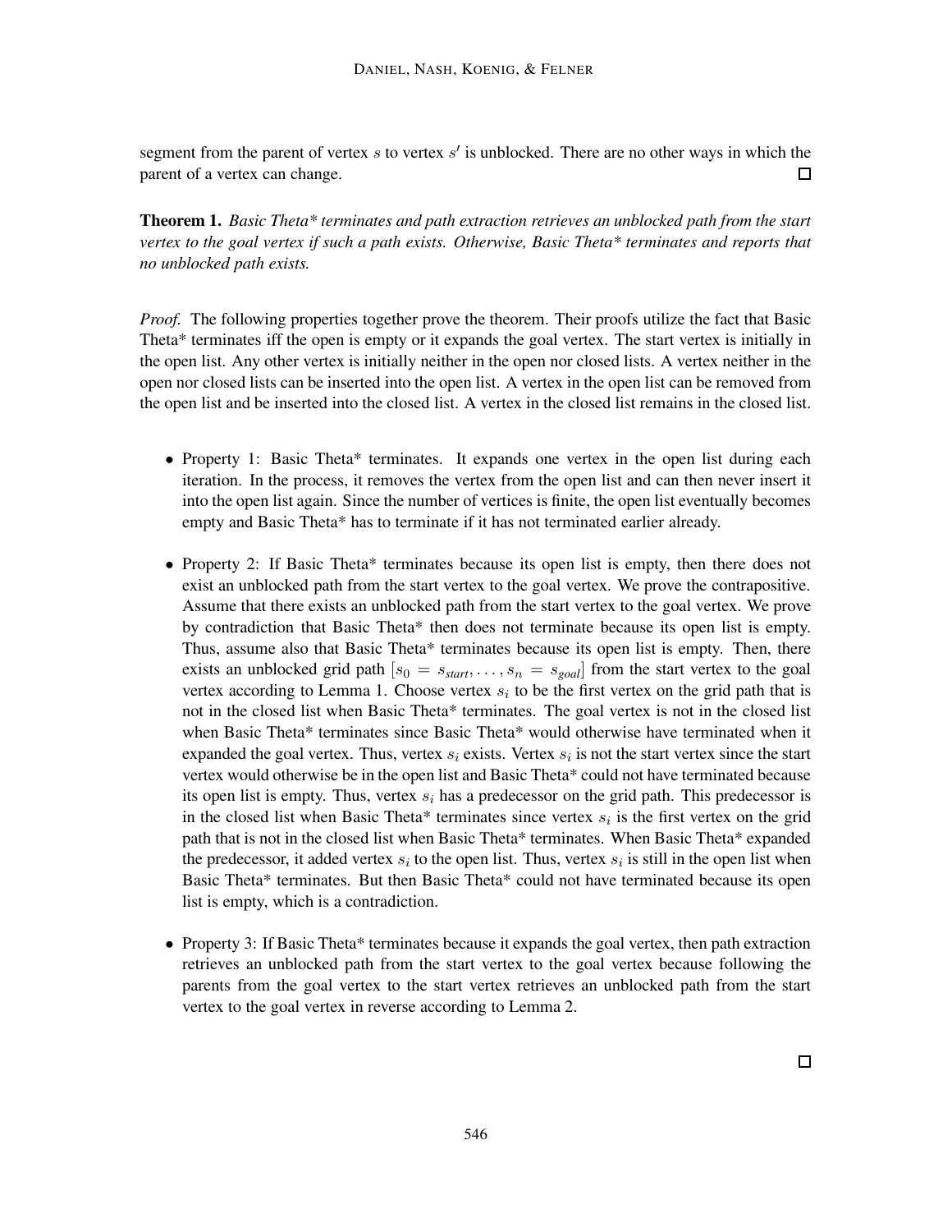segment from the parent of vertex $s$ to vertex $s'$ is unblocked. There are no other ways in which the parent of a vertex can change. □

**Theorem 1.** *Basic Theta* terminates and path extraction retrieves an unblocked path from the start vertex to the goal vertex if such a path exists. Otherwise, Basic Theta* terminates and reports that no unblocked path exists.*

*Proof.* The following properties together prove the theorem. Their proofs utilize the fact that Basic Theta* terminates iff the open is empty or it expands the goal vertex. The start vertex is initially in the open list. Any other vertex is initially neither in the open nor closed lists. A vertex neither in the open nor closed lists can be inserted into the open list. A vertex in the open list can be removed from the open list and be inserted into the closed list. A vertex in the closed list remains in the closed list.

- Property 1: Basic Theta* terminates. It expands one vertex in the open list during each iteration. In the process, it removes the vertex from the open list and can then never insert it into the open list again. Since the number of vertices is finite, the open list eventually becomes empty and Basic Theta* has to terminate if it has not terminated earlier already.
- Property 2: If Basic Theta* terminates because its open list is empty, then there does not exist an unblocked path from the start vertex to the goal vertex. We prove the contrapositive. Assume that there exists an unblocked path from the start vertex to the goal vertex. We prove by contradiction that Basic Theta* then does not terminate because its open list is empty. Thus, assume also that Basic Theta* terminates because its open list is empty. Then, there exists an unblocked grid path $[s_0 = s_{start}, \ldots, s_n = s_{goal}]$ from the start vertex to the goal vertex according to Lemma 1. Choose vertex $s_i$ to be the first vertex on the grid path that is not in the closed list when Basic Theta* terminates. The goal vertex is not in the closed list when Basic Theta* terminates since Basic Theta* would otherwise have terminated when it expanded the goal vertex. Thus, vertex $s_i$ exists. Vertex $s_i$ is not the start vertex since the start vertex would otherwise be in the open list and Basic Theta* could not have terminated because its open list is empty. Thus, vertex $s_i$ has a predecessor on the grid path. This predecessor is in the closed list when Basic Theta* terminates since vertex $s_i$ is the first vertex on the grid path that is not in the closed list when Basic Theta* terminates. When Basic Theta* expanded the predecessor, it added vertex $s_i$ to the open list. Thus, vertex $s_i$ is still in the open list when Basic Theta* terminates. But then Basic Theta* could not have terminated because its open list is empty, which is a contradiction.
- Property 3: If Basic Theta* terminates because it expands the goal vertex, then path extraction retrieves an unblocked path from the start vertex to the goal vertex because following the parents from the goal vertex to the start vertex retrieves an unblocked path from the start vertex to the goal vertex in reverse according to Lemma 2.

□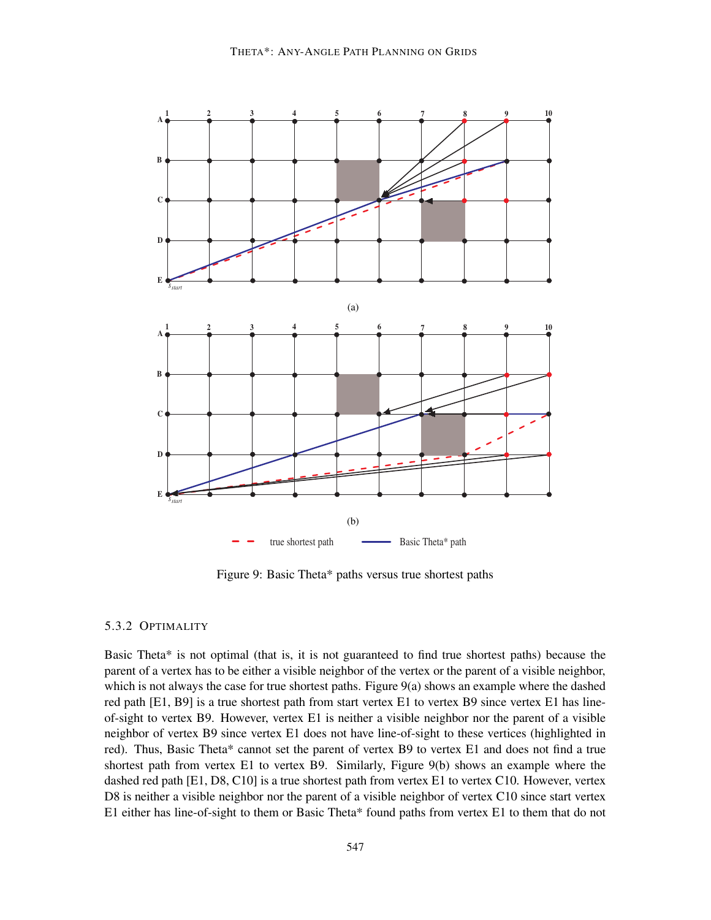Figure 9: Basic Theta* paths versus true shortest paths

### 5.3.2 Optimality

Basic Theta* is not optimal (that is, it is not guaranteed to find true shortest paths) because the parent of a vertex has to be either a visible neighbor of the vertex or the parent of a visible neighbor, which is not always the case for true shortest paths. Figure 9(a) shows an example where the dashed red path [E1, B9] is a true shortest path from start vertex E1 to vertex B9 since vertex E1 has line-of-sight to vertex B9. However, vertex E1 is neither a visible neighbor nor the parent of a visible neighbor of vertex B9 since vertex E1 does not have line-of-sight to these vertices (highlighted in red). Thus, Basic Theta* cannot set the parent of vertex B9 to vertex E1 and does not find a true shortest path from vertex E1 to vertex B9. Similarly, Figure 9(b) shows an example where the dashed red path [E1, D8, C10] is a true shortest path from vertex E1 to vertex C10. However, vertex D8 is neither a visible neighbor nor the parent of a visible neighbor of vertex C10 since start vertex E1 either has line-of-sight to them or Basic Theta* found paths from vertex E1 to them that do not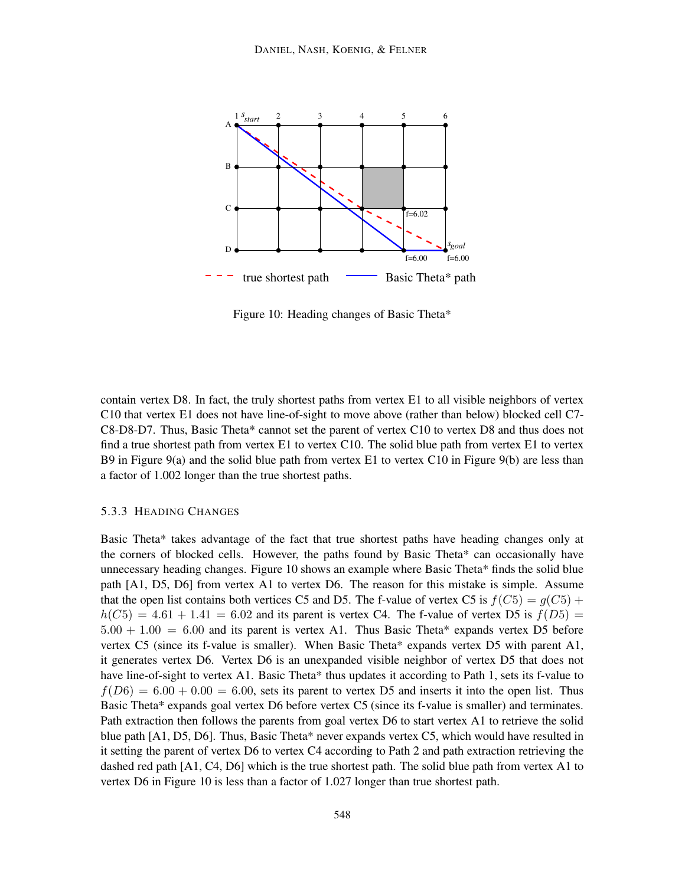Figure 10: Heading changes of Basic Theta*

contain vertex D8. In fact, the truly shortest paths from vertex E1 to all visible neighbors of vertex C10 that vertex E1 does not have line-of-sight to move above (rather than below) blocked cell C7-C8-D8-D7. Thus, Basic Theta* cannot set the parent of vertex C10 to vertex D8 and thus does not find a true shortest path from vertex E1 to vertex C10. The solid blue path from vertex E1 to vertex B9 in Figure 9(a) and the solid blue path from vertex E1 to vertex C10 in Figure 9(b) are less than a factor of 1.002 longer than the true shortest paths.

#### 5.3.3 Heading Changes

Basic Theta* takes advantage of the fact that true shortest paths have heading changes only at the corners of blocked cells. However, the paths found by Basic Theta* can occasionally have unnecessary heading changes. Figure 10 shows an example where Basic Theta* finds the solid blue path [A1, D5, D6] from vertex A1 to vertex D6. The reason for this mistake is simple. Assume that the open list contains both vertices C5 and D5. The f-value of vertex C5 is $f(C5) = g(C5) + h(C5) = 4.61 + 1.41 = 6.02$ and its parent is vertex C4. The f-value of vertex D5 is $f(D5) = 5.00 + 1.00 = 6.00$ and its parent is vertex A1. Thus Basic Theta* expands vertex D5 before vertex C5 (since its f-value is smaller). When Basic Theta* expands vertex D5 with parent A1, it generates vertex D6. Vertex D6 is an unexpanded visible neighbor of vertex D5 that does not have line-of-sight to vertex A1. Basic Theta* thus updates it according to Path 1, sets its f-value to $f(D6) = 6.00 + 0.00 = 6.00$, sets its parent to vertex D5 and inserts it into the open list. Thus Basic Theta* expands goal vertex D6 before vertex C5 (since its f-value is smaller) and terminates. Path extraction then follows the parents from goal vertex D6 to start vertex A1 to retrieve the solid blue path [A1, D5, D6]. Thus, Basic Theta* never expands vertex C5, which would have resulted in it setting the parent of vertex D6 to vertex C4 according to Path 2 and path extraction retrieving the dashed red path [A1, C4, D6] which is the true shortest path. The solid blue path from vertex A1 to vertex D6 in Figure 10 is less than a factor of 1.027 longer than true shortest path.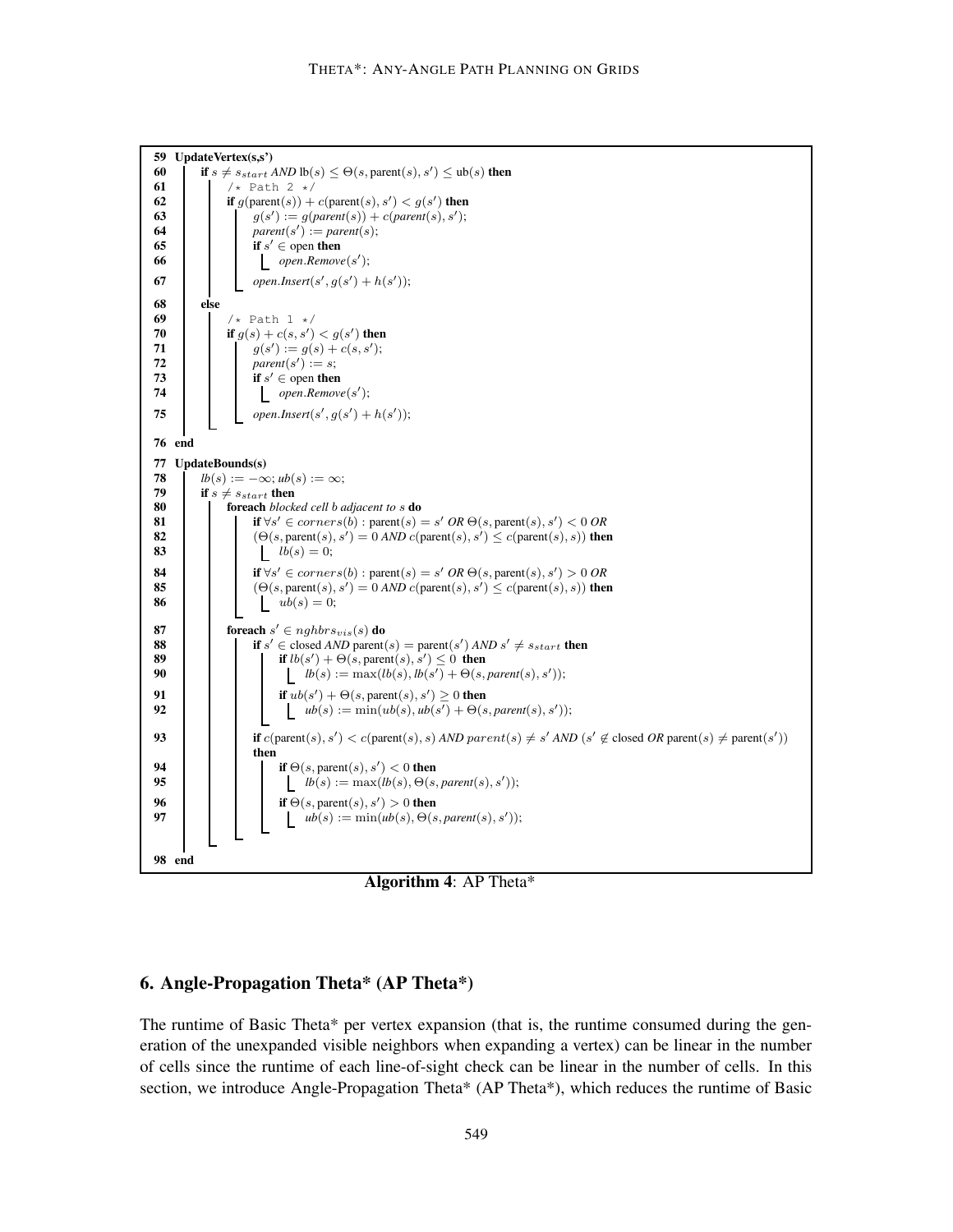```
59 UpdateVertex(s,s')
60     if s ≠ s_start AND lb(s) ≤ Θ(s, parent(s), s') ≤ ub(s) then
61         /* Path 2 */
62         if g(parent(s)) + c(parent(s), s') < g(s') then
63             g(s') := g(parent(s)) + c(parent(s), s');
64             parent(s') := parent(s);
65             if s' ∈ open then
66                 open.Remove(s');
67             open.Insert(s', g(s') + h(s'));
68     else
69         /* Path 1 */
70         if g(s) + c(s, s') < g(s') then
71             g(s') := g(s) + c(s, s');
72             parent(s') := s;
73             if s' ∈ open then
74                 open.Remove(s');
75             open.Insert(s', g(s') + h(s'));
76 end
77 UpdateBounds(s)
78     lb(s) := −∞; ub(s) := ∞;
79     if s ≠ s_start then
80         foreach blocked cell b adjacent to s do
81             if ∀s' ∈ corners(b) : parent(s) = s' OR Θ(s, parent(s), s') < 0 OR
82             (Θ(s, parent(s), s') = 0 AND c(parent(s), s') ≤ c(parent(s), s)) then
83                 lb(s) = 0;
84             if ∀s' ∈ corners(b) : parent(s) = s' OR Θ(s, parent(s), s') > 0 OR
85             (Θ(s, parent(s), s') = 0 AND c(parent(s), s') ≤ c(parent(s), s)) then
86                 ub(s) = 0;
87         foreach s' ∈ nghbrs_vis(s) do
88             if s' ∈ closed AND parent(s) = parent(s') AND s' ≠ s_start then
89                 if lb(s') + Θ(s, parent(s), s') ≤ 0 then
90                     lb(s) := max(lb(s), lb(s') + Θ(s, parent(s), s'));
91                 if ub(s') + Θ(s, parent(s), s') ≥ 0 then
92                     ub(s) := min(ub(s), ub(s') + Θ(s, parent(s), s'));
93             if c(parent(s), s') < c(parent(s), s) AND parent(s) ≠ s' AND (s' ∉ closed OR parent(s) ≠ parent(s'))
               then
94                 if Θ(s, parent(s), s') < 0 then
95                     lb(s) := max(lb(s), Θ(s, parent(s), s'));
96                 if Θ(s, parent(s), s') > 0 then
97                     ub(s) := min(ub(s), Θ(s, parent(s), s'));
98 end
```

**Algorithm 4**: AP Theta*

## 6. Angle-Propagation Theta* (AP Theta*)

The runtime of Basic Theta* per vertex expansion (that is, the runtime consumed during the generation of the unexpanded visible neighbors when expanding a vertex) can be linear in the number of cells since the runtime of each line-of-sight check can be linear in the number of cells. In this section, we introduce Angle-Propagation Theta* (AP Theta*), which reduces the runtime of Basic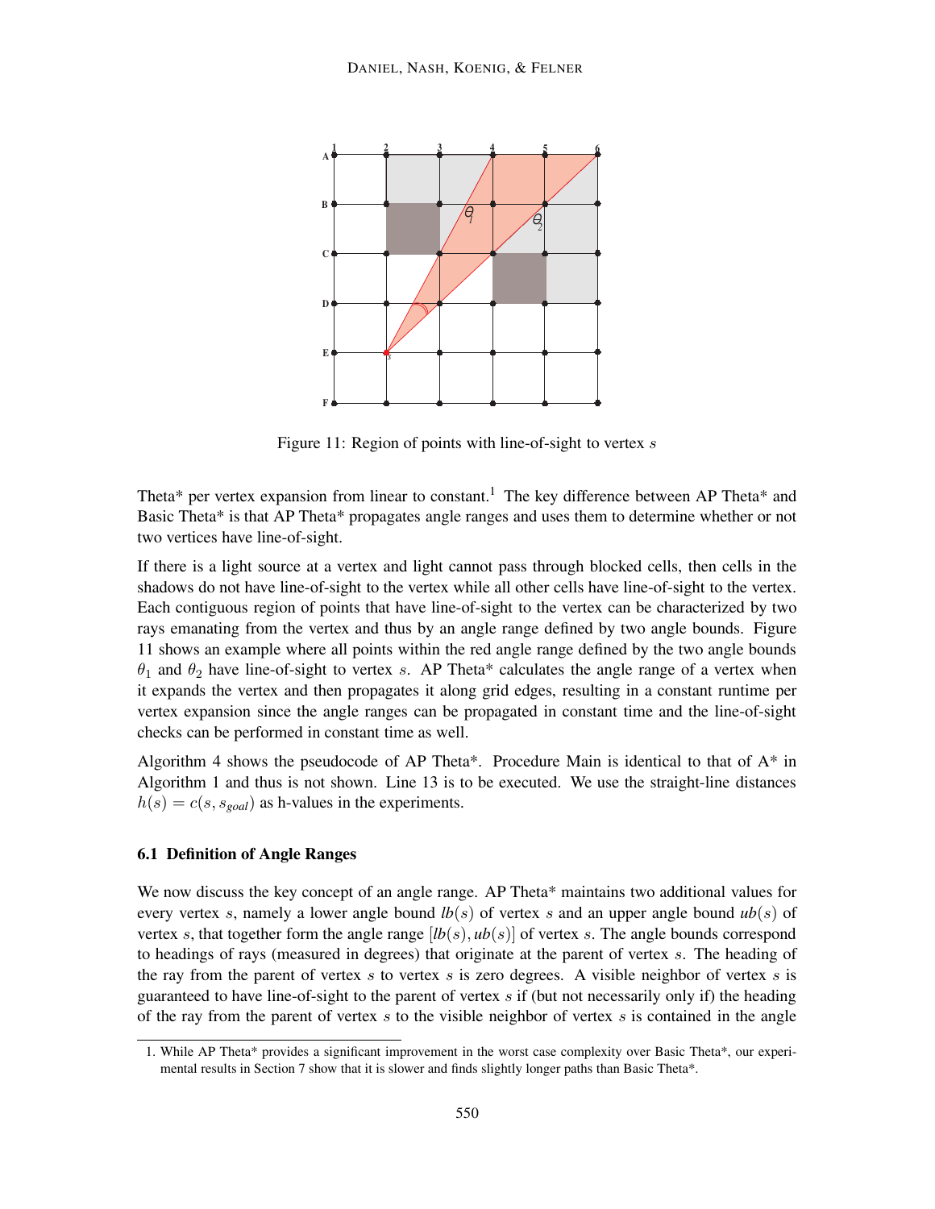Figure 11: Region of points with line-of-sight to vertex $s$

Theta* per vertex expansion from linear to constant.[1] The key difference between AP Theta* and Basic Theta* is that AP Theta* propagates angle ranges and uses them to determine whether or not two vertices have line-of-sight.

If there is a light source at a vertex and light cannot pass through blocked cells, then cells in the shadows do not have line-of-sight to the vertex while all other cells have line-of-sight to the vertex. Each contiguous region of points that have line-of-sight to the vertex can be characterized by two rays emanating from the vertex and thus by an angle range defined by two angle bounds. Figure 11 shows an example where all points within the red angle range defined by the two angle bounds $\theta_1$ and $\theta_2$ have line-of-sight to vertex $s$. AP Theta* calculates the angle range of a vertex when it expands the vertex and then propagates it along grid edges, resulting in a constant runtime per vertex expansion since the angle ranges can be propagated in constant time and the line-of-sight checks can be performed in constant time as well.

Algorithm 4 shows the pseudocode of AP Theta*. Procedure Main is identical to that of A* in Algorithm 1 and thus is not shown. Line 13 is to be executed. We use the straight-line distances $h(s) = c(s, s_{goal})$ as h-values in the experiments.

### 6.1 Definition of Angle Ranges

We now discuss the key concept of an angle range. AP Theta* maintains two additional values for every vertex $s$, namely a lower angle bound $lb(s)$ of vertex $s$ and an upper angle bound $ub(s)$ of vertex $s$, that together form the angle range $[lb(s), ub(s)]$ of vertex $s$. The angle bounds correspond to headings of rays (measured in degrees) that originate at the parent of vertex $s$. The heading of the ray from the parent of vertex $s$ to vertex $s$ is zero degrees. A visible neighbor of vertex $s$ is guaranteed to have line-of-sight to the parent of vertex $s$ if (but not necessarily only if) the heading of the ray from the parent of vertex $s$ to the visible neighbor of vertex $s$ is contained in the angle

1. While AP Theta* provides a significant improvement in the worst case complexity over Basic Theta*, our experimental results in Section 7 show that it is slower and finds slightly longer paths than Basic Theta*.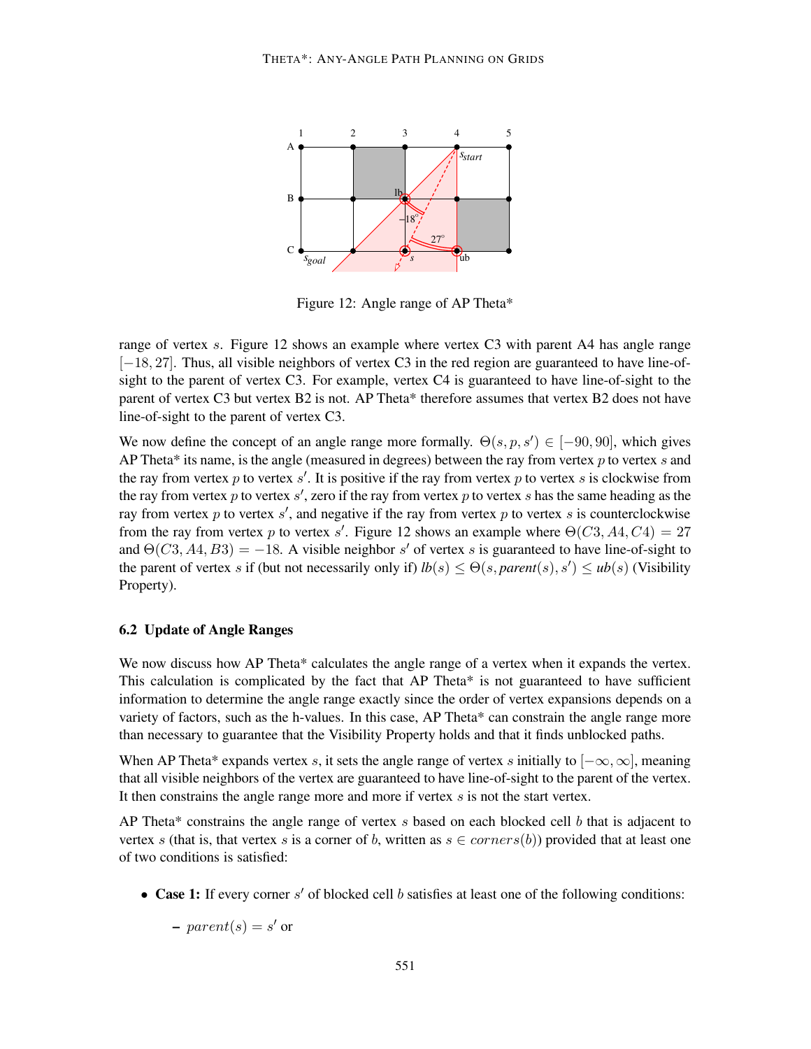Figure 12: Angle range of AP Theta*

range of vertex $s$. Figure 12 shows an example where vertex C3 with parent A4 has angle range $[-18, 27]$. Thus, all visible neighbors of vertex C3 in the red region are guaranteed to have line-of-sight to the parent of vertex C3. For example, vertex C4 is guaranteed to have line-of-sight to the parent of vertex C3 but vertex B2 is not. AP Theta* therefore assumes that vertex B2 does not have line-of-sight to the parent of vertex C3.

We now define the concept of an angle range more formally. $\Theta(s, p, s') \in [-90, 90]$, which gives AP Theta* its name, is the angle (measured in degrees) between the ray from vertex $p$ to vertex $s$ and the ray from vertex $p$ to vertex $s'$. It is positive if the ray from vertex $p$ to vertex $s$ is clockwise from the ray from vertex $p$ to vertex $s'$, zero if the ray from vertex $p$ to vertex $s$ has the same heading as the ray from vertex $p$ to vertex $s'$, and negative if the ray from vertex $p$ to vertex $s$ is counterclockwise from the ray from vertex $p$ to vertex $s'$. Figure 12 shows an example where $\Theta(C3, A4, C4) = 27$ and $\Theta(C3, A4, B3) = -18$. A visible neighbor $s'$ of vertex $s$ is guaranteed to have line-of-sight to the parent of vertex $s$ if (but not necessarily only if) $lb(s) \leq \Theta(s, parent(s), s') \leq ub(s)$ (Visibility Property).

### 6.2 Update of Angle Ranges

We now discuss how AP Theta* calculates the angle range of a vertex when it expands the vertex. This calculation is complicated by the fact that AP Theta* is not guaranteed to have sufficient information to determine the angle range exactly since the order of vertex expansions depends on a variety of factors, such as the h-values. In this case, AP Theta* can constrain the angle range more than necessary to guarantee that the Visibility Property holds and that it finds unblocked paths.

When AP Theta* expands vertex $s$, it sets the angle range of vertex $s$ initially to $[-\infty, \infty]$, meaning that all visible neighbors of the vertex are guaranteed to have line-of-sight to the parent of the vertex. It then constrains the angle range more and more if vertex $s$ is not the start vertex.

AP Theta* constrains the angle range of vertex $s$ based on each blocked cell $b$ that is adjacent to vertex $s$ (that is, that vertex $s$ is a corner of $b$, written as $s \in corners(b)$) provided that at least one of two conditions is satisfied:

- **Case 1:** If every corner $s'$ of blocked cell $b$ satisfies at least one of the following conditions:
  - $parent(s) = s'$ or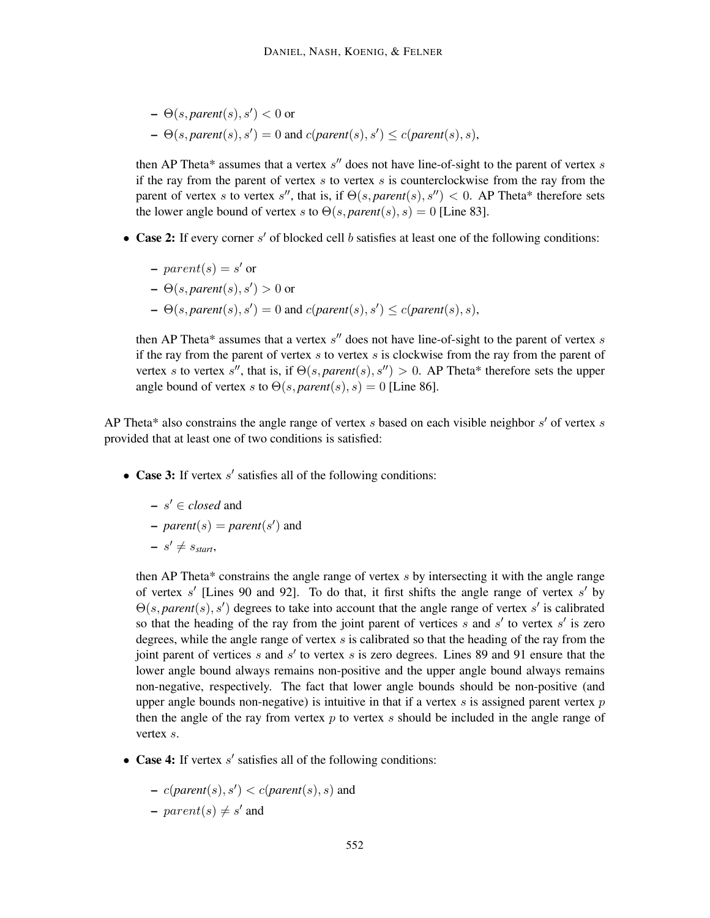- $\Theta(s, \textit{parent}(s), s') < 0$ or
  - $\Theta(s, \textit{parent}(s), s') = 0$ and $c(\textit{parent}(s), s') \leq c(\textit{parent}(s), s)$,

  then AP Theta* assumes that a vertex $s''$ does not have line-of-sight to the parent of vertex $s$ if the ray from the parent of vertex $s$ to vertex $s$ is counterclockwise from the ray from the parent of vertex $s$ to vertex $s''$, that is, if $\Theta(s, \textit{parent}(s), s'') < 0$. AP Theta* therefore sets the lower angle bound of vertex $s$ to $\Theta(s, \textit{parent}(s), s) = 0$ [Line 83].

- **Case 2:** If every corner $s'$ of blocked cell $b$ satisfies at least one of the following conditions:
  - $parent(s) = s'$ or
  - $\Theta(s, \textit{parent}(s), s') > 0$ or
  - $\Theta(s, \textit{parent}(s), s') = 0$ and $c(\textit{parent}(s), s') \leq c(\textit{parent}(s), s)$,

  then AP Theta* assumes that a vertex $s''$ does not have line-of-sight to the parent of vertex $s$ if the ray from the parent of vertex $s$ to vertex $s$ is clockwise from the ray from the parent of vertex $s$ to vertex $s''$, that is, if $\Theta(s, \textit{parent}(s), s'') > 0$. AP Theta* therefore sets the upper angle bound of vertex $s$ to $\Theta(s, \textit{parent}(s), s) = 0$ [Line 86].

AP Theta* also constrains the angle range of vertex $s$ based on each visible neighbor $s'$ of vertex $s$ provided that at least one of two conditions is satisfied:

- **Case 3:** If vertex $s'$ satisfies all of the following conditions:
  - $s' \in \textit{closed}$ and
  - $\textit{parent}(s) = \textit{parent}(s')$ and
  - $s' \neq s_{\textit{start}}$,

  then AP Theta* constrains the angle range of vertex $s$ by intersecting it with the angle range of vertex $s'$ [Lines 90 and 92]. To do that, it first shifts the angle range of vertex $s'$ by $\Theta(s, \textit{parent}(s), s')$ degrees to take into account that the angle range of vertex $s'$ is calibrated so that the heading of the ray from the joint parent of vertices $s$ and $s'$ to vertex $s'$ is zero degrees, while the angle range of vertex $s$ is calibrated so that the heading of the ray from the joint parent of vertices $s$ and $s'$ to vertex $s$ is zero degrees. Lines 89 and 91 ensure that the lower angle bound always remains non-positive and the upper angle bound always remains non-negative, respectively. The fact that lower angle bounds should be non-positive (and upper angle bounds non-negative) is intuitive in that if a vertex $s$ is assigned parent vertex $p$ then the angle of the ray from vertex $p$ to vertex $s$ should be included in the angle range of vertex $s$.

- **Case 4:** If vertex $s'$ satisfies all of the following conditions:
  - $c(\textit{parent}(s), s') < c(\textit{parent}(s), s)$ and
  - $parent(s) \neq s'$ and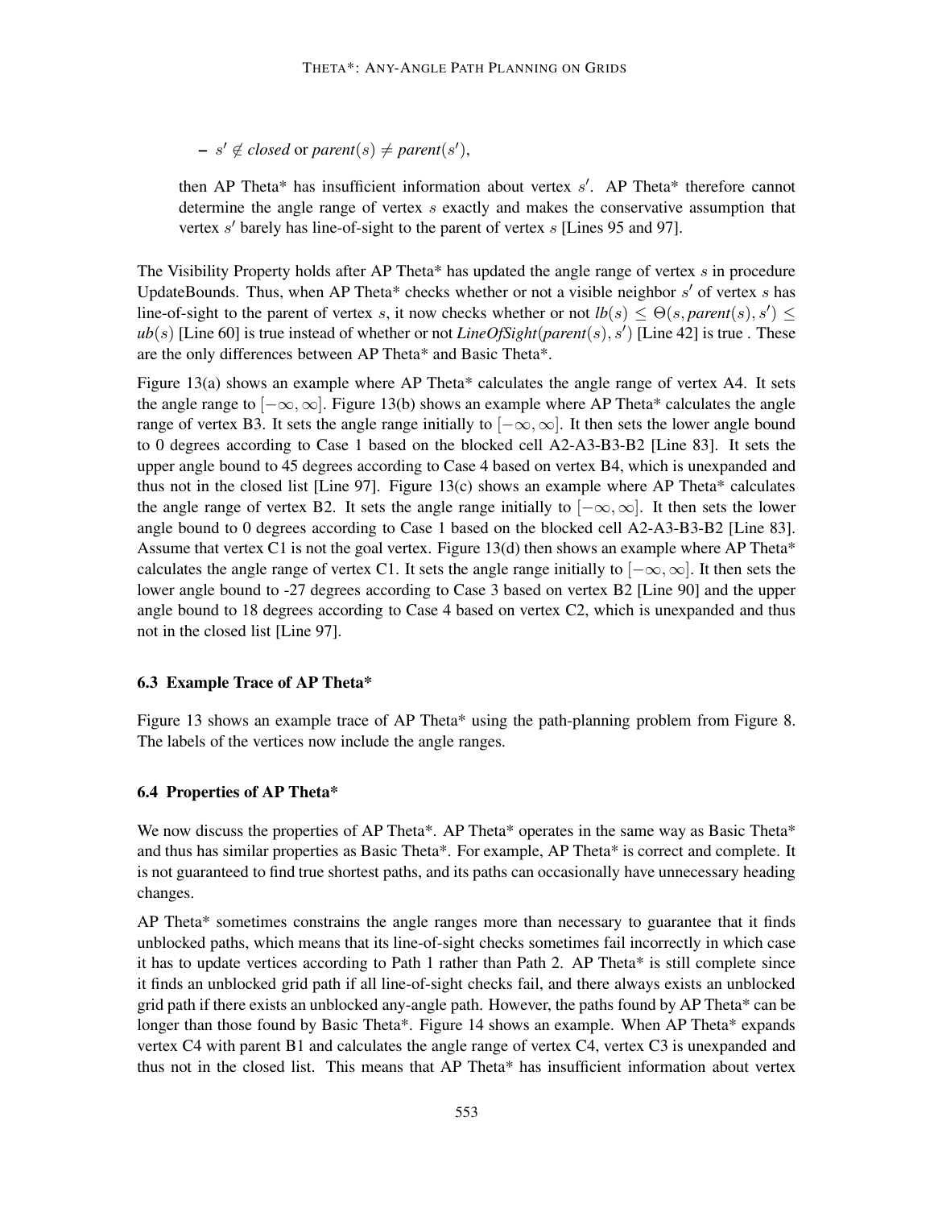– $s' \notin closed$ or $parent(s) \neq parent(s')$,

then AP Theta* has insufficient information about vertex $s'$. AP Theta* therefore cannot determine the angle range of vertex $s$ exactly and makes the conservative assumption that vertex $s'$ barely has line-of-sight to the parent of vertex $s$ [Lines 95 and 97].

The Visibility Property holds after AP Theta* has updated the angle range of vertex $s$ in procedure UpdateBounds. Thus, when AP Theta* checks whether or not a visible neighbor $s'$ of vertex $s$ has line-of-sight to the parent of vertex $s$, it now checks whether or not $lb(s) \leq \Theta(s, parent(s), s') \leq ub(s)$ [Line 60] is true instead of whether or not $LineOfSight(parent(s), s')$ [Line 42] is true . These are the only differences between AP Theta* and Basic Theta*.

Figure 13(a) shows an example where AP Theta* calculates the angle range of vertex A4. It sets the angle range to $[-\infty, \infty]$. Figure 13(b) shows an example where AP Theta* calculates the angle range of vertex B3. It sets the angle range initially to $[-\infty, \infty]$. It then sets the lower angle bound to 0 degrees according to Case 1 based on the blocked cell A2-A3-B3-B2 [Line 83]. It sets the upper angle bound to 45 degrees according to Case 4 based on vertex B4, which is unexpanded and thus not in the closed list [Line 97]. Figure 13(c) shows an example where AP Theta* calculates the angle range of vertex B2. It sets the angle range initially to $[-\infty, \infty]$. It then sets the lower angle bound to 0 degrees according to Case 1 based on the blocked cell A2-A3-B3-B2 [Line 83]. Assume that vertex C1 is not the goal vertex. Figure 13(d) then shows an example where AP Theta* calculates the angle range of vertex C1. It sets the angle range initially to $[-\infty, \infty]$. It then sets the lower angle bound to -27 degrees according to Case 3 based on vertex B2 [Line 90] and the upper angle bound to 18 degrees according to Case 4 based on vertex C2, which is unexpanded and thus not in the closed list [Line 97].

### 6.3 Example Trace of AP Theta*

Figure 13 shows an example trace of AP Theta* using the path-planning problem from Figure 8. The labels of the vertices now include the angle ranges.

### 6.4 Properties of AP Theta*

We now discuss the properties of AP Theta*. AP Theta* operates in the same way as Basic Theta* and thus has similar properties as Basic Theta*. For example, AP Theta* is correct and complete. It is not guaranteed to find true shortest paths, and its paths can occasionally have unnecessary heading changes.

AP Theta* sometimes constrains the angle ranges more than necessary to guarantee that it finds unblocked paths, which means that its line-of-sight checks sometimes fail incorrectly in which case it has to update vertices according to Path 1 rather than Path 2. AP Theta* is still complete since it finds an unblocked grid path if all line-of-sight checks fail, and there always exists an unblocked grid path if there exists an unblocked any-angle path. However, the paths found by AP Theta* can be longer than those found by Basic Theta*. Figure 14 shows an example. When AP Theta* expands vertex C4 with parent B1 and calculates the angle range of vertex C4, vertex C3 is unexpanded and thus not in the closed list. This means that AP Theta* has insufficient information about vertex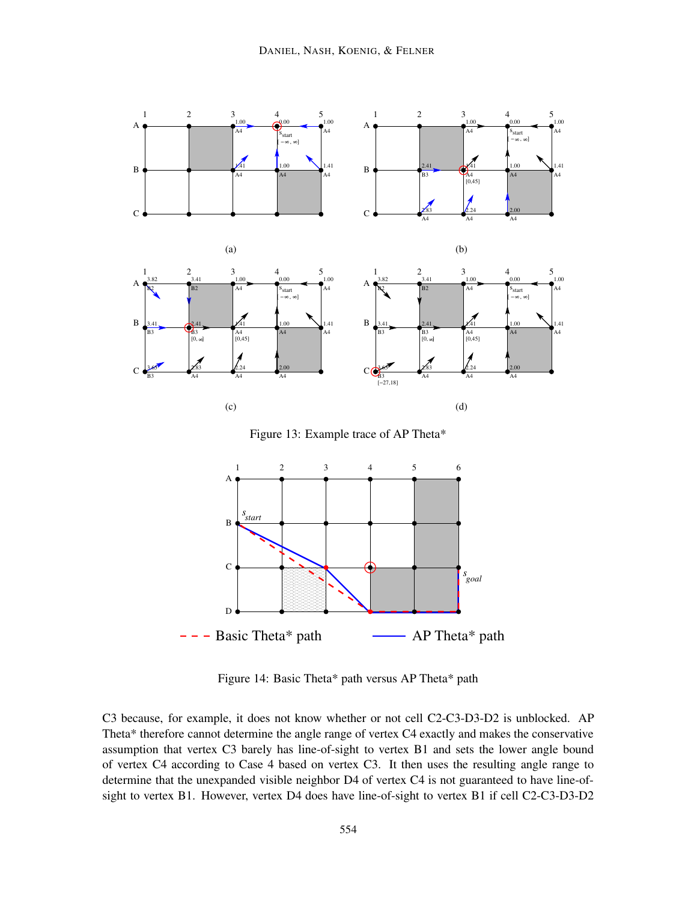Figure 13: Example trace of AP Theta*

Figure 14: Basic Theta* path versus AP Theta* path

C3 because, for example, it does not know whether or not cell C2-C3-D3-D2 is unblocked. AP Theta* therefore cannot determine the angle range of vertex C4 exactly and makes the conservative assumption that vertex C3 barely has line-of-sight to vertex B1 and sets the lower angle bound of vertex C4 according to Case 4 based on vertex C3. It then uses the resulting angle range to determine that the unexpanded visible neighbor D4 of vertex C4 is not guaranteed to have line-of-sight to vertex B1. However, vertex D4 does have line-of-sight to vertex B1 if cell C2-C3-D3-D2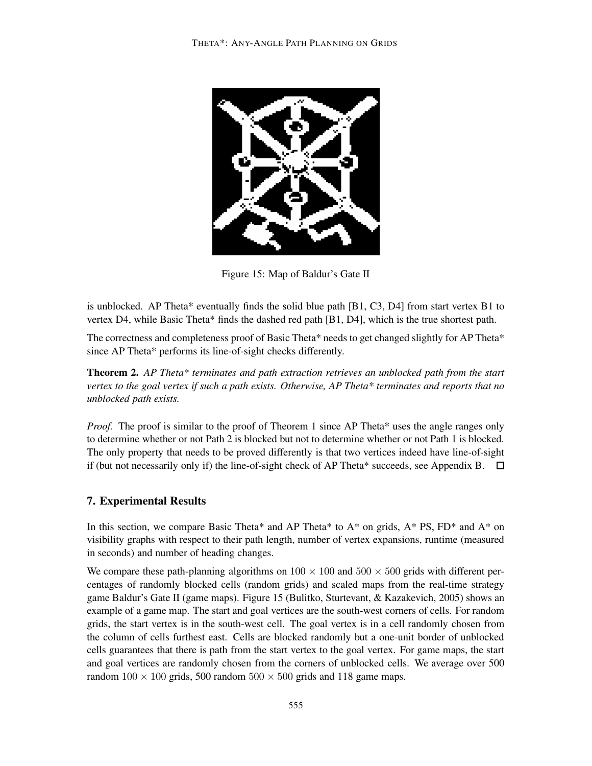Figure 15: Map of Baldur's Gate II

is unblocked. AP Theta* eventually finds the solid blue path [B1, C3, D4] from start vertex B1 to vertex D4, while Basic Theta* finds the dashed red path [B1, D4], which is the true shortest path.

The correctness and completeness proof of Basic Theta* needs to get changed slightly for AP Theta* since AP Theta* performs its line-of-sight checks differently.

**Theorem 2.** *AP Theta* terminates and path extraction retrieves an unblocked path from the start vertex to the goal vertex if such a path exists. Otherwise, AP Theta* terminates and reports that no unblocked path exists.*

*Proof.* The proof is similar to the proof of Theorem 1 since AP Theta* uses the angle ranges only to determine whether or not Path 2 is blocked but not to determine whether or not Path 1 is blocked. The only property that needs to be proved differently is that two vertices indeed have line-of-sight if (but not necessarily only if) the line-of-sight check of AP Theta* succeeds, see Appendix B. □

## 7. Experimental Results

In this section, we compare Basic Theta* and AP Theta* to A* on grids, A* PS, FD* and A* on visibility graphs with respect to their path length, number of vertex expansions, runtime (measured in seconds) and number of heading changes.

We compare these path-planning algorithms on $100 \times 100$ and $500 \times 500$ grids with different percentages of randomly blocked cells (random grids) and scaled maps from the real-time strategy game Baldur's Gate II (game maps). Figure 15 (Bulitko, Sturtevant, & Kazakevich, 2005) shows an example of a game map. The start and goal vertices are the south-west corners of cells. For random grids, the start vertex is in the south-west cell. The goal vertex is in a cell randomly chosen from the column of cells furthest east. Cells are blocked randomly but a one-unit border of unblocked cells guarantees that there is path from the start vertex to the goal vertex. For game maps, the start and goal vertices are randomly chosen from the corners of unblocked cells. We average over 500 random $100 \times 100$ grids, 500 random $500 \times 500$ grids and 118 game maps.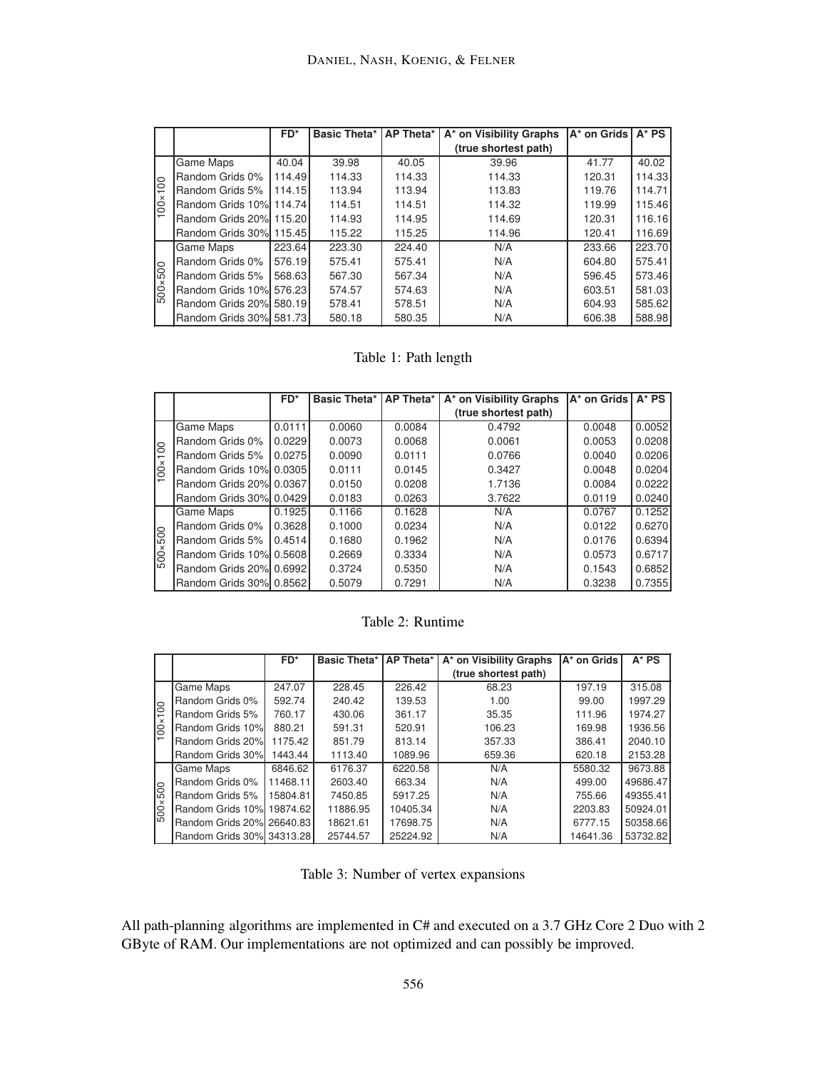| | | FD* | Basic Theta* | AP Theta* | A* on Visibility Graphs (true shortest path) | A* on Grids | A* PS |
|---|---|---|---|---|---|---|---|
| 100×100 | Game Maps | 40.04 | 39.98 | 40.05 | 39.96 | 41.77 | 40.02 |
| | Random Grids 0% | 114.49 | 114.33 | 114.33 | 114.33 | 120.31 | 114.33 |
| | Random Grids 5% | 114.15 | 113.94 | 113.94 | 113.83 | 119.76 | 114.71 |
| | Random Grids 10% | 114.74 | 114.51 | 114.51 | 114.32 | 119.99 | 115.46 |
| | Random Grids 20% | 115.20 | 114.93 | 114.95 | 114.69 | 120.31 | 116.16 |
| | Random Grids 30% | 115.45 | 115.22 | 115.25 | 114.96 | 120.41 | 116.69 |
| 500×500 | Game Maps | 223.64 | 223.30 | 224.40 | N/A | 233.66 | 223.70 |
| | Random Grids 0% | 576.19 | 575.41 | 575.41 | N/A | 604.80 | 575.41 |
| | Random Grids 5% | 568.63 | 567.30 | 567.34 | N/A | 596.45 | 573.46 |
| | Random Grids 10% | 576.23 | 574.57 | 574.63 | N/A | 603.51 | 581.03 |
| | Random Grids 20% | 580.19 | 578.41 | 578.51 | N/A | 604.93 | 585.62 |
| | Random Grids 30% | 581.73 | 580.18 | 580.35 | N/A | 606.38 | 588.98 |

Table 1: Path length

| | | FD* | Basic Theta* | AP Theta* | A* on Visibility Graphs (true shortest path) | A* on Grids | A* PS |
|---|---|---|---|---|---|---|---|
| 100×100 | Game Maps | 0.0111 | 0.0060 | 0.0084 | 0.4792 | 0.0048 | 0.0052 |
| | Random Grids 0% | 0.0229 | 0.0073 | 0.0068 | 0.0061 | 0.0053 | 0.0208 |
| | Random Grids 5% | 0.0275 | 0.0090 | 0.0111 | 0.0766 | 0.0040 | 0.0206 |
| | Random Grids 10% | 0.0305 | 0.0111 | 0.0145 | 0.3427 | 0.0048 | 0.0204 |
| | Random Grids 20% | 0.0367 | 0.0150 | 0.0208 | 1.7136 | 0.0084 | 0.0222 |
| | Random Grids 30% | 0.0429 | 0.0183 | 0.0263 | 3.7622 | 0.0119 | 0.0240 |
| 500×500 | Game Maps | 0.1925 | 0.1166 | 0.1628 | N/A | 0.0767 | 0.1252 |
| | Random Grids 0% | 0.3628 | 0.1000 | 0.0234 | N/A | 0.0122 | 0.6270 |
| | Random Grids 5% | 0.4514 | 0.1680 | 0.1962 | N/A | 0.0176 | 0.6394 |
| | Random Grids 10% | 0.5608 | 0.2669 | 0.3334 | N/A | 0.0573 | 0.6717 |
| | Random Grids 20% | 0.6992 | 0.3724 | 0.5350 | N/A | 0.1543 | 0.6852 |
| | Random Grids 30% | 0.8562 | 0.5079 | 0.7291 | N/A | 0.3238 | 0.7355 |

Table 2: Runtime

| | | FD* | Basic Theta* | AP Theta* | A* on Visibility Graphs (true shortest path) | A* on Grids | A* PS |
|---|---|---|---|---|---|---|---|
| 100×100 | Game Maps | 247.07 | 228.45 | 226.42 | 68.23 | 197.19 | 315.08 |
| | Random Grids 0% | 592.74 | 240.42 | 139.53 | 1.00 | 99.00 | 1997.29 |
| | Random Grids 5% | 760.17 | 430.06 | 361.17 | 35.35 | 111.96 | 1974.27 |
| | Random Grids 10% | 880.21 | 591.31 | 520.91 | 106.23 | 169.98 | 1936.56 |
| | Random Grids 20% | 1175.42 | 851.79 | 813.14 | 357.33 | 386.41 | 2040.10 |
| | Random Grids 30% | 1443.44 | 1113.40 | 1089.96 | 659.36 | 620.18 | 2153.28 |
| 500×500 | Game Maps | 6846.62 | 6176.37 | 6220.58 | N/A | 5580.32 | 9673.88 |
| | Random Grids 0% | 11468.11 | 2603.40 | 663.34 | N/A | 499.00 | 49686.47 |
| | Random Grids 5% | 15804.81 | 7450.85 | 5917.25 | N/A | 755.66 | 49355.41 |
| | Random Grids 10% | 19874.62 | 11886.95 | 10405.34 | N/A | 2203.83 | 50924.01 |
| | Random Grids 20% | 26640.83 | 18621.61 | 17698.75 | N/A | 6777.15 | 50358.66 |
| | Random Grids 30% | 34313.28 | 25744.57 | 25224.92 | N/A | 14641.36 | 53732.82 |

Table 3: Number of vertex expansions

All path-planning algorithms are implemented in C# and executed on a 3.7 GHz Core 2 Duo with 2 GByte of RAM. Our implementations are not optimized and can possibly be improved.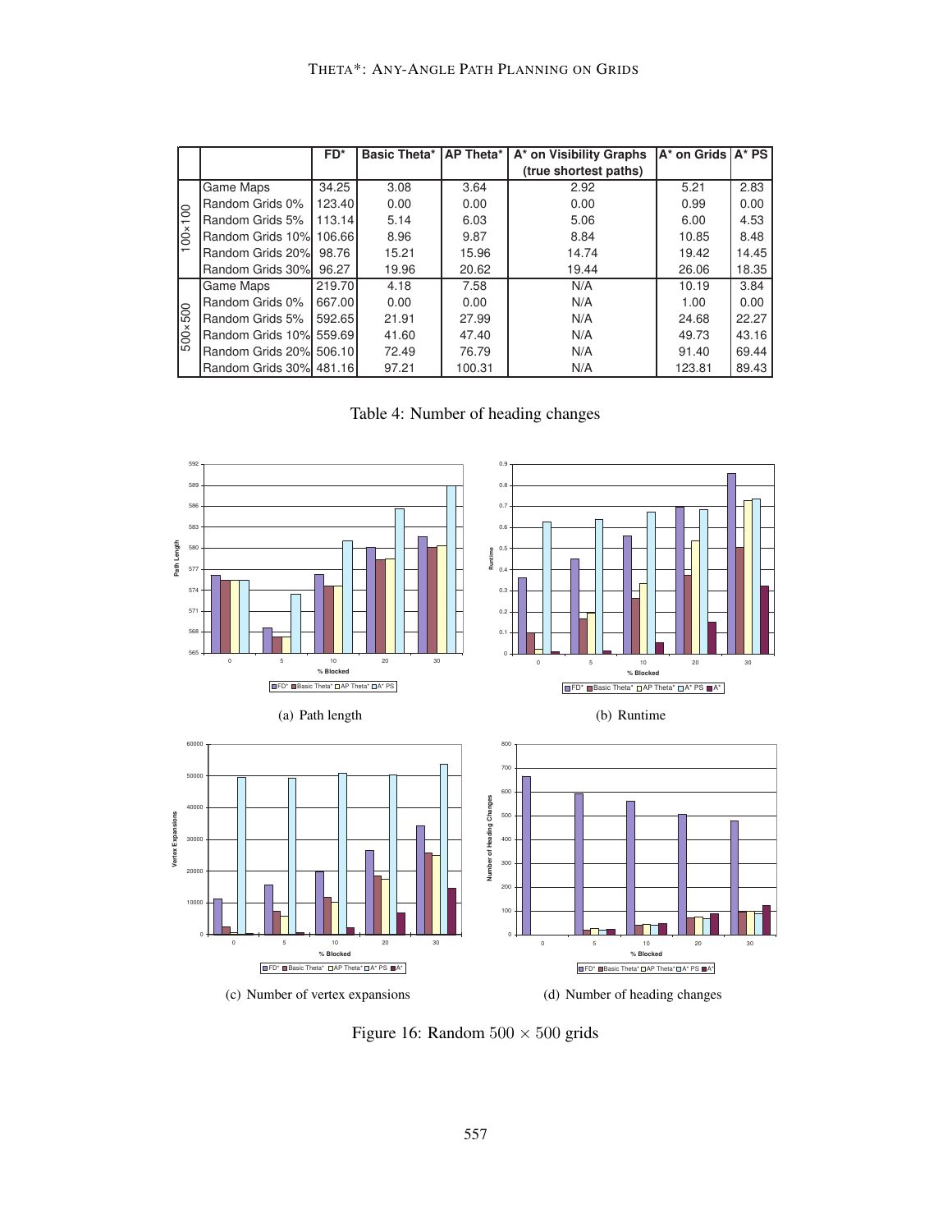| | | FD* | Basic Theta* | AP Theta* | A* on Visibility Graphs (true shortest paths) | A* on Grids | A* PS |
|---|---|---|---|---|---|---|---|
| 100×100 | Game Maps | 34.25 | 3.08 | 3.64 | 2.92 | 5.21 | 2.83 |
| | Random Grids 0% | 123.40 | 0.00 | 0.00 | 0.00 | 0.99 | 0.00 |
| | Random Grids 5% | 113.14 | 5.14 | 6.03 | 5.06 | 6.00 | 4.53 |
| | Random Grids 10% | 106.66 | 8.96 | 9.87 | 8.84 | 10.85 | 8.48 |
| | Random Grids 20% | 98.76 | 15.21 | 15.96 | 14.74 | 19.42 | 14.45 |
| | Random Grids 30% | 96.27 | 19.96 | 20.62 | 19.44 | 26.06 | 18.35 |
| 500×500 | Game Maps | 219.70 | 4.18 | 7.58 | N/A | 10.19 | 3.84 |
| | Random Grids 0% | 667.00 | 0.00 | 0.00 | N/A | 1.00 | 0.00 |
| | Random Grids 5% | 592.65 | 21.91 | 27.99 | N/A | 24.68 | 22.27 |
| | Random Grids 10% | 559.69 | 41.60 | 47.40 | N/A | 49.73 | 43.16 |
| | Random Grids 20% | 506.10 | 72.49 | 76.79 | N/A | 91.40 | 69.44 |
| | Random Grids 30% | 481.16 | 97.21 | 100.31 | N/A | 123.81 | 89.43 |

Table 4: Number of heading changes

(a) Path length

(b) Runtime

(c) Number of vertex expansions

(d) Number of heading changes

Figure 16: Random $500 \times 500$ grids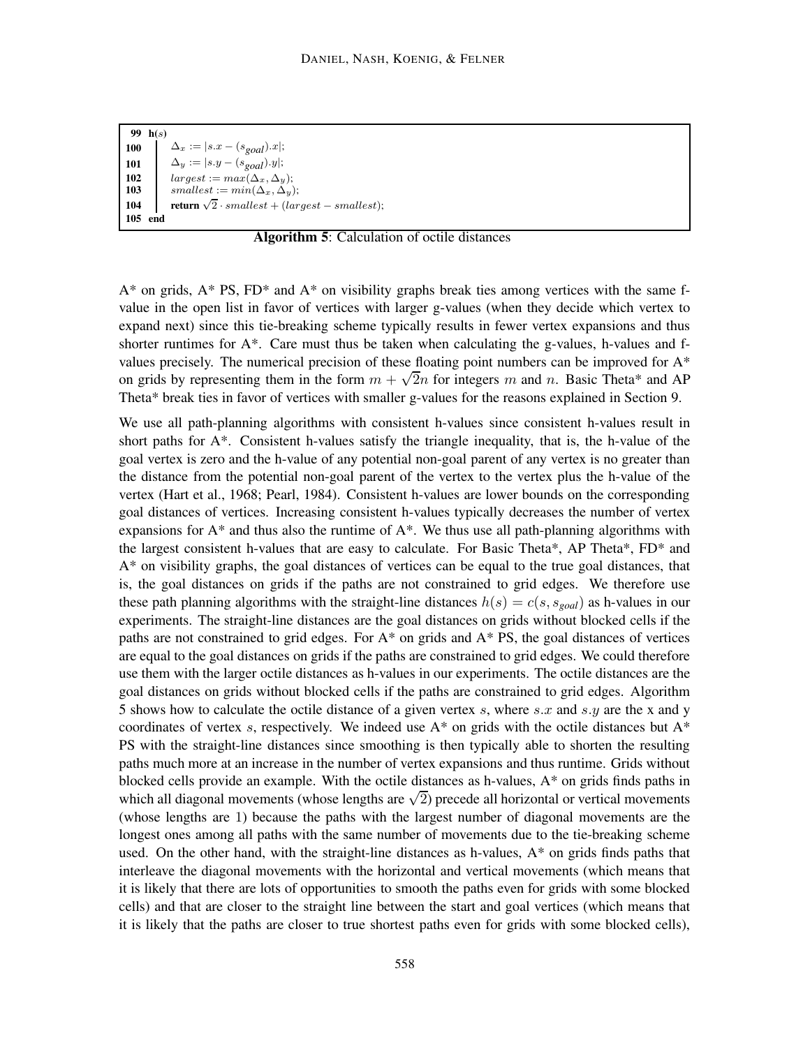```
99  h(s)
100     Δx := |s.x − (s_goal).x|;
101     Δy := |s.y − (s_goal).y|;
102     largest := max(Δx, Δy);
103     smallest := min(Δx, Δy);
104     return √2 · smallest + (largest − smallest);
105 end
```

**Algorithm 5**: Calculation of octile distances

A* on grids, A* PS, FD* and A* on visibility graphs break ties among vertices with the same f-value in the open list in favor of vertices with larger g-values (when they decide which vertex to expand next) since this tie-breaking scheme typically results in fewer vertex expansions and thus shorter runtimes for A*. Care must thus be taken when calculating the g-values, h-values and f-values precisely. The numerical precision of these floating point numbers can be improved for A* on grids by representing them in the form $m + \sqrt{2}n$ for integers $m$ and $n$. Basic Theta* and AP Theta* break ties in favor of vertices with smaller g-values for the reasons explained in Section 9.

We use all path-planning algorithms with consistent h-values since consistent h-values result in short paths for A*. Consistent h-values satisfy the triangle inequality, that is, the h-value of the goal vertex is zero and the h-value of any potential non-goal parent of any vertex is no greater than the distance from the potential non-goal parent of the vertex to the vertex plus the h-value of the vertex (Hart et al., 1968; Pearl, 1984). Consistent h-values are lower bounds on the corresponding goal distances of vertices. Increasing consistent h-values typically decreases the number of vertex expansions for A* and thus also the runtime of A*. We thus use all path-planning algorithms with the largest consistent h-values that are easy to calculate. For Basic Theta*, AP Theta*, FD* and A* on visibility graphs, the goal distances of vertices can be equal to the true goal distances, that is, the goal distances on grids if the paths are not constrained to grid edges. We therefore use these path planning algorithms with the straight-line distances $h(s) = c(s, s_{goal})$ as h-values in our experiments. The straight-line distances are the goal distances on grids without blocked cells if the paths are not constrained to grid edges. For A* on grids and A* PS, the goal distances of vertices are equal to the goal distances on grids if the paths are constrained to grid edges. We could therefore use them with the larger octile distances as h-values in our experiments. The octile distances are the goal distances on grids without blocked cells if the paths are constrained to grid edges. Algorithm 5 shows how to calculate the octile distance of a given vertex $s$, where $s.x$ and $s.y$ are the x and y coordinates of vertex $s$, respectively. We indeed use A* on grids with the octile distances but A* PS with the straight-line distances since smoothing is then typically able to shorten the resulting paths much more at an increase in the number of vertex expansions and thus runtime. Grids without blocked cells provide an example. With the octile distances as h-values, A* on grids finds paths in which all diagonal movements (whose lengths are $\sqrt{2}$) precede all horizontal or vertical movements (whose lengths are 1) because the paths with the largest number of diagonal movements are the longest ones among all paths with the same number of movements due to the tie-breaking scheme used. On the other hand, with the straight-line distances as h-values, A* on grids finds paths that interleave the diagonal movements with the horizontal and vertical movements (which means that it is likely that there are lots of opportunities to smooth the paths even for grids with some blocked cells) and that are closer to the straight line between the start and goal vertices (which means that it is likely that the paths are closer to true shortest paths even for grids with some blocked cells),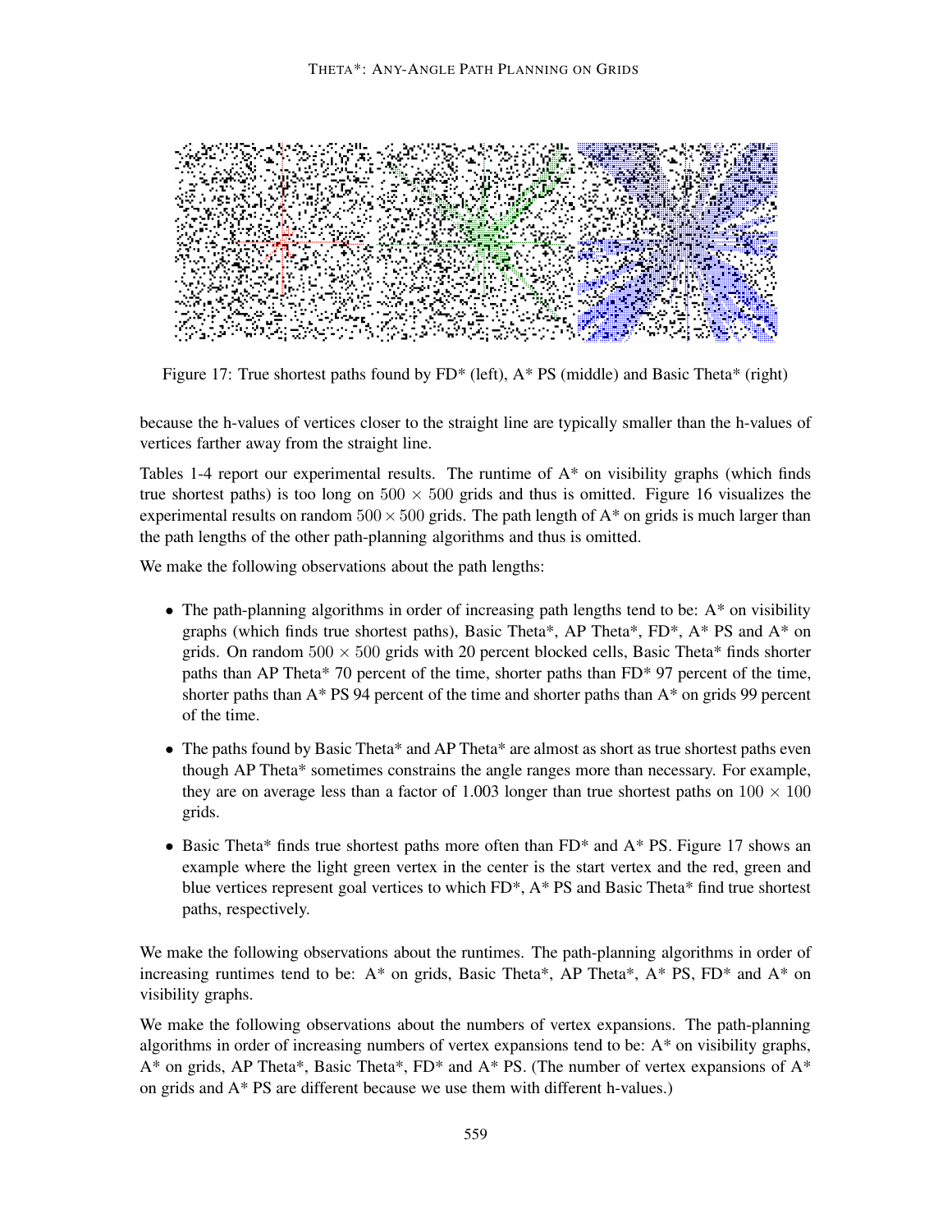Figure 17: True shortest paths found by FD* (left), A* PS (middle) and Basic Theta* (right)

because the h-values of vertices closer to the straight line are typically smaller than the h-values of vertices farther away from the straight line.

Tables 1-4 report our experimental results. The runtime of A* on visibility graphs (which finds true shortest paths) is too long on $500 \times 500$ grids and thus is omitted. Figure 16 visualizes the experimental results on random $500 \times 500$ grids. The path length of A* on grids is much larger than the path lengths of the other path-planning algorithms and thus is omitted.

We make the following observations about the path lengths:

- The path-planning algorithms in order of increasing path lengths tend to be: A* on visibility graphs (which finds true shortest paths), Basic Theta*, AP Theta*, FD*, A* PS and A* on grids. On random $500 \times 500$ grids with 20 percent blocked cells, Basic Theta* finds shorter paths than AP Theta* 70 percent of the time, shorter paths than FD* 97 percent of the time, shorter paths than A* PS 94 percent of the time and shorter paths than A* on grids 99 percent of the time.
- The paths found by Basic Theta* and AP Theta* are almost as short as true shortest paths even though AP Theta* sometimes constrains the angle ranges more than necessary. For example, they are on average less than a factor of 1.003 longer than true shortest paths on $100 \times 100$ grids.
- Basic Theta* finds true shortest paths more often than FD* and A* PS. Figure 17 shows an example where the light green vertex in the center is the start vertex and the red, green and blue vertices represent goal vertices to which FD*, A* PS and Basic Theta* find true shortest paths, respectively.

We make the following observations about the runtimes. The path-planning algorithms in order of increasing runtimes tend to be: A* on grids, Basic Theta*, AP Theta*, A* PS, FD* and A* on visibility graphs.

We make the following observations about the numbers of vertex expansions. The path-planning algorithms in order of increasing numbers of vertex expansions tend to be: A* on visibility graphs, A* on grids, AP Theta*, Basic Theta*, FD* and A* PS. (The number of vertex expansions of A* on grids and A* PS are different because we use them with different h-values.)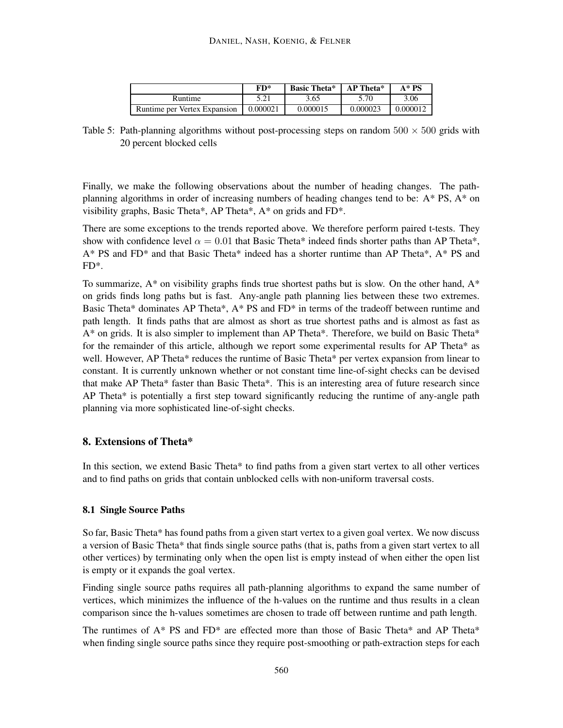| | FD* | Basic Theta* | AP Theta* | A* PS |
|---|---|---|---|---|
| Runtime | 5.21 | 3.65 | 5.70 | 3.06 |
| Runtime per Vertex Expansion | 0.000021 | 0.000015 | 0.000023 | 0.000012 |

Table 5: Path-planning algorithms without post-processing steps on random $500 \times 500$ grids with 20 percent blocked cells

Finally, we make the following observations about the number of heading changes. The path-planning algorithms in order of increasing numbers of heading changes tend to be: A* PS, A* on visibility graphs, Basic Theta*, AP Theta*, A* on grids and FD*.

There are some exceptions to the trends reported above. We therefore perform paired t-tests. They show with confidence level $\alpha = 0.01$ that Basic Theta* indeed finds shorter paths than AP Theta*, A* PS and FD* and that Basic Theta* indeed has a shorter runtime than AP Theta*, A* PS and FD*.

To summarize, A* on visibility graphs finds true shortest paths but is slow. On the other hand, A* on grids finds long paths but is fast. Any-angle path planning lies between these two extremes. Basic Theta* dominates AP Theta*, A* PS and FD* in terms of the tradeoff between runtime and path length. It finds paths that are almost as short as true shortest paths and is almost as fast as A* on grids. It is also simpler to implement than AP Theta*. Therefore, we build on Basic Theta* for the remainder of this article, although we report some experimental results for AP Theta* as well. However, AP Theta* reduces the runtime of Basic Theta* per vertex expansion from linear to constant. It is currently unknown whether or not constant time line-of-sight checks can be devised that make AP Theta* faster than Basic Theta*. This is an interesting area of future research since AP Theta* is potentially a first step toward significantly reducing the runtime of any-angle path planning via more sophisticated line-of-sight checks.

## 8. Extensions of Theta*

In this section, we extend Basic Theta* to find paths from a given start vertex to all other vertices and to find paths on grids that contain unblocked cells with non-uniform traversal costs.

### 8.1 Single Source Paths

So far, Basic Theta* has found paths from a given start vertex to a given goal vertex. We now discuss a version of Basic Theta* that finds single source paths (that is, paths from a given start vertex to all other vertices) by terminating only when the open list is empty instead of when either the open list is empty or it expands the goal vertex.

Finding single source paths requires all path-planning algorithms to expand the same number of vertices, which minimizes the influence of the h-values on the runtime and thus results in a clean comparison since the h-values sometimes are chosen to trade off between runtime and path length.

The runtimes of A* PS and FD* are effected more than those of Basic Theta* and AP Theta* when finding single source paths since they require post-smoothing or path-extraction steps for each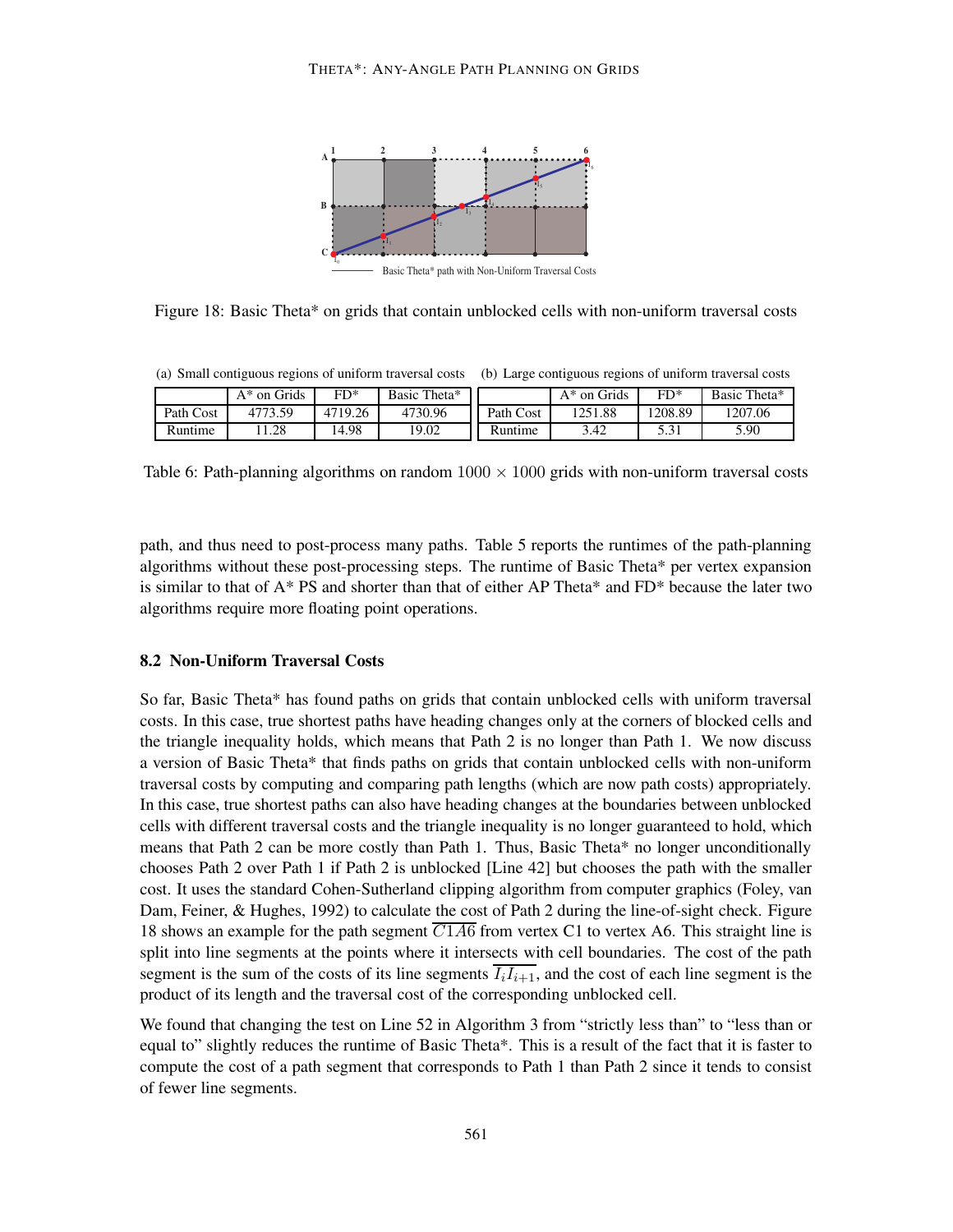Basic Theta* path with Non-Uniform Traversal Costs

Figure 18: Basic Theta* on grids that contain unblocked cells with non-uniform traversal costs

(a) Small contiguous regions of uniform traversal costs

| | A* on Grids | FD* | Basic Theta* |
|---|---|---|---|
| Path Cost | 4773.59 | 4719.26 | 4730.96 |
| Runtime | 11.28 | 14.98 | 19.02 |

(b) Large contiguous regions of uniform traversal costs

| | A* on Grids | FD* | Basic Theta* |
|---|---|---|---|
| Path Cost | 1251.88 | 1208.89 | 1207.06 |
| Runtime | 3.42 | 5.31 | 5.90 |

Table 6: Path-planning algorithms on random $1000 \times 1000$ grids with non-uniform traversal costs

path, and thus need to post-process many paths. Table 5 reports the runtimes of the path-planning algorithms without these post-processing steps. The runtime of Basic Theta* per vertex expansion is similar to that of A* PS and shorter than that of either AP Theta* and FD* because the later two algorithms require more floating point operations.

### 8.2 Non-Uniform Traversal Costs

So far, Basic Theta* has found paths on grids that contain unblocked cells with uniform traversal costs. In this case, true shortest paths have heading changes only at the corners of blocked cells and the triangle inequality holds, which means that Path 2 is no longer than Path 1. We now discuss a version of Basic Theta* that finds paths on grids that contain unblocked cells with non-uniform traversal costs by computing and comparing path lengths (which are now path costs) appropriately. In this case, true shortest paths can also have heading changes at the boundaries between unblocked cells with different traversal costs and the triangle inequality is no longer guaranteed to hold, which means that Path 2 can be more costly than Path 1. Thus, Basic Theta* no longer unconditionally chooses Path 2 over Path 1 if Path 2 is unblocked [Line 42] but chooses the path with the smaller cost. It uses the standard Cohen-Sutherland clipping algorithm from computer graphics (Foley, van Dam, Feiner, & Hughes, 1992) to calculate the cost of Path 2 during the line-of-sight check. Figure 18 shows an example for the path segment $\overline{C1A6}$ from vertex C1 to vertex A6. This straight line is split into line segments at the points where it intersects with cell boundaries. The cost of the path segment is the sum of the costs of its line segments $\overline{I_i I_{i+1}}$, and the cost of each line segment is the product of its length and the traversal cost of the corresponding unblocked cell.

We found that changing the test on Line 52 in Algorithm 3 from "strictly less than" to "less than or equal to" slightly reduces the runtime of Basic Theta*. This is a result of the fact that it is faster to compute the cost of a path segment that corresponds to Path 1 than Path 2 since it tends to consist of fewer line segments.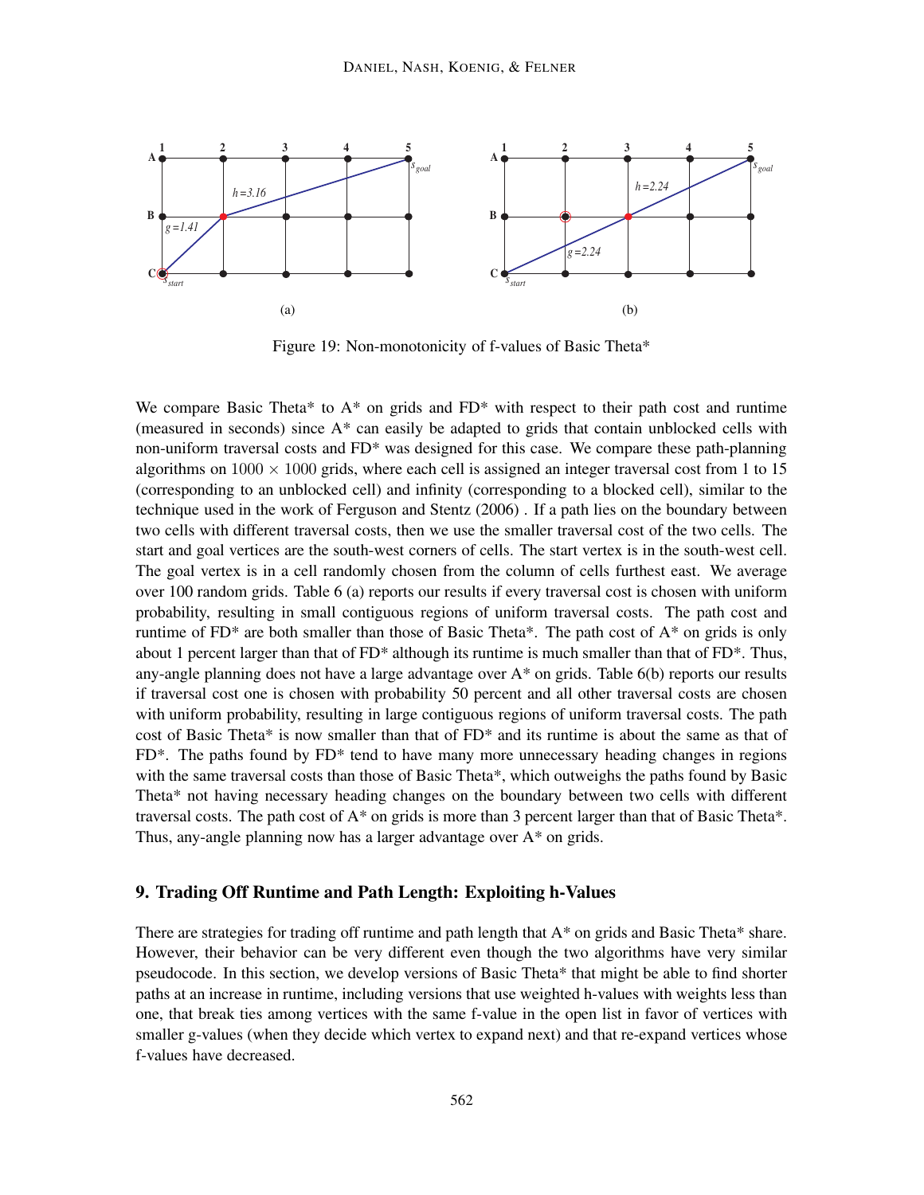Figure 19: Non-monotonicity of f-values of Basic Theta*

We compare Basic Theta* to A* on grids and FD* with respect to their path cost and runtime (measured in seconds) since A* can easily be adapted to grids that contain unblocked cells with non-uniform traversal costs and FD* was designed for this case. We compare these path-planning algorithms on $1000 \times 1000$ grids, where each cell is assigned an integer traversal cost from 1 to 15 (corresponding to an unblocked cell) and infinity (corresponding to a blocked cell), similar to the technique used in the work of Ferguson and Stentz (2006) . If a path lies on the boundary between two cells with different traversal costs, then we use the smaller traversal cost of the two cells. The start and goal vertices are the south-west corners of cells. The start vertex is in the south-west cell. The goal vertex is in a cell randomly chosen from the column of cells furthest east. We average over 100 random grids. Table 6 (a) reports our results if every traversal cost is chosen with uniform probability, resulting in small contiguous regions of uniform traversal costs. The path cost and runtime of FD* are both smaller than those of Basic Theta*. The path cost of A* on grids is only about 1 percent larger than that of FD* although its runtime is much smaller than that of FD*. Thus, any-angle planning does not have a large advantage over A* on grids. Table 6(b) reports our results if traversal cost one is chosen with probability 50 percent and all other traversal costs are chosen with uniform probability, resulting in large contiguous regions of uniform traversal costs. The path cost of Basic Theta* is now smaller than that of FD* and its runtime is about the same as that of FD*. The paths found by FD* tend to have many more unnecessary heading changes in regions with the same traversal costs than those of Basic Theta*, which outweighs the paths found by Basic Theta* not having necessary heading changes on the boundary between two cells with different traversal costs. The path cost of A* on grids is more than 3 percent larger than that of Basic Theta*. Thus, any-angle planning now has a larger advantage over A* on grids.

## 9. Trading Off Runtime and Path Length: Exploiting h-Values

There are strategies for trading off runtime and path length that A* on grids and Basic Theta* share. However, their behavior can be very different even though the two algorithms have very similar pseudocode. In this section, we develop versions of Basic Theta* that might be able to find shorter paths at an increase in runtime, including versions that use weighted h-values with weights less than one, that break ties among vertices with the same f-value in the open list in favor of vertices with smaller g-values (when they decide which vertex to expand next) and that re-expand vertices whose f-values have decreased.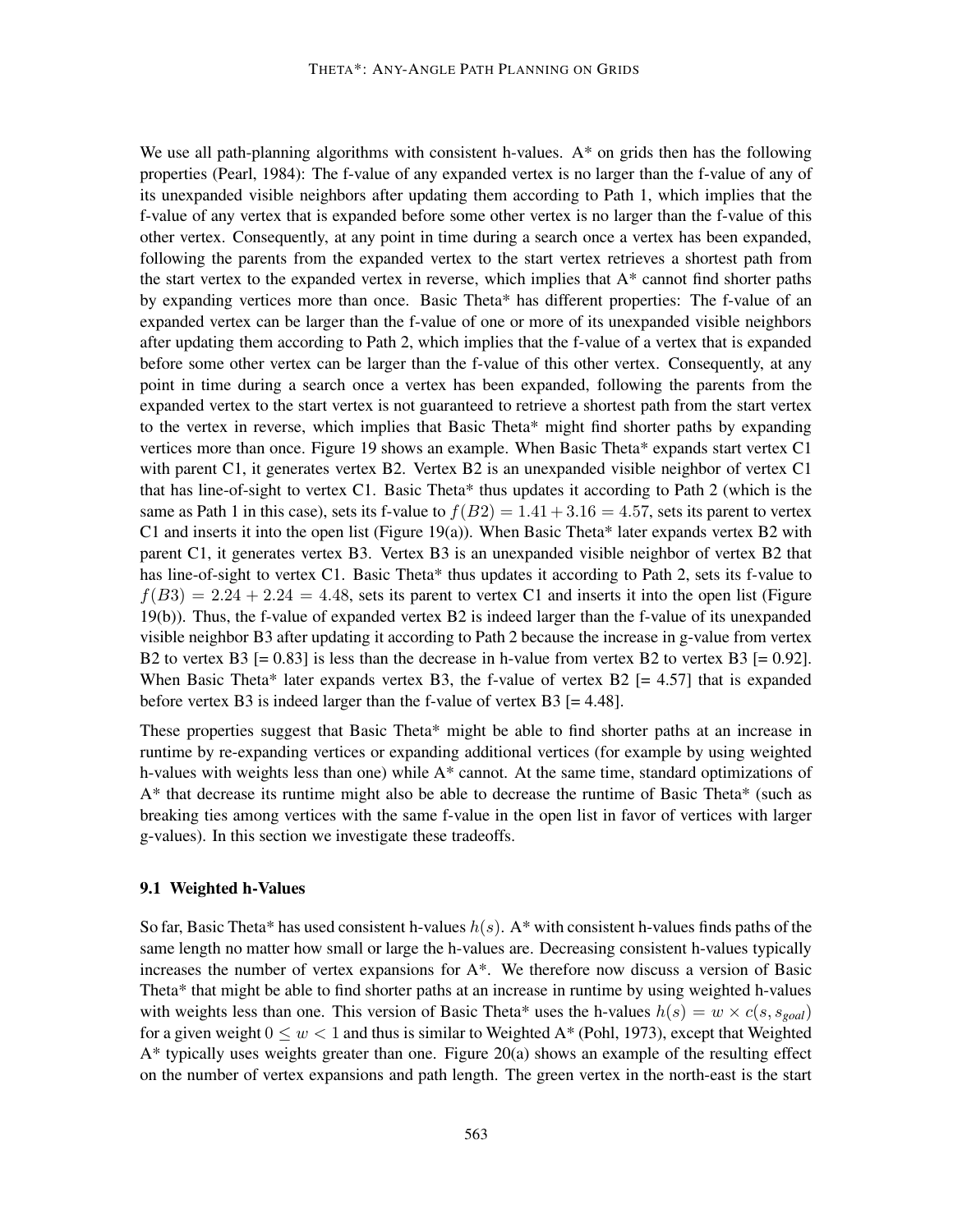We use all path-planning algorithms with consistent h-values. A* on grids then has the following properties (Pearl, 1984): The f-value of any expanded vertex is no larger than the f-value of any of its unexpanded visible neighbors after updating them according to Path 1, which implies that the f-value of any vertex that is expanded before some other vertex is no larger than the f-value of this other vertex. Consequently, at any point in time during a search once a vertex has been expanded, following the parents from the expanded vertex to the start vertex retrieves a shortest path from the start vertex to the expanded vertex in reverse, which implies that A* cannot find shorter paths by expanding vertices more than once. Basic Theta* has different properties: The f-value of an expanded vertex can be larger than the f-value of one or more of its unexpanded visible neighbors after updating them according to Path 2, which implies that the f-value of a vertex that is expanded before some other vertex can be larger than the f-value of this other vertex. Consequently, at any point in time during a search once a vertex has been expanded, following the parents from the expanded vertex to the start vertex is not guaranteed to retrieve a shortest path from the start vertex to the vertex in reverse, which implies that Basic Theta* might find shorter paths by expanding vertices more than once. Figure 19 shows an example. When Basic Theta* expands start vertex C1 with parent C1, it generates vertex B2. Vertex B2 is an unexpanded visible neighbor of vertex C1 that has line-of-sight to vertex C1. Basic Theta* thus updates it according to Path 2 (which is the same as Path 1 in this case), sets its f-value to $f(B2) = 1.41 + 3.16 = 4.57$, sets its parent to vertex C1 and inserts it into the open list (Figure 19(a)). When Basic Theta* later expands vertex B2 with parent C1, it generates vertex B3. Vertex B3 is an unexpanded visible neighbor of vertex B2 that has line-of-sight to vertex C1. Basic Theta* thus updates it according to Path 2, sets its f-value to $f(B3) = 2.24 + 2.24 = 4.48$, sets its parent to vertex C1 and inserts it into the open list (Figure 19(b)). Thus, the f-value of expanded vertex B2 is indeed larger than the f-value of its unexpanded visible neighbor B3 after updating it according to Path 2 because the increase in g-value from vertex B2 to vertex B3 [= 0.83] is less than the decrease in h-value from vertex B2 to vertex B3 [= 0.92]. When Basic Theta* later expands vertex B3, the f-value of vertex B2 [= 4.57] that is expanded before vertex B3 is indeed larger than the f-value of vertex B3 [= 4.48].

These properties suggest that Basic Theta* might be able to find shorter paths at an increase in runtime by re-expanding vertices or expanding additional vertices (for example by using weighted h-values with weights less than one) while A* cannot. At the same time, standard optimizations of A* that decrease its runtime might also be able to decrease the runtime of Basic Theta* (such as breaking ties among vertices with the same f-value in the open list in favor of vertices with larger g-values). In this section we investigate these tradeoffs.

### 9.1 Weighted h-Values

So far, Basic Theta* has used consistent h-values $h(s)$. A* with consistent h-values finds paths of the same length no matter how small or large the h-values are. Decreasing consistent h-values typically increases the number of vertex expansions for A*. We therefore now discuss a version of Basic Theta* that might be able to find shorter paths at an increase in runtime by using weighted h-values with weights less than one. This version of Basic Theta* uses the h-values $h(s) = w \times c(s, s_{goal})$ for a given weight $0 \leq w < 1$ and thus is similar to Weighted A* (Pohl, 1973), except that Weighted A* typically uses weights greater than one. Figure 20(a) shows an example of the resulting effect on the number of vertex expansions and path length. The green vertex in the north-east is the start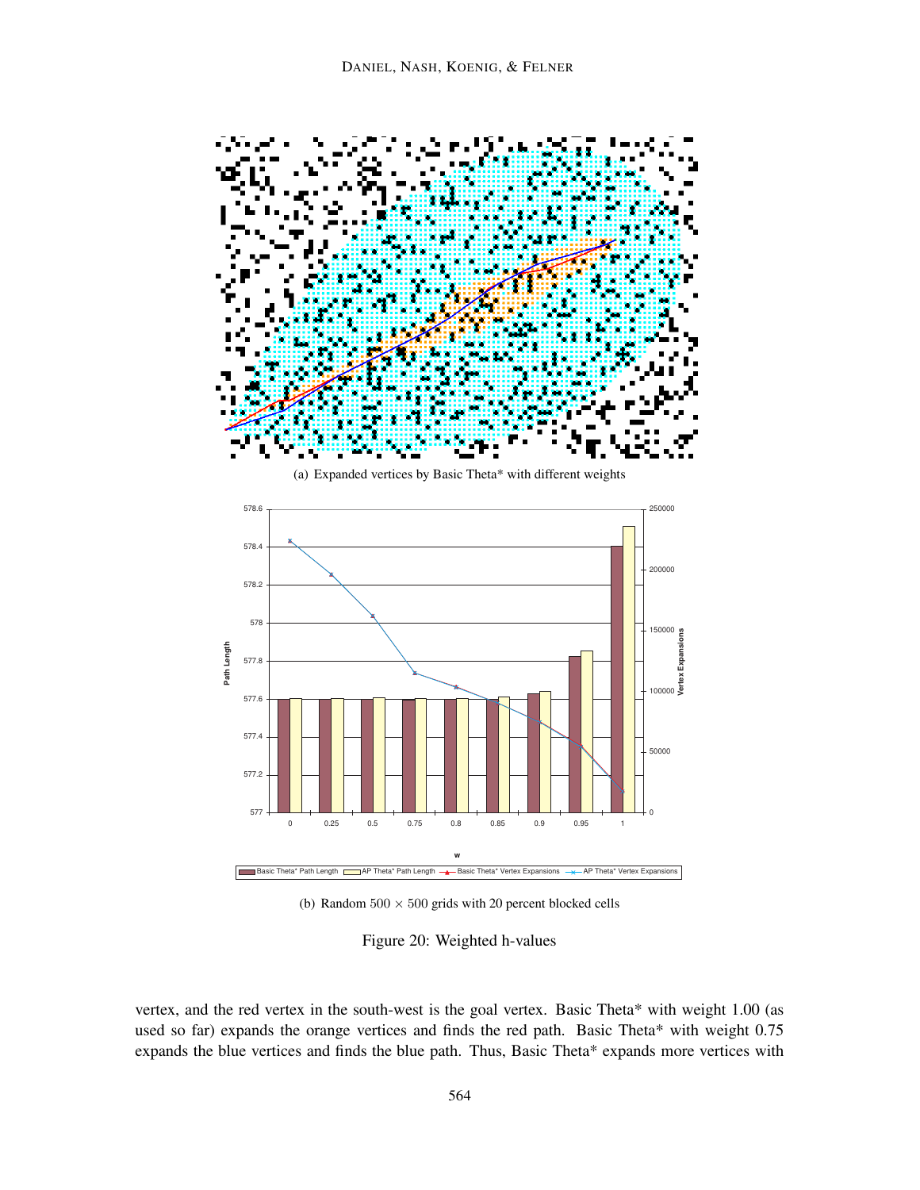(a) Expanded vertices by Basic Theta* with different weights

(b) Random $500 \times 500$ grids with 20 percent blocked cells

Figure 20: Weighted h-values

vertex, and the red vertex in the south-west is the goal vertex. Basic Theta* with weight 1.00 (as used so far) expands the orange vertices and finds the red path. Basic Theta* with weight 0.75 expands the blue vertices and finds the blue path. Thus, Basic Theta* expands more vertices with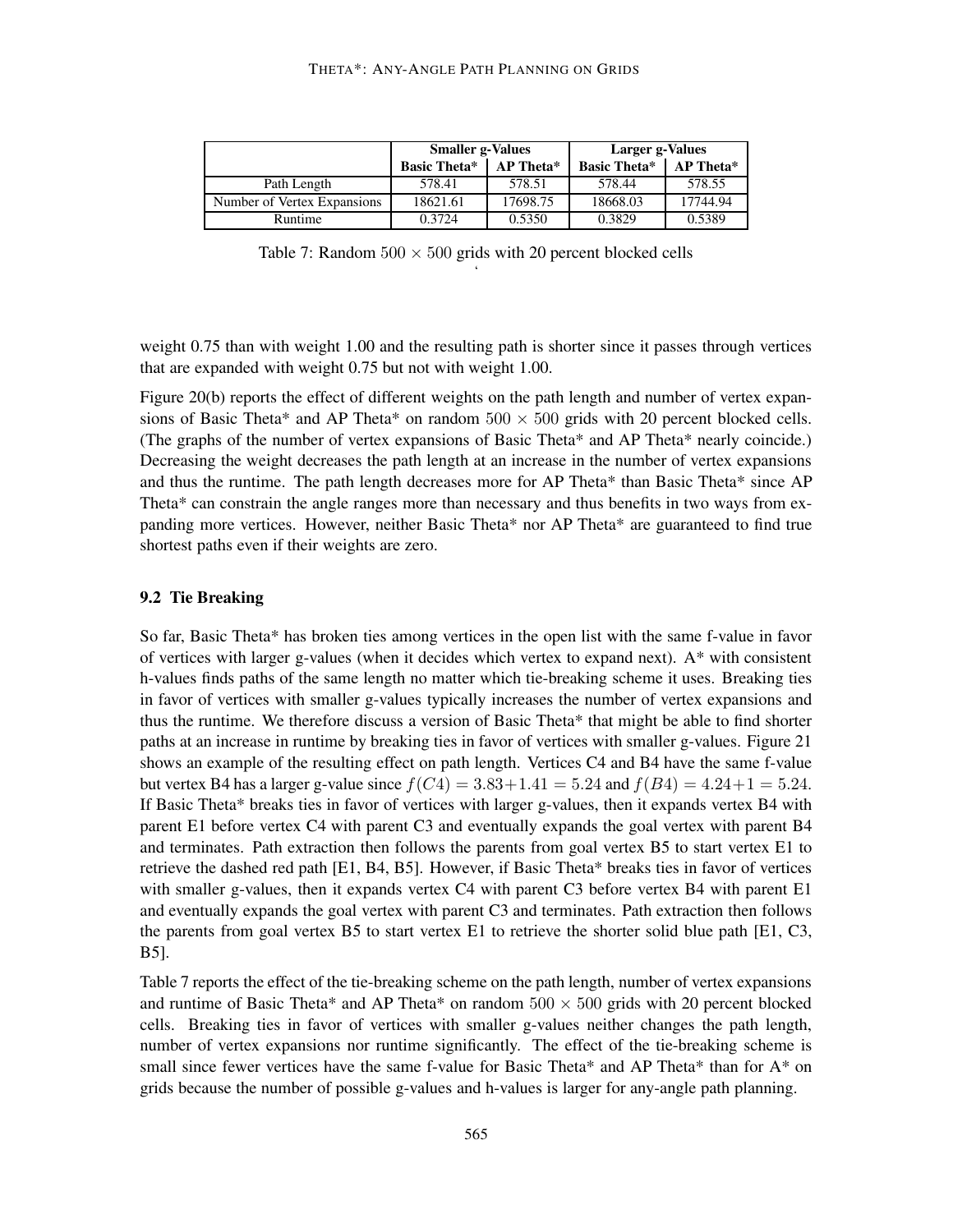| | Smaller g-Values | | Larger g-Values | |
|---|---|---|---|---|
| | **Basic Theta*** | **AP Theta*** | **Basic Theta*** | **AP Theta*** |
| Path Length | 578.41 | 578.51 | 578.44 | 578.55 |
| Number of Vertex Expansions | 18621.61 | 17698.75 | 18668.03 | 17744.94 |
| Runtime | 0.3724 | 0.5350 | 0.3829 | 0.5389 |

Table 7: Random $500 \times 500$ grids with 20 percent blocked cells

weight 0.75 than with weight 1.00 and the resulting path is shorter since it passes through vertices that are expanded with weight 0.75 but not with weight 1.00.

Figure 20(b) reports the effect of different weights on the path length and number of vertex expansions of Basic Theta* and AP Theta* on random $500 \times 500$ grids with 20 percent blocked cells. (The graphs of the number of vertex expansions of Basic Theta* and AP Theta* nearly coincide.) Decreasing the weight decreases the path length at an increase in the number of vertex expansions and thus the runtime. The path length decreases more for AP Theta* than Basic Theta* since AP Theta* can constrain the angle ranges more than necessary and thus benefits in two ways from expanding more vertices. However, neither Basic Theta* nor AP Theta* are guaranteed to find true shortest paths even if their weights are zero.

### 9.2 Tie Breaking

So far, Basic Theta* has broken ties among vertices in the open list with the same f-value in favor of vertices with larger g-values (when it decides which vertex to expand next). A* with consistent h-values finds paths of the same length no matter which tie-breaking scheme it uses. Breaking ties in favor of vertices with smaller g-values typically increases the number of vertex expansions and thus the runtime. We therefore discuss a version of Basic Theta* that might be able to find shorter paths at an increase in runtime by breaking ties in favor of vertices with smaller g-values. Figure 21 shows an example of the resulting effect on path length. Vertices C4 and B4 have the same f-value but vertex B4 has a larger g-value since $f(C4) = 3.83 + 1.41 = 5.24$ and $f(B4) = 4.24 + 1 = 5.24$. If Basic Theta* breaks ties in favor of vertices with larger g-values, then it expands vertex B4 with parent E1 before vertex C4 with parent C3 and eventually expands the goal vertex with parent B4 and terminates. Path extraction then follows the parents from goal vertex B5 to start vertex E1 to retrieve the dashed red path [E1, B4, B5]. However, if Basic Theta* breaks ties in favor of vertices with smaller g-values, then it expands vertex C4 with parent C3 before vertex B4 with parent E1 and eventually expands the goal vertex with parent C3 and terminates. Path extraction then follows the parents from goal vertex B5 to start vertex E1 to retrieve the shorter solid blue path [E1, C3, B5].

Table 7 reports the effect of the tie-breaking scheme on the path length, number of vertex expansions and runtime of Basic Theta* and AP Theta* on random $500 \times 500$ grids with 20 percent blocked cells. Breaking ties in favor of vertices with smaller g-values neither changes the path length, number of vertex expansions nor runtime significantly. The effect of the tie-breaking scheme is small since fewer vertices have the same f-value for Basic Theta* and AP Theta* than for A* on grids because the number of possible g-values and h-values is larger for any-angle path planning.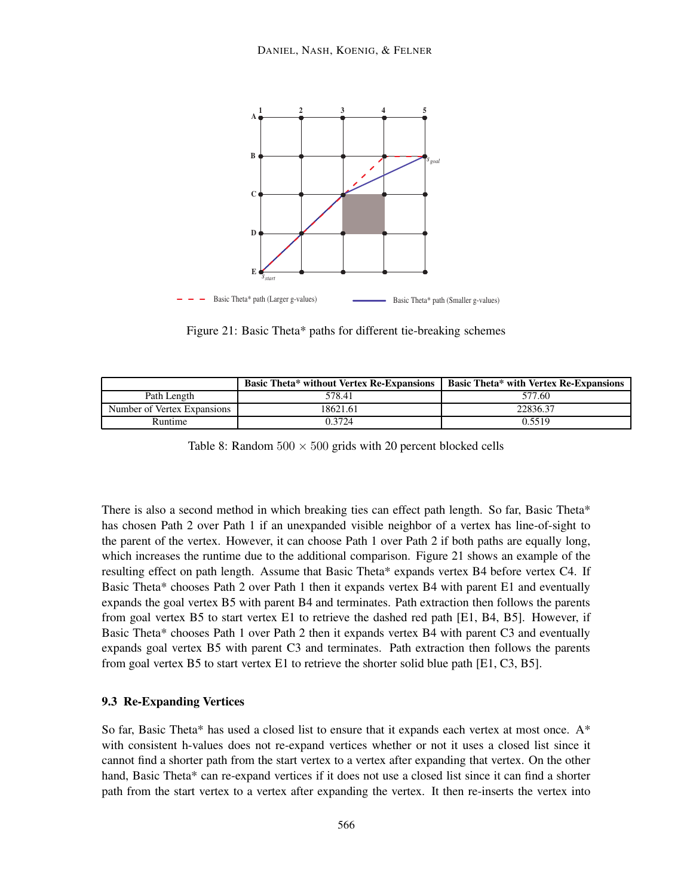Figure 21: Basic Theta* paths for different tie-breaking schemes

|  | Basic Theta* without Vertex Re-Expansions | Basic Theta* with Vertex Re-Expansions |
| --- | --- | --- |
| Path Length | 578.41 | 577.60 |
| Number of Vertex Expansions | 18621.61 | 22836.37 |
| Runtime | 0.3724 | 0.5519 |

Table 8: Random $500 \times 500$ grids with 20 percent blocked cells

There is also a second method in which breaking ties can effect path length. So far, Basic Theta* has chosen Path 2 over Path 1 if an unexpanded visible neighbor of a vertex has line-of-sight to the parent of the vertex. However, it can choose Path 1 over Path 2 if both paths are equally long, which increases the runtime due to the additional comparison. Figure 21 shows an example of the resulting effect on path length. Assume that Basic Theta* expands vertex B4 before vertex C4. If Basic Theta* chooses Path 2 over Path 1 then it expands vertex B4 with parent E1 and eventually expands the goal vertex B5 with parent B4 and terminates. Path extraction then follows the parents from goal vertex B5 to start vertex E1 to retrieve the dashed red path [E1, B4, B5]. However, if Basic Theta* chooses Path 1 over Path 2 then it expands vertex B4 with parent C3 and eventually expands goal vertex B5 with parent C3 and terminates. Path extraction then follows the parents from goal vertex B5 to start vertex E1 to retrieve the shorter solid blue path [E1, C3, B5].

### 9.3 Re-Expanding Vertices

So far, Basic Theta* has used a closed list to ensure that it expands each vertex at most once. A* with consistent h-values does not re-expand vertices whether or not it uses a closed list since it cannot find a shorter path from the start vertex to a vertex after expanding that vertex. On the other hand, Basic Theta* can re-expand vertices if it does not use a closed list since it can find a shorter path from the start vertex to a vertex after expanding the vertex. It then re-inserts the vertex into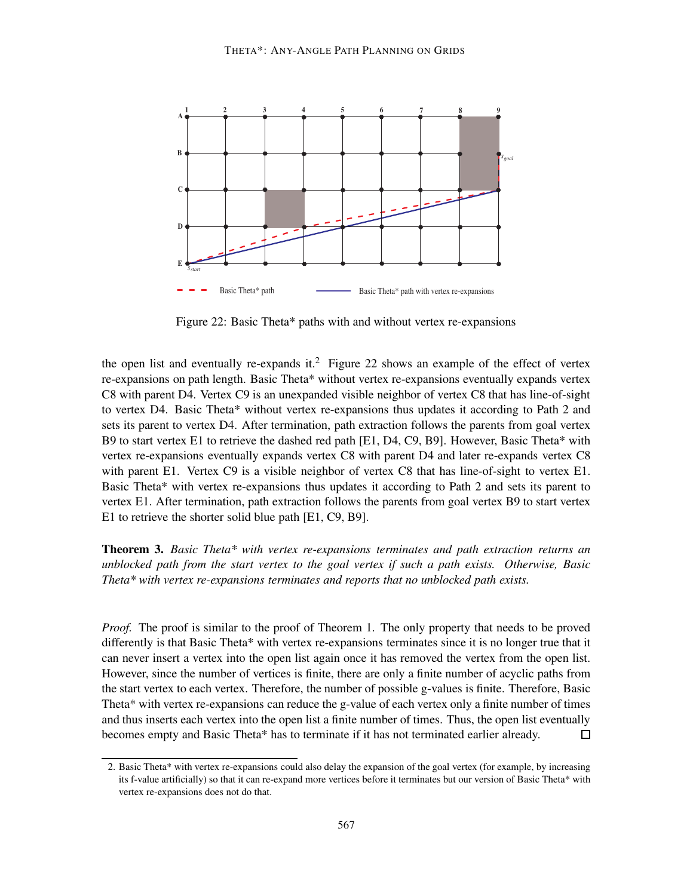Figure 22: Basic Theta* paths with and without vertex re-expansions

the open list and eventually re-expands it.[2] Figure 22 shows an example of the effect of vertex re-expansions on path length. Basic Theta* without vertex re-expansions eventually expands vertex C8 with parent D4. Vertex C9 is an unexpanded visible neighbor of vertex C8 that has line-of-sight to vertex D4. Basic Theta* without vertex re-expansions thus updates it according to Path 2 and sets its parent to vertex D4. After termination, path extraction follows the parents from goal vertex B9 to start vertex E1 to retrieve the dashed red path [E1, D4, C9, B9]. However, Basic Theta* with vertex re-expansions eventually expands vertex C8 with parent D4 and later re-expands vertex C8 with parent E1. Vertex C9 is a visible neighbor of vertex C8 that has line-of-sight to vertex E1. Basic Theta* with vertex re-expansions thus updates it according to Path 2 and sets its parent to vertex E1. After termination, path extraction follows the parents from goal vertex B9 to start vertex E1 to retrieve the shorter solid blue path [E1, C9, B9].

**Theorem 3.** *Basic Theta* with vertex re-expansions terminates and path extraction returns an unblocked path from the start vertex to the goal vertex if such a path exists. Otherwise, Basic Theta* with vertex re-expansions terminates and reports that no unblocked path exists.*

*Proof.* The proof is similar to the proof of Theorem 1. The only property that needs to be proved differently is that Basic Theta* with vertex re-expansions terminates since it is no longer true that it can never insert a vertex into the open list again once it has removed the vertex from the open list. However, since the number of vertices is finite, there are only a finite number of acyclic paths from the start vertex to each vertex. Therefore, the number of possible g-values is finite. Therefore, Basic Theta* with vertex re-expansions can reduce the g-value of each vertex only a finite number of times and thus inserts each vertex into the open list a finite number of times. Thus, the open list eventually becomes empty and Basic Theta* has to terminate if it has not terminated earlier already. □

2. Basic Theta* with vertex re-expansions could also delay the expansion of the goal vertex (for example, by increasing its f-value artificially) so that it can re-expand more vertices before it terminates but our version of Basic Theta* with vertex re-expansions does not do that.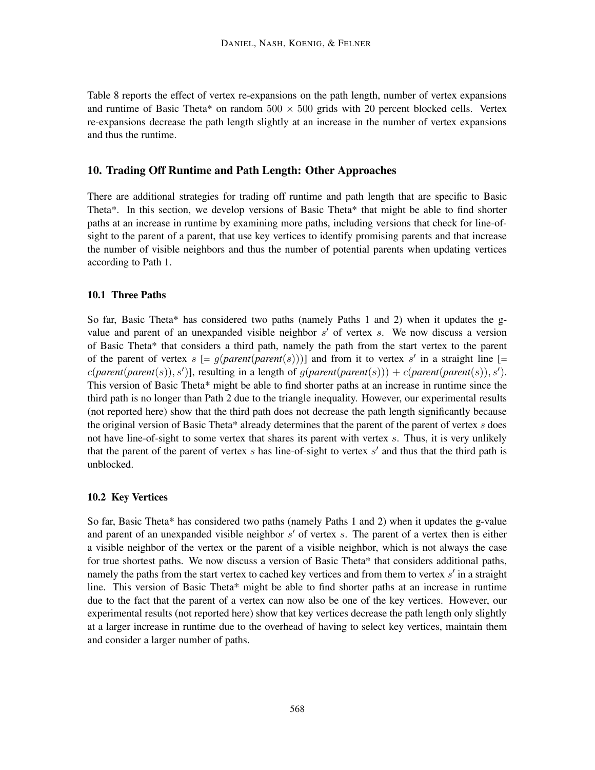Table 8 reports the effect of vertex re-expansions on the path length, number of vertex expansions and runtime of Basic Theta* on random $500 \times 500$ grids with 20 percent blocked cells. Vertex re-expansions decrease the path length slightly at an increase in the number of vertex expansions and thus the runtime.

## 10. Trading Off Runtime and Path Length: Other Approaches

There are additional strategies for trading off runtime and path length that are specific to Basic Theta*. In this section, we develop versions of Basic Theta* that might be able to find shorter paths at an increase in runtime by examining more paths, including versions that check for line-of-sight to the parent of a parent, that use key vertices to identify promising parents and that increase the number of visible neighbors and thus the number of potential parents when updating vertices according to Path 1.

### 10.1 Three Paths

So far, Basic Theta* has considered two paths (namely Paths 1 and 2) when it updates the g-value and parent of an unexpanded visible neighbor $s'$ of vertex $s$. We now discuss a version of Basic Theta* that considers a third path, namely the path from the start vertex to the parent of the parent of vertex $s$ [= $g(\textit{parent}(\textit{parent}(s)))$] and from it to vertex $s'$ in a straight line [= $c(\textit{parent}(\textit{parent}(s)), s')$], resulting in a length of $g(\textit{parent}(\textit{parent}(s))) + c(\textit{parent}(\textit{parent}(s)), s')$. This version of Basic Theta* might be able to find shorter paths at an increase in runtime since the third path is no longer than Path 2 due to the triangle inequality. However, our experimental results (not reported here) show that the third path does not decrease the path length significantly because the original version of Basic Theta* already determines that the parent of the parent of vertex $s$ does not have line-of-sight to some vertex that shares its parent with vertex $s$. Thus, it is very unlikely that the parent of the parent of vertex $s$ has line-of-sight to vertex $s'$ and thus that the third path is unblocked.

### 10.2 Key Vertices

So far, Basic Theta* has considered two paths (namely Paths 1 and 2) when it updates the g-value and parent of an unexpanded visible neighbor $s'$ of vertex $s$. The parent of a vertex then is either a visible neighbor of the vertex or the parent of a visible neighbor, which is not always the case for true shortest paths. We now discuss a version of Basic Theta* that considers additional paths, namely the paths from the start vertex to cached key vertices and from them to vertex $s'$ in a straight line. This version of Basic Theta* might be able to find shorter paths at an increase in runtime due to the fact that the parent of a vertex can now also be one of the key vertices. However, our experimental results (not reported here) show that key vertices decrease the path length only slightly at a larger increase in runtime due to the overhead of having to select key vertices, maintain them and consider a larger number of paths.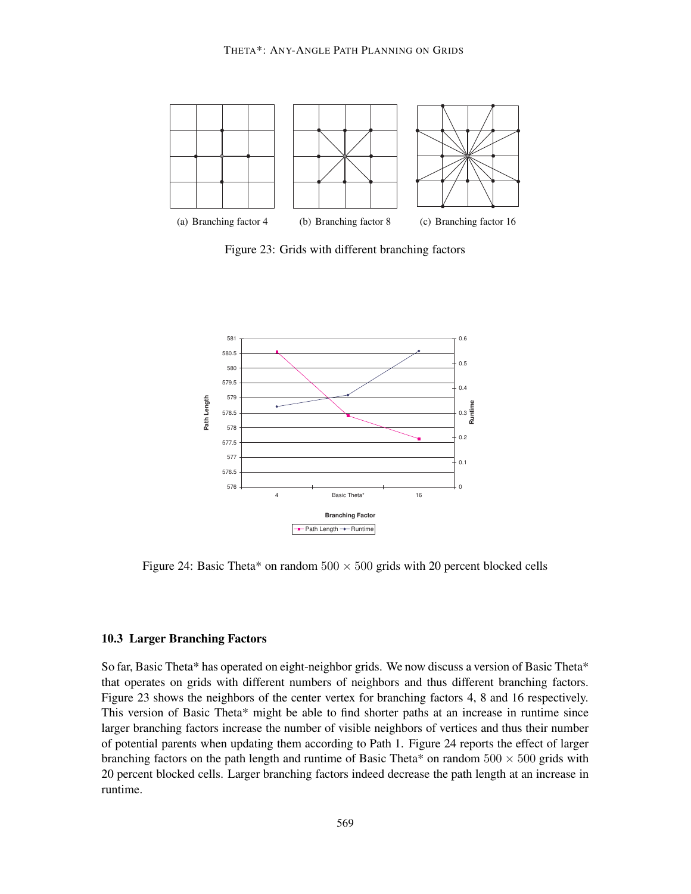(a) Branching factor 4

(b) Branching factor 8

(c) Branching factor 16

Figure 23: Grids with different branching factors

Figure 24: Basic Theta* on random $500 \times 500$ grids with 20 percent blocked cells

### 10.3 Larger Branching Factors

So far, Basic Theta* has operated on eight-neighbor grids. We now discuss a version of Basic Theta* that operates on grids with different numbers of neighbors and thus different branching factors. Figure 23 shows the neighbors of the center vertex for branching factors 4, 8 and 16 respectively. This version of Basic Theta* might be able to find shorter paths at an increase in runtime since larger branching factors increase the number of visible neighbors of vertices and thus their number of potential parents when updating them according to Path 1. Figure 24 reports the effect of larger branching factors on the path length and runtime of Basic Theta* on random $500 \times 500$ grids with 20 percent blocked cells. Larger branching factors indeed decrease the path length at an increase in runtime.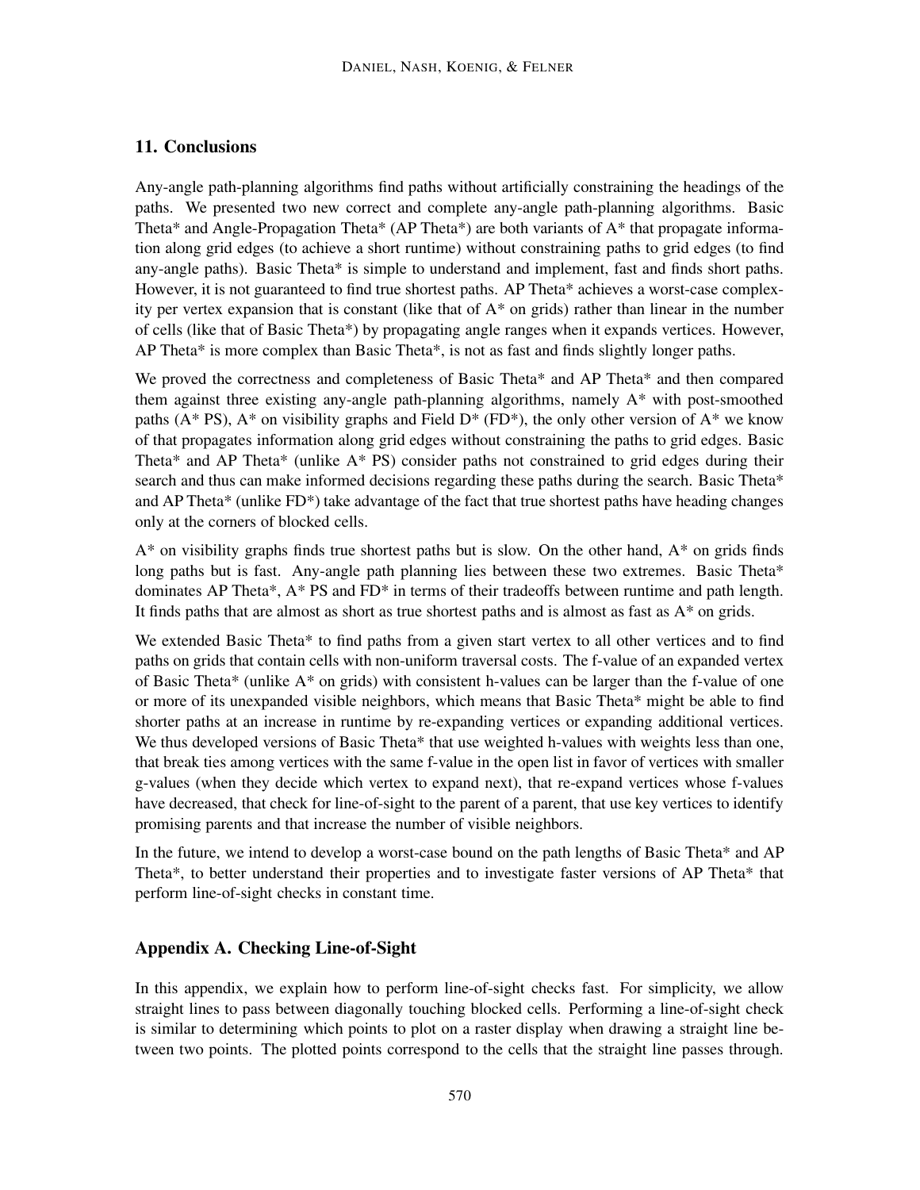## 11. Conclusions

Any-angle path-planning algorithms find paths without artificially constraining the headings of the paths. We presented two new correct and complete any-angle path-planning algorithms. Basic Theta* and Angle-Propagation Theta* (AP Theta*) are both variants of A* that propagate information along grid edges (to achieve a short runtime) without constraining paths to grid edges (to find any-angle paths). Basic Theta* is simple to understand and implement, fast and finds short paths. However, it is not guaranteed to find true shortest paths. AP Theta* achieves a worst-case complexity per vertex expansion that is constant (like that of A* on grids) rather than linear in the number of cells (like that of Basic Theta*) by propagating angle ranges when it expands vertices. However, AP Theta* is more complex than Basic Theta*, is not as fast and finds slightly longer paths.

We proved the correctness and completeness of Basic Theta* and AP Theta* and then compared them against three existing any-angle path-planning algorithms, namely A* with post-smoothed paths (A* PS), A* on visibility graphs and Field D* (FD*), the only other version of A* we know of that propagates information along grid edges without constraining the paths to grid edges. Basic Theta* and AP Theta* (unlike A* PS) consider paths not constrained to grid edges during their search and thus can make informed decisions regarding these paths during the search. Basic Theta* and AP Theta* (unlike FD*) take advantage of the fact that true shortest paths have heading changes only at the corners of blocked cells.

A* on visibility graphs finds true shortest paths but is slow. On the other hand, A* on grids finds long paths but is fast. Any-angle path planning lies between these two extremes. Basic Theta* dominates AP Theta*, A* PS and FD* in terms of their tradeoffs between runtime and path length. It finds paths that are almost as short as true shortest paths and is almost as fast as A* on grids.

We extended Basic Theta* to find paths from a given start vertex to all other vertices and to find paths on grids that contain cells with non-uniform traversal costs. The f-value of an expanded vertex of Basic Theta* (unlike A* on grids) with consistent h-values can be larger than the f-value of one or more of its unexpanded visible neighbors, which means that Basic Theta* might be able to find shorter paths at an increase in runtime by re-expanding vertices or expanding additional vertices. We thus developed versions of Basic Theta* that use weighted h-values with weights less than one, that break ties among vertices with the same f-value in the open list in favor of vertices with smaller g-values (when they decide which vertex to expand next), that re-expand vertices whose f-values have decreased, that check for line-of-sight to the parent of a parent, that use key vertices to identify promising parents and that increase the number of visible neighbors.

In the future, we intend to develop a worst-case bound on the path lengths of Basic Theta* and AP Theta*, to better understand their properties and to investigate faster versions of AP Theta* that perform line-of-sight checks in constant time.

## Appendix A. Checking Line-of-Sight

In this appendix, we explain how to perform line-of-sight checks fast. For simplicity, we allow straight lines to pass between diagonally touching blocked cells. Performing a line-of-sight check is similar to determining which points to plot on a raster display when drawing a straight line between two points. The plotted points correspond to the cells that the straight line passes through.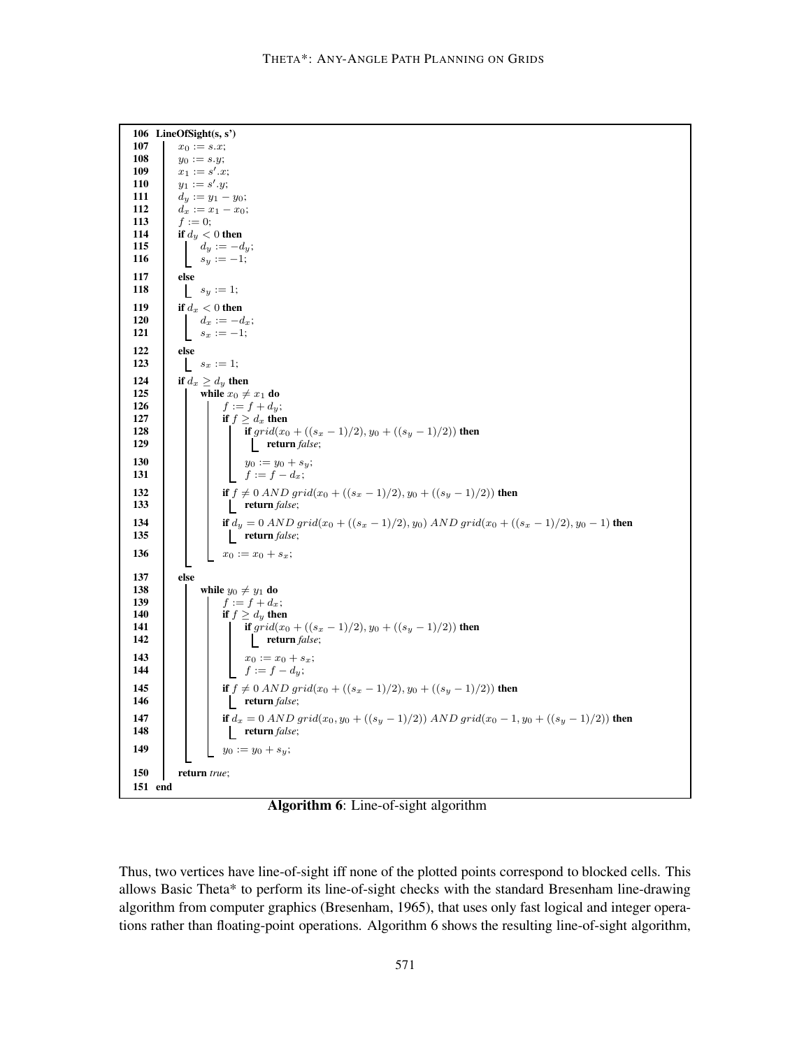```
106 LineOfSight(s, s')
107     x0 := s.x;
108     y0 := s.y;
109     x1 := s'.x;
110     y1 := s'.y;
111     dy := y1 − y0;
112     dx := x1 − x0;
113     f := 0;
114     if dy < 0 then
115         dy := −dy;
116         sy := −1;
117     else
118         sy := 1;
119     if dx < 0 then
120         dx := −dx;
121         sx := −1;
122     else
123         sx := 1;
124     if dx ≥ dy then
125         while x0 ≠ x1 do
126             f := f + dy;
127             if f ≥ dx then
128                 if grid(x0 + ((sx − 1)/2), y0 + ((sy − 1)/2)) then
129                     return false;
130                 y0 := y0 + sy;
131                 f := f − dx;
132             if f ≠ 0 AND grid(x0 + ((sx − 1)/2), y0 + ((sy − 1)/2)) then
133                 return false;
134             if dy = 0 AND grid(x0 + ((sx − 1)/2), y0) AND grid(x0 + ((sx − 1)/2), y0 − 1) then
135                 return false;
136             x0 := x0 + sx;
137     else
138         while y0 ≠ y1 do
139             f := f + dx;
140             if f ≥ dy then
141                 if grid(x0 + ((sx − 1)/2), y0 + ((sy − 1)/2)) then
142                     return false;
143                 x0 := x0 + sx;
144                 f := f − dy;
145             if f ≠ 0 AND grid(x0 + ((sx − 1)/2), y0 + ((sy − 1)/2)) then
146                 return false;
147             if dx = 0 AND grid(x0, y0 + ((sy − 1)/2)) AND grid(x0 − 1, y0 + ((sy − 1)/2)) then
148                 return false;
149             y0 := y0 + sy;
150     return true;
151 end
```

**Algorithm 6**: Line-of-sight algorithm

Thus, two vertices have line-of-sight iff none of the plotted points correspond to blocked cells. This allows Basic Theta* to perform its line-of-sight checks with the standard Bresenham line-drawing algorithm from computer graphics (Bresenham, 1965), that uses only fast logical and integer operations rather than floating-point operations. Algorithm 6 shows the resulting line-of-sight algorithm,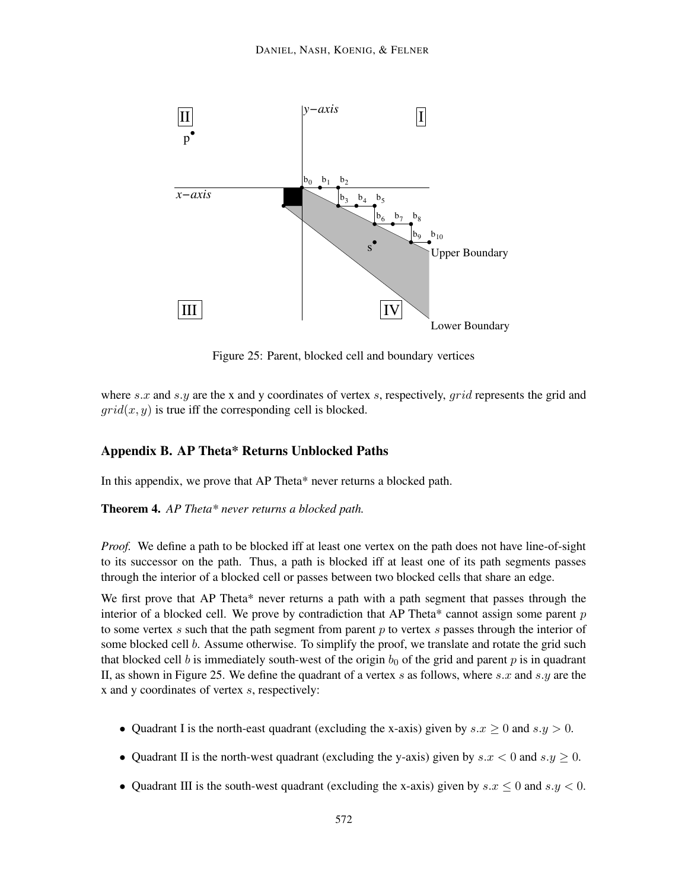Figure 25: Parent, blocked cell and boundary vertices

where $s.x$ and $s.y$ are the x and y coordinates of vertex $s$, respectively, $grid$ represents the grid and $grid(x, y)$ is true iff the corresponding cell is blocked.

## Appendix B. AP Theta* Returns Unblocked Paths

In this appendix, we prove that AP Theta* never returns a blocked path.

**Theorem 4.** *AP Theta* never returns a blocked path.*

*Proof.* We define a path to be blocked iff at least one vertex on the path does not have line-of-sight to its successor on the path. Thus, a path is blocked iff at least one of its path segments passes through the interior of a blocked cell or passes between two blocked cells that share an edge.

We first prove that AP Theta* never returns a path with a path segment that passes through the interior of a blocked cell. We prove by contradiction that AP Theta* cannot assign some parent $p$ to some vertex $s$ such that the path segment from parent $p$ to vertex $s$ passes through the interior of some blocked cell $b$. Assume otherwise. To simplify the proof, we translate and rotate the grid such that blocked cell $b$ is immediately south-west of the origin $b_0$ of the grid and parent $p$ is in quadrant II, as shown in Figure 25. We define the quadrant of a vertex $s$ as follows, where $s.x$ and $s.y$ are the x and y coordinates of vertex $s$, respectively:

- Quadrant I is the north-east quadrant (excluding the x-axis) given by $s.x \geq 0$ and $s.y > 0$.
- Quadrant II is the north-west quadrant (excluding the y-axis) given by $s.x < 0$ and $s.y \geq 0$.
- Quadrant III is the south-west quadrant (excluding the x-axis) given by $s.x \leq 0$ and $s.y < 0$.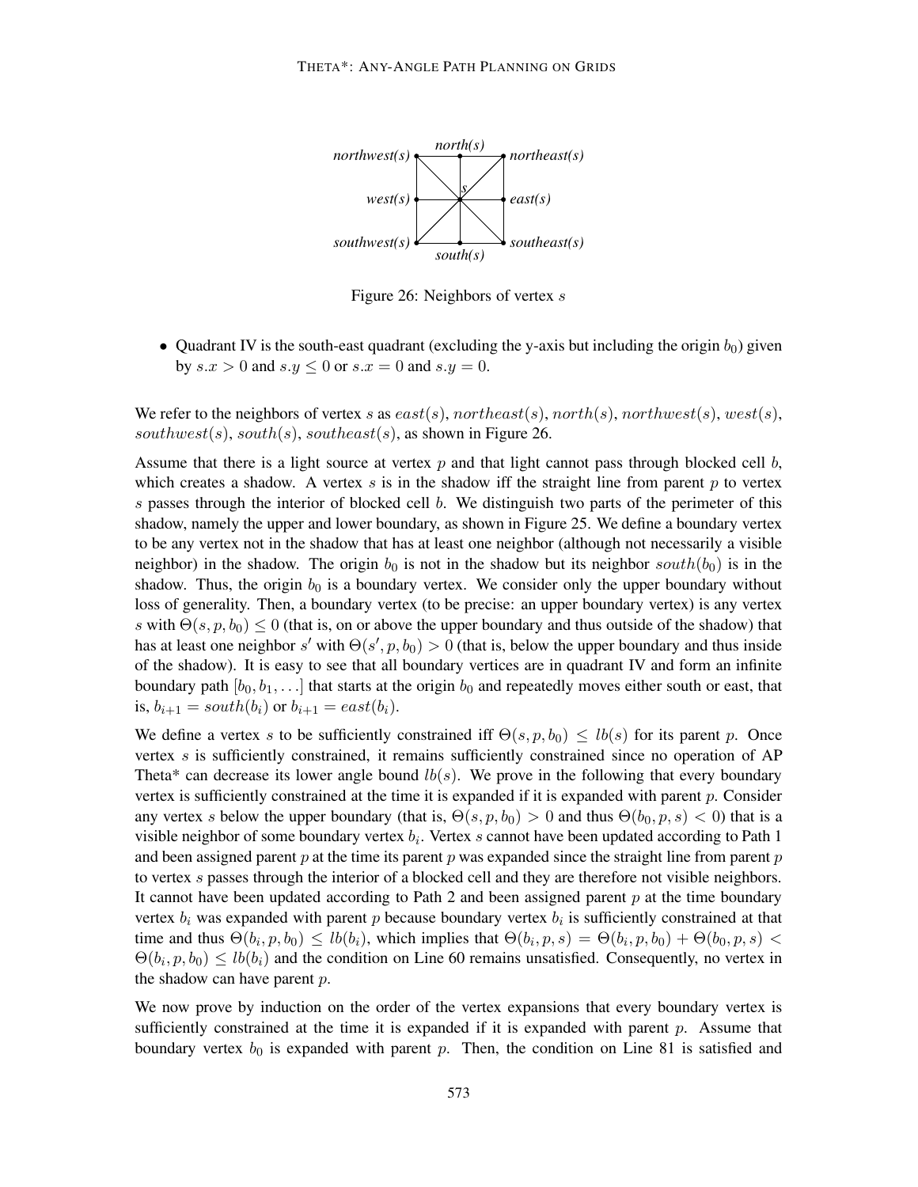Figure 26: Neighbors of vertex $s$

- Quadrant IV is the south-east quadrant (excluding the y-axis but including the origin $b_0$) given by $s.x > 0$ and $s.y \leq 0$ or $s.x = 0$ and $s.y = 0$.

We refer to the neighbors of vertex $s$ as $east(s)$, $northeast(s)$, $north(s)$, $northwest(s)$, $west(s)$, $southwest(s)$, $south(s)$, $southeast(s)$, as shown in Figure 26.

Assume that there is a light source at vertex $p$ and that light cannot pass through blocked cell $b$, which creates a shadow. A vertex $s$ is in the shadow iff the straight line from parent $p$ to vertex $s$ passes through the interior of blocked cell $b$. We distinguish two parts of the perimeter of this shadow, namely the upper and lower boundary, as shown in Figure 25. We define a boundary vertex to be any vertex not in the shadow that has at least one neighbor (although not necessarily a visible neighbor) in the shadow. The origin $b_0$ is not in the shadow but its neighbor $south(b_0)$ is in the shadow. Thus, the origin $b_0$ is a boundary vertex. We consider only the upper boundary without loss of generality. Then, a boundary vertex (to be precise: an upper boundary vertex) is any vertex $s$ with $\Theta(s, p, b_0) \leq 0$ (that is, on or above the upper boundary and thus outside of the shadow) that has at least one neighbor $s'$ with $\Theta(s', p, b_0) > 0$ (that is, below the upper boundary and thus inside of the shadow). It is easy to see that all boundary vertices are in quadrant IV and form an infinite boundary path $[b_0, b_1, \ldots]$ that starts at the origin $b_0$ and repeatedly moves either south or east, that is, $b_{i+1} = south(b_i)$ or $b_{i+1} = east(b_i)$.

We define a vertex $s$ to be sufficiently constrained iff $\Theta(s, p, b_0) \leq lb(s)$ for its parent $p$. Once vertex $s$ is sufficiently constrained, it remains sufficiently constrained since no operation of AP Theta* can decrease its lower angle bound $lb(s)$. We prove in the following that every boundary vertex is sufficiently constrained at the time it is expanded if it is expanded with parent $p$. Consider any vertex $s$ below the upper boundary (that is, $\Theta(s, p, b_0) > 0$ and thus $\Theta(b_0, p, s) < 0$) that is a visible neighbor of some boundary vertex $b_i$. Vertex $s$ cannot have been updated according to Path 1 and been assigned parent $p$ at the time its parent $p$ was expanded since the straight line from parent $p$ to vertex $s$ passes through the interior of a blocked cell and they are therefore not visible neighbors. It cannot have been updated according to Path 2 and been assigned parent $p$ at the time boundary vertex $b_i$ was expanded with parent $p$ because boundary vertex $b_i$ is sufficiently constrained at that time and thus $\Theta(b_i, p, b_0) \leq lb(b_i)$, which implies that $\Theta(b_i, p, s) = \Theta(b_i, p, b_0) + \Theta(b_0, p, s) < \Theta(b_i, p, b_0) \leq lb(b_i)$ and the condition on Line 60 remains unsatisfied. Consequently, no vertex in the shadow can have parent $p$.

We now prove by induction on the order of the vertex expansions that every boundary vertex is sufficiently constrained at the time it is expanded if it is expanded with parent $p$. Assume that boundary vertex $b_0$ is expanded with parent $p$. Then, the condition on Line 81 is satisfied and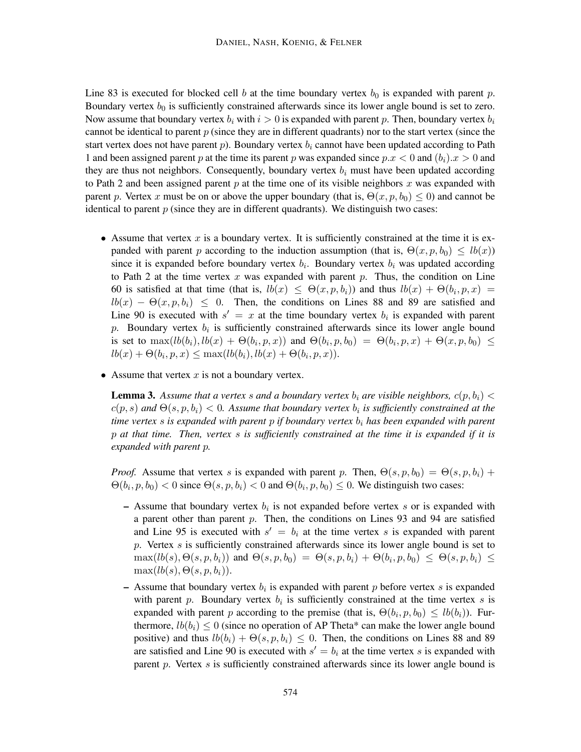Line 83 is executed for blocked cell $b$ at the time boundary vertex $b_0$ is expanded with parent $p$. Boundary vertex $b_0$ is sufficiently constrained afterwards since its lower angle bound is set to zero. Now assume that boundary vertex $b_i$ with $i > 0$ is expanded with parent $p$. Then, boundary vertex $b_i$ cannot be identical to parent $p$ (since they are in different quadrants) nor to the start vertex (since the start vertex does not have parent $p$). Boundary vertex $b_i$ cannot have been updated according to Path 1 and been assigned parent $p$ at the time its parent $p$ was expanded since $p.x < 0$ and $(b_i).x > 0$ and they are thus not neighbors. Consequently, boundary vertex $b_i$ must have been updated according to Path 2 and been assigned parent $p$ at the time one of its visible neighbors $x$ was expanded with parent $p$. Vertex $x$ must be on or above the upper boundary (that is, $\Theta(x, p, b_0) \leq 0$) and cannot be identical to parent $p$ (since they are in different quadrants). We distinguish two cases:

- Assume that vertex $x$ is a boundary vertex. It is sufficiently constrained at the time it is expanded with parent $p$ according to the induction assumption (that is, $\Theta(x, p, b_0) \leq lb(x)$) since it is expanded before boundary vertex $b_i$. Boundary vertex $b_i$ was updated according to Path 2 at the time vertex $x$ was expanded with parent $p$. Thus, the condition on Line 60 is satisfied at that time (that is, $lb(x) \leq \Theta(x, p, b_i)$) and thus $lb(x) + \Theta(b_i, p, x) = lb(x) - \Theta(x, p, b_i) \leq 0$. Then, the conditions on Lines 88 and 89 are satisfied and Line 90 is executed with $s' = x$ at the time boundary vertex $b_i$ is expanded with parent $p$. Boundary vertex $b_i$ is sufficiently constrained afterwards since its lower angle bound is set to $\max(lb(b_i), lb(x) + \Theta(b_i, p, x))$ and $\Theta(b_i, p, b_0) = \Theta(b_i, p, x) + \Theta(x, p, b_0) \leq lb(x) + \Theta(b_i, p, x) \leq \max(lb(b_i), lb(x) + \Theta(b_i, p, x))$.
- Assume that vertex $x$ is not a boundary vertex.

  **Lemma 3.** *Assume that a vertex $s$ and a boundary vertex $b_i$ are visible neighbors, $c(p, b_i) < c(p, s)$ and $\Theta(s, p, b_i) < 0$. Assume that boundary vertex $b_i$ is sufficiently constrained at the time vertex $s$ is expanded with parent $p$ if boundary vertex $b_i$ has been expanded with parent $p$ at that time. Then, vertex $s$ is sufficiently constrained at the time it is expanded if it is expanded with parent $p$.*

  *Proof.* Assume that vertex $s$ is expanded with parent $p$. Then, $\Theta(s, p, b_0) = \Theta(s, p, b_i) + \Theta(b_i, p, b_0) < 0$ since $\Theta(s, p, b_i) < 0$ and $\Theta(b_i, p, b_0) \leq 0$. We distinguish two cases:

  - Assume that boundary vertex $b_i$ is not expanded before vertex $s$ or is expanded with a parent other than parent $p$. Then, the conditions on Lines 93 and 94 are satisfied and Line 95 is executed with $s' = b_i$ at the time vertex $s$ is expanded with parent $p$. Vertex $s$ is sufficiently constrained afterwards since its lower angle bound is set to $\max(lb(s), \Theta(s, p, b_i))$ and $\Theta(s, p, b_0) = \Theta(s, p, b_i) + \Theta(b_i, p, b_0) \leq \Theta(s, p, b_i) \leq \max(lb(s), \Theta(s, p, b_i))$.
  - Assume that boundary vertex $b_i$ is expanded with parent $p$ before vertex $s$ is expanded with parent $p$. Boundary vertex $b_i$ is sufficiently constrained at the time vertex $s$ is expanded with parent $p$ according to the premise (that is, $\Theta(b_i, p, b_0) \leq lb(b_i)$). Furthermore, $lb(b_i) \leq 0$ (since no operation of AP Theta* can make the lower angle bound positive) and thus $lb(b_i) + \Theta(s, p, b_i) \leq 0$. Then, the conditions on Lines 88 and 89 are satisfied and Line 90 is executed with $s' = b_i$ at the time vertex $s$ is expanded with parent $p$. Vertex $s$ is sufficiently constrained afterwards since its lower angle bound is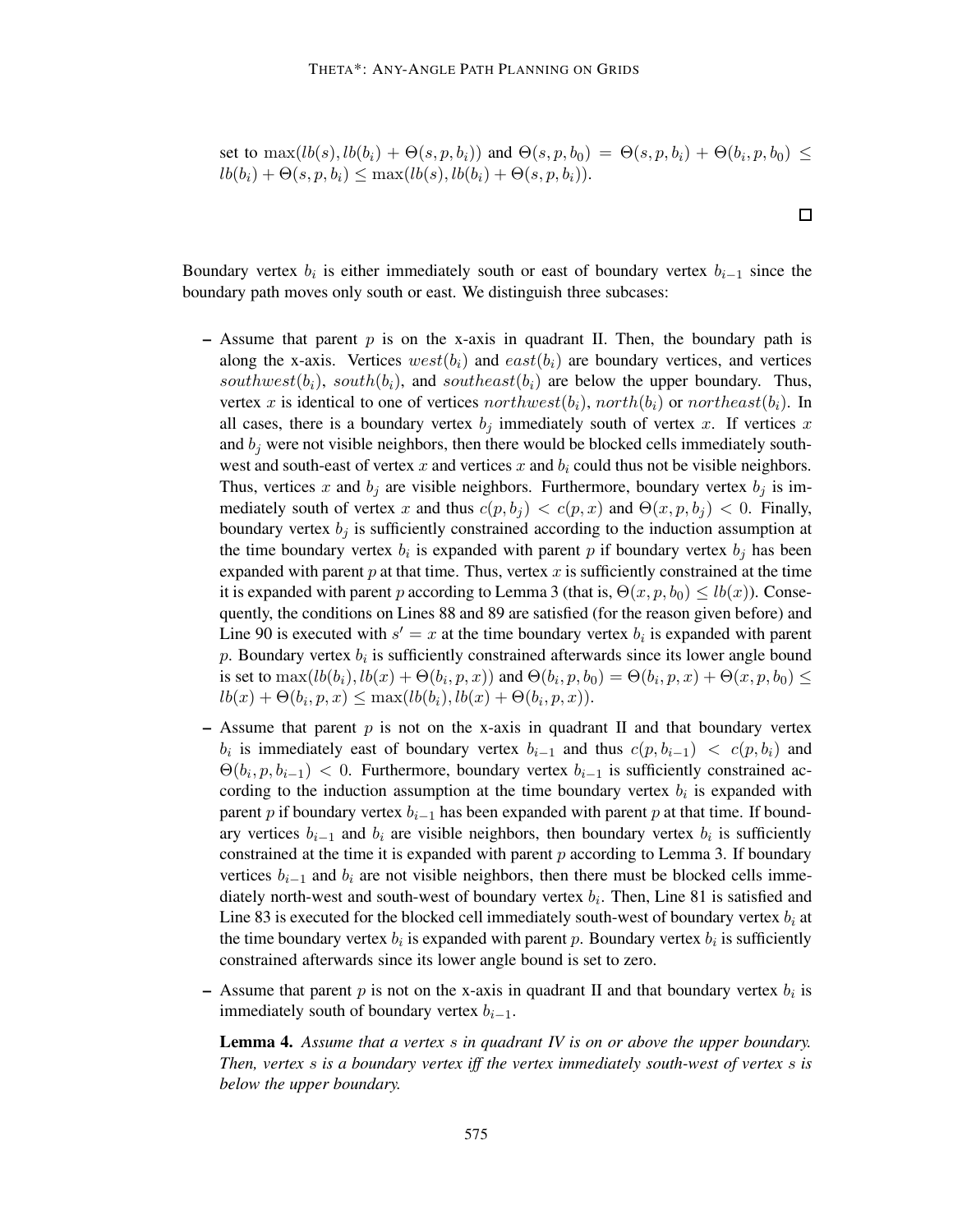set to $\max(lb(s), lb(b_i) + \Theta(s, p, b_i))$ and $\Theta(s, p, b_0) = \Theta(s, p, b_i) + \Theta(b_i, p, b_0) \leq lb(b_i) + \Theta(s, p, b_i) \leq \max(lb(s), lb(b_i) + \Theta(s, p, b_i))$.

□

Boundary vertex $b_i$ is either immediately south or east of boundary vertex $b_{i-1}$ since the boundary path moves only south or east. We distinguish three subcases:

- Assume that parent $p$ is on the x-axis in quadrant II. Then, the boundary path is along the x-axis. Vertices $west(b_i)$ and $east(b_i)$ are boundary vertices, and vertices $southwest(b_i)$, $south(b_i)$, and $southeast(b_i)$ are below the upper boundary. Thus, vertex $x$ is identical to one of vertices $northwest(b_i)$, $north(b_i)$ or $northeast(b_i)$. In all cases, there is a boundary vertex $b_j$ immediately south of vertex $x$. If vertices $x$ and $b_j$ were not visible neighbors, then there would be blocked cells immediately south-west and south-east of vertex $x$ and vertices $x$ and $b_i$ could thus not be visible neighbors. Thus, vertices $x$ and $b_j$ are visible neighbors. Furthermore, boundary vertex $b_j$ is immediately south of vertex $x$ and thus $c(p, b_j) < c(p, x)$ and $\Theta(x, p, b_j) < 0$. Finally, boundary vertex $b_j$ is sufficiently constrained according to the induction assumption at the time boundary vertex $b_i$ is expanded with parent $p$ if boundary vertex $b_j$ has been expanded with parent $p$ at that time. Thus, vertex $x$ is sufficiently constrained at the time it is expanded with parent $p$ according to Lemma 3 (that is, $\Theta(x, p, b_0) \leq lb(x)$). Consequently, the conditions on Lines 88 and 89 are satisfied (for the reason given before) and Line 90 is executed with $s' = x$ at the time boundary vertex $b_i$ is expanded with parent $p$. Boundary vertex $b_i$ is sufficiently constrained afterwards since its lower angle bound is set to $\max(lb(b_i), lb(x) + \Theta(b_i, p, x))$ and $\Theta(b_i, p, b_0) = \Theta(b_i, p, x) + \Theta(x, p, b_0) \leq lb(x) + \Theta(b_i, p, x) \leq \max(lb(b_i), lb(x) + \Theta(b_i, p, x))$.

- Assume that parent $p$ is not on the x-axis in quadrant II and that boundary vertex $b_i$ is immediately east of boundary vertex $b_{i-1}$ and thus $c(p, b_{i-1}) < c(p, b_i)$ and $\Theta(b_i, p, b_{i-1}) < 0$. Furthermore, boundary vertex $b_{i-1}$ is sufficiently constrained according to the induction assumption at the time boundary vertex $b_i$ is expanded with parent $p$ if boundary vertex $b_{i-1}$ has been expanded with parent $p$ at that time. If boundary vertices $b_{i-1}$ and $b_i$ are visible neighbors, then boundary vertex $b_i$ is sufficiently constrained at the time it is expanded with parent $p$ according to Lemma 3. If boundary vertices $b_{i-1}$ and $b_i$ are not visible neighbors, then there must be blocked cells immediately north-west and south-west of boundary vertex $b_i$. Then, Line 81 is satisfied and Line 83 is executed for the blocked cell immediately south-west of boundary vertex $b_i$ at the time boundary vertex $b_i$ is expanded with parent $p$. Boundary vertex $b_i$ is sufficiently constrained afterwards since its lower angle bound is set to zero.

- Assume that parent $p$ is not on the x-axis in quadrant II and that boundary vertex $b_i$ is immediately south of boundary vertex $b_{i-1}$.

  **Lemma 4.** *Assume that a vertex $s$ in quadrant IV is on or above the upper boundary. Then, vertex $s$ is a boundary vertex iff the vertex immediately south-west of vertex $s$ is below the upper boundary.*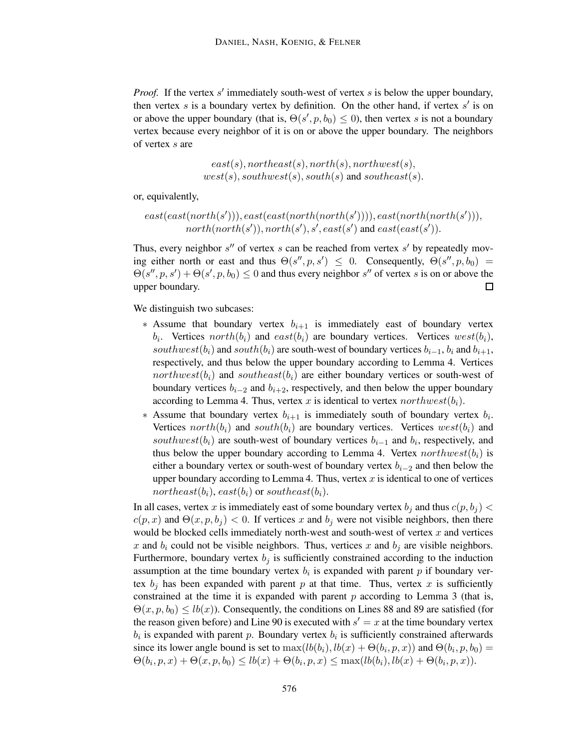*Proof.* If the vertex $s'$ immediately south-west of vertex $s$ is below the upper boundary, then vertex $s$ is a boundary vertex by definition. On the other hand, if vertex $s'$ is on or above the upper boundary (that is, $\Theta(s', p, b_0) \leq 0$), then vertex $s$ is not a boundary vertex because every neighbor of it is on or above the upper boundary. The neighbors of vertex $s$ are

$$east(s), northeast(s), north(s), northwest(s),$$
$$west(s), southwest(s), south(s) \text{ and } southeast(s).$$

or, equivalently,

$$east(east(north(s'))), east(east(north(north(s')))), east(north(north(s'))),$$
$$north(north(s')), north(s'), s', east(s') \text{ and } east(east(s')).$$

Thus, every neighbor $s''$ of vertex $s$ can be reached from vertex $s'$ by repeatedly moving either north or east and thus $\Theta(s'', p, s') \leq 0$. Consequently, $\Theta(s'', p, b_0) = \Theta(s'', p, s') + \Theta(s', p, b_0) \leq 0$ and thus every neighbor $s''$ of vertex $s$ is on or above the upper boundary. □

We distinguish two subcases:

* Assume that boundary vertex $b_{i+1}$ is immediately east of boundary vertex $b_i$. Vertices $north(b_i)$ and $east(b_i)$ are boundary vertices. Vertices $west(b_i)$, $southwest(b_i)$ and $south(b_i)$ are south-west of boundary vertices $b_{i-1}$, $b_i$ and $b_{i+1}$, respectively, and thus below the upper boundary according to Lemma 4. Vertices $northwest(b_i)$ and $southeast(b_i)$ are either boundary vertices or south-west of boundary vertices $b_{i-2}$ and $b_{i+2}$, respectively, and then below the upper boundary according to Lemma 4. Thus, vertex $x$ is identical to vertex $northwest(b_i)$.
* Assume that boundary vertex $b_{i+1}$ is immediately south of boundary vertex $b_i$. Vertices $north(b_i)$ and $south(b_i)$ are boundary vertices. Vertices $west(b_i)$ and $southwest(b_i)$ are south-west of boundary vertices $b_{i-1}$ and $b_i$, respectively, and thus below the upper boundary according to Lemma 4. Vertex $northwest(b_i)$ is either a boundary vertex or south-west of boundary vertex $b_{i-2}$ and then below the upper boundary according to Lemma 4. Thus, vertex $x$ is identical to one of vertices $northeast(b_i)$, $east(b_i)$ or $southeast(b_i)$.

In all cases, vertex $x$ is immediately east of some boundary vertex $b_j$ and thus $c(p, b_j) < c(p, x)$ and $\Theta(x, p, b_j) < 0$. If vertices $x$ and $b_j$ were not visible neighbors, then there would be blocked cells immediately north-west and south-west of vertex $x$ and vertices $x$ and $b_i$ could not be visible neighbors. Thus, vertices $x$ and $b_j$ are visible neighbors. Furthermore, boundary vertex $b_j$ is sufficiently constrained according to the induction assumption at the time boundary vertex $b_i$ is expanded with parent $p$ if boundary vertex $b_j$ has been expanded with parent $p$ at that time. Thus, vertex $x$ is sufficiently constrained at the time it is expanded with parent $p$ according to Lemma 3 (that is, $\Theta(x, p, b_0) \leq lb(x)$). Consequently, the conditions on Lines 88 and 89 are satisfied (for the reason given before) and Line 90 is executed with $s' = x$ at the time boundary vertex $b_i$ is expanded with parent $p$. Boundary vertex $b_i$ is sufficiently constrained afterwards since its lower angle bound is set to $\max(lb(b_i), lb(x) + \Theta(b_i, p, x))$ and $\Theta(b_i, p, b_0) = \Theta(b_i, p, x) + \Theta(x, p, b_0) \leq lb(x) + \Theta(b_i, p, x) \leq \max(lb(b_i), lb(x) + \Theta(b_i, p, x))$.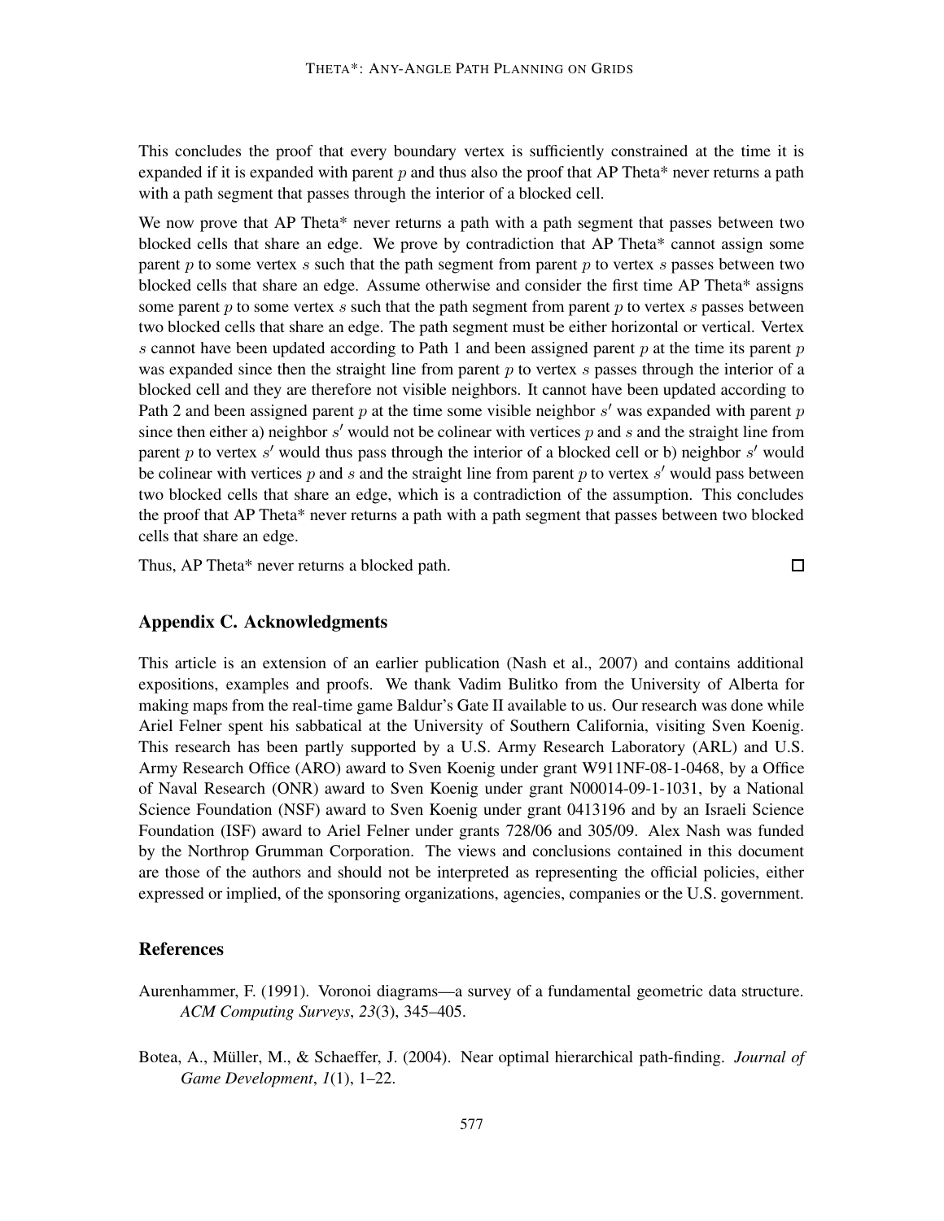This concludes the proof that every boundary vertex is sufficiently constrained at the time it is expanded if it is expanded with parent $p$ and thus also the proof that AP Theta* never returns a path with a path segment that passes through the interior of a blocked cell.

We now prove that AP Theta* never returns a path with a path segment that passes between two blocked cells that share an edge. We prove by contradiction that AP Theta* cannot assign some parent $p$ to some vertex $s$ such that the path segment from parent $p$ to vertex $s$ passes between two blocked cells that share an edge. Assume otherwise and consider the first time AP Theta* assigns some parent $p$ to some vertex $s$ such that the path segment from parent $p$ to vertex $s$ passes between two blocked cells that share an edge. The path segment must be either horizontal or vertical. Vertex $s$ cannot have been updated according to Path 1 and been assigned parent $p$ at the time its parent $p$ was expanded since then the straight line from parent $p$ to vertex $s$ passes through the interior of a blocked cell and they are therefore not visible neighbors. It cannot have been updated according to Path 2 and been assigned parent $p$ at the time some visible neighbor $s'$ was expanded with parent $p$ since then either a) neighbor $s'$ would not be colinear with vertices $p$ and $s$ and the straight line from parent $p$ to vertex $s'$ would thus pass through the interior of a blocked cell or b) neighbor $s'$ would be colinear with vertices $p$ and $s$ and the straight line from parent $p$ to vertex $s'$ would pass between two blocked cells that share an edge, which is a contradiction of the assumption. This concludes the proof that AP Theta* never returns a path with a path segment that passes between two blocked cells that share an edge.

Thus, AP Theta* never returns a blocked path. □

## Appendix C. Acknowledgments

This article is an extension of an earlier publication (Nash et al., 2007) and contains additional expositions, examples and proofs. We thank Vadim Bulitko from the University of Alberta for making maps from the real-time game Baldur's Gate II available to us. Our research was done while Ariel Felner spent his sabbatical at the University of Southern California, visiting Sven Koenig. This research has been partly supported by a U.S. Army Research Laboratory (ARL) and U.S. Army Research Office (ARO) award to Sven Koenig under grant W911NF-08-1-0468, by a Office of Naval Research (ONR) award to Sven Koenig under grant N00014-09-1-1031, by a National Science Foundation (NSF) award to Sven Koenig under grant 0413196 and by an Israeli Science Foundation (ISF) award to Ariel Felner under grants 728/06 and 305/09. Alex Nash was funded by the Northrop Grumman Corporation. The views and conclusions contained in this document are those of the authors and should not be interpreted as representing the official policies, either expressed or implied, of the sponsoring organizations, agencies, companies or the U.S. government.

## References

Aurenhammer, F. (1991). Voronoi diagrams—a survey of a fundamental geometric data structure. *ACM Computing Surveys*, *23*(3), 345–405.

Botea, A., Müller, M., & Schaeffer, J. (2004). Near optimal hierarchical path-finding. *Journal of Game Development*, *1*(1), 1–22.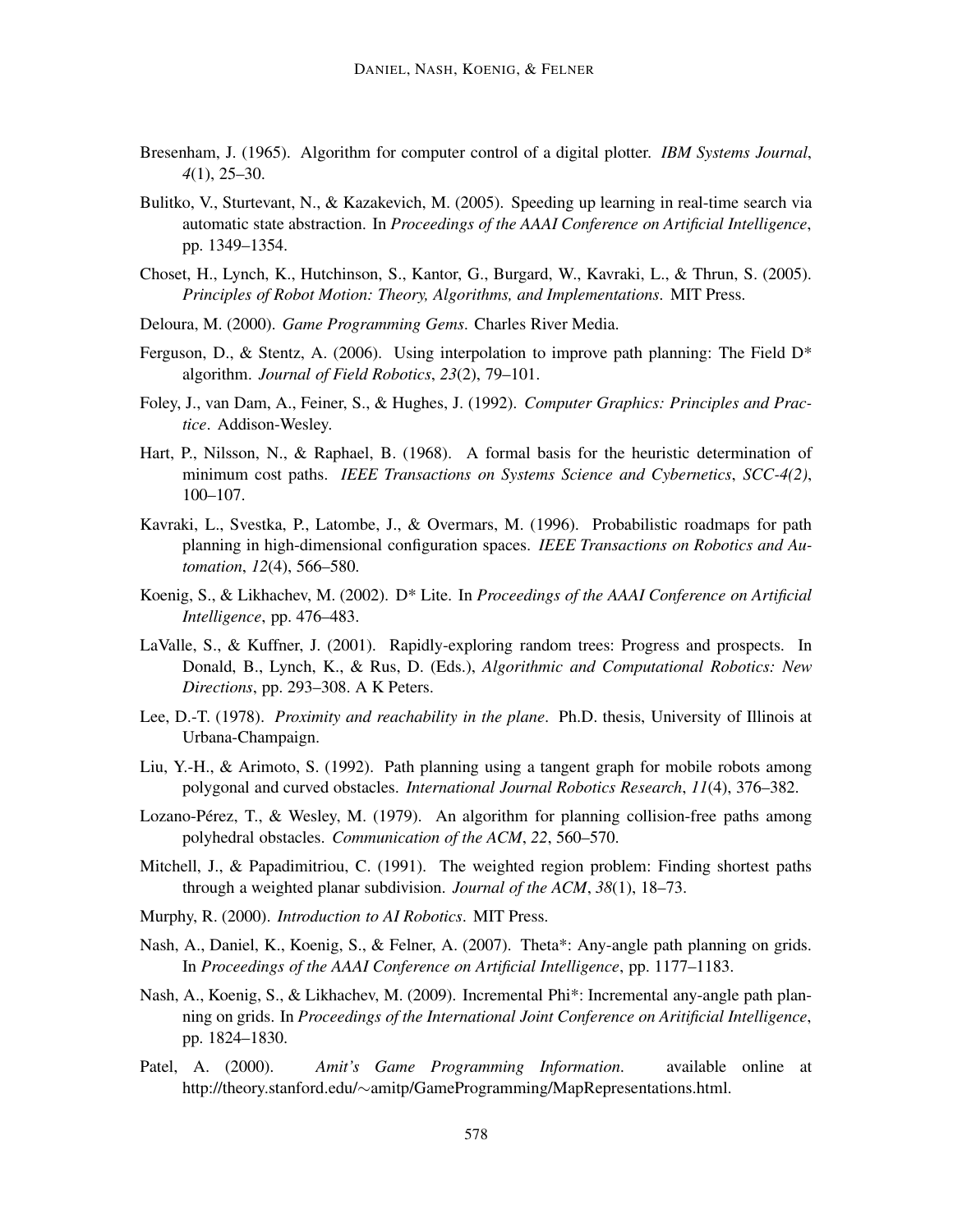Bresenham, J. (1965). Algorithm for computer control of a digital plotter. *IBM Systems Journal*, *4*(1), 25–30.

Bulitko, V., Sturtevant, N., & Kazakevich, M. (2005). Speeding up learning in real-time search via automatic state abstraction. In *Proceedings of the AAAI Conference on Artificial Intelligence*, pp. 1349–1354.

Choset, H., Lynch, K., Hutchinson, S., Kantor, G., Burgard, W., Kavraki, L., & Thrun, S. (2005). *Principles of Robot Motion: Theory, Algorithms, and Implementations*. MIT Press.

Deloura, M. (2000). *Game Programming Gems*. Charles River Media.

Ferguson, D., & Stentz, A. (2006). Using interpolation to improve path planning: The Field D* algorithm. *Journal of Field Robotics*, *23*(2), 79–101.

Foley, J., van Dam, A., Feiner, S., & Hughes, J. (1992). *Computer Graphics: Principles and Practice*. Addison-Wesley.

Hart, P., Nilsson, N., & Raphael, B. (1968). A formal basis for the heuristic determination of minimum cost paths. *IEEE Transactions on Systems Science and Cybernetics*, *SCC-4(2)*, 100–107.

Kavraki, L., Svestka, P., Latombe, J., & Overmars, M. (1996). Probabilistic roadmaps for path planning in high-dimensional configuration spaces. *IEEE Transactions on Robotics and Automation*, *12*(4), 566–580.

Koenig, S., & Likhachev, M. (2002). D* Lite. In *Proceedings of the AAAI Conference on Artificial Intelligence*, pp. 476–483.

LaValle, S., & Kuffner, J. (2001). Rapidly-exploring random trees: Progress and prospects. In Donald, B., Lynch, K., & Rus, D. (Eds.), *Algorithmic and Computational Robotics: New Directions*, pp. 293–308. A K Peters.

Lee, D.-T. (1978). *Proximity and reachability in the plane*. Ph.D. thesis, University of Illinois at Urbana-Champaign.

Liu, Y.-H., & Arimoto, S. (1992). Path planning using a tangent graph for mobile robots among polygonal and curved obstacles. *International Journal Robotics Research*, *11*(4), 376–382.

Lozano-Pérez, T., & Wesley, M. (1979). An algorithm for planning collision-free paths among polyhedral obstacles. *Communication of the ACM*, *22*, 560–570.

Mitchell, J., & Papadimitriou, C. (1991). The weighted region problem: Finding shortest paths through a weighted planar subdivision. *Journal of the ACM*, *38*(1), 18–73.

Murphy, R. (2000). *Introduction to AI Robotics*. MIT Press.

Nash, A., Daniel, K., Koenig, S., & Felner, A. (2007). Theta*: Any-angle path planning on grids. In *Proceedings of the AAAI Conference on Artificial Intelligence*, pp. 1177–1183.

Nash, A., Koenig, S., & Likhachev, M. (2009). Incremental Phi*: Incremental any-angle path planning on grids. In *Proceedings of the International Joint Conference on Aritificial Intelligence*, pp. 1824–1830.

Patel, A. (2000). *Amit's Game Programming Information*. available online at http://theory.stanford.edu/∼amitp/GameProgramming/MapRepresentations.html.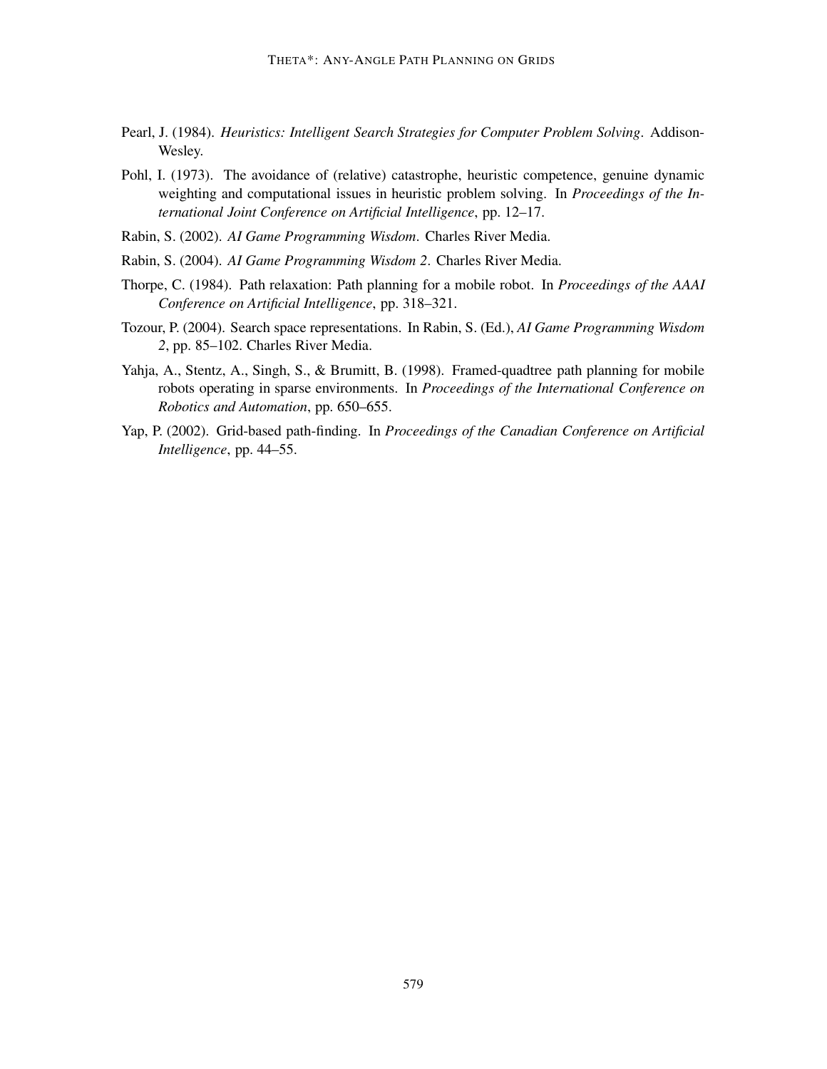Pearl, J. (1984). *Heuristics: Intelligent Search Strategies for Computer Problem Solving*. Addison-Wesley.

Pohl, I. (1973). The avoidance of (relative) catastrophe, heuristic competence, genuine dynamic weighting and computational issues in heuristic problem solving. In *Proceedings of the International Joint Conference on Artificial Intelligence*, pp. 12–17.

Rabin, S. (2002). *AI Game Programming Wisdom*. Charles River Media.

Rabin, S. (2004). *AI Game Programming Wisdom 2*. Charles River Media.

Thorpe, C. (1984). Path relaxation: Path planning for a mobile robot. In *Proceedings of the AAAI Conference on Artificial Intelligence*, pp. 318–321.

Tozour, P. (2004). Search space representations. In Rabin, S. (Ed.), *AI Game Programming Wisdom 2*, pp. 85–102. Charles River Media.

Yahja, A., Stentz, A., Singh, S., & Brumitt, B. (1998). Framed-quadtree path planning for mobile robots operating in sparse environments. In *Proceedings of the International Conference on Robotics and Automation*, pp. 650–655.

Yap, P. (2002). Grid-based path-finding. In *Proceedings of the Canadian Conference on Artificial Intelligence*, pp. 44–55.